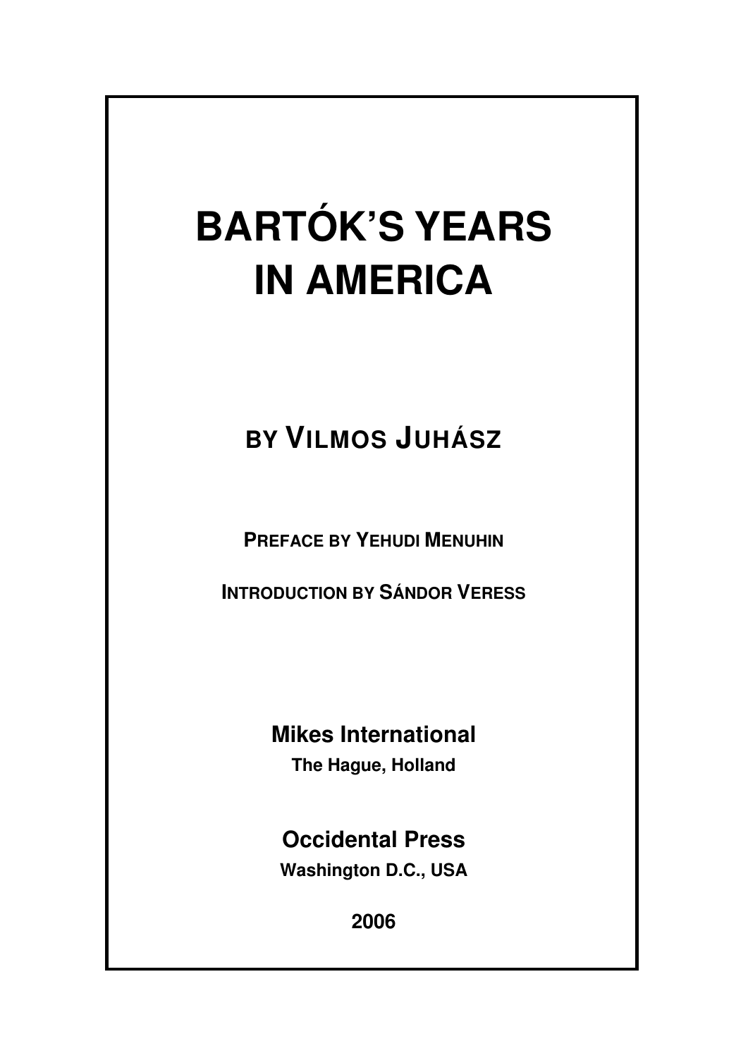# BARTÓK'S YEARS IN AMERICA

## BY VILMOS JUHÁSZ

**PREFACE BY YEHUDI MENUHIN**

**INTRODUCTION BY SÁNDOR VERESS**

**Mikes International**

**The Hague, Holland**

**Occidental Press**

**Washington D.C., USA**

**2006**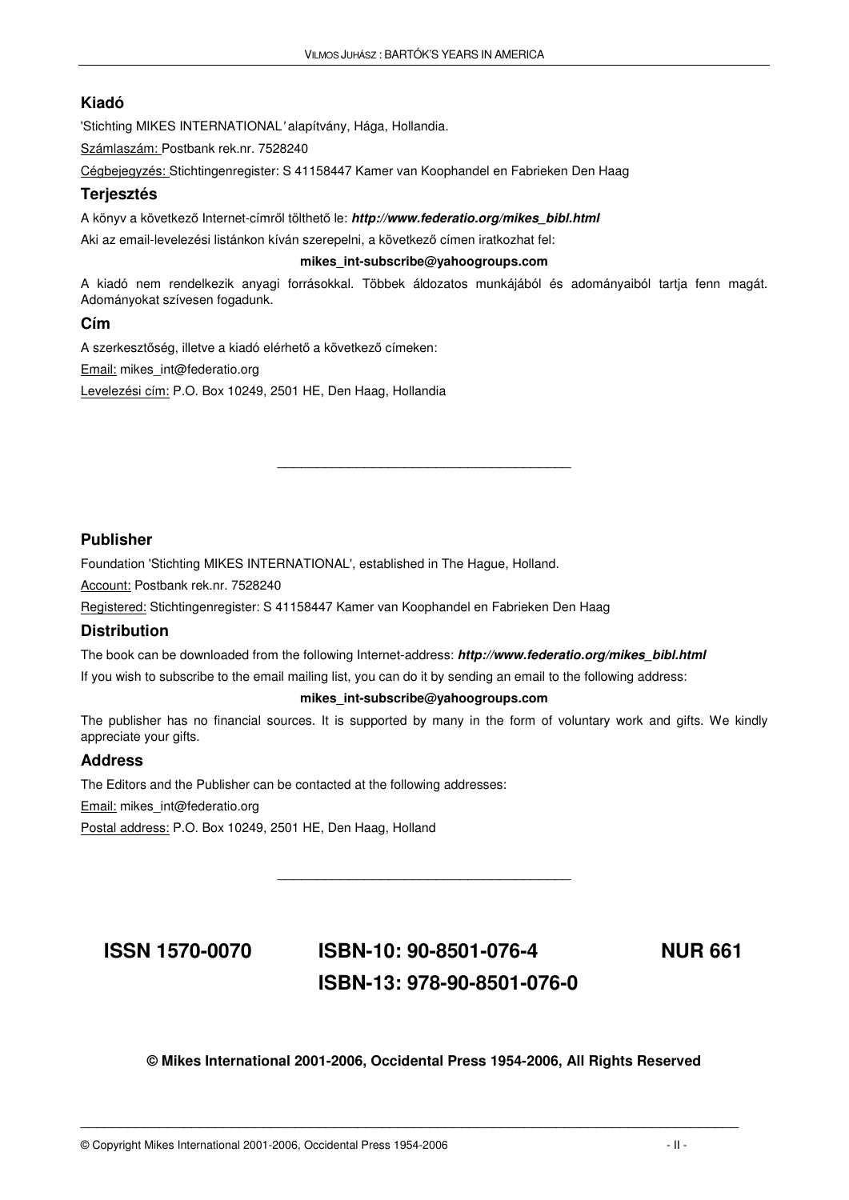## Kiadó

'Stichting MIKES INTERNATIONAL' alapítvány, Hága, Hollandia.

Számlaszám: Postbank rek.nr. 7528240

Cégbejegyzés: Stichtingenregister: S 41158447 Kamer van Koophandel en Fabrieken Den Haag

## Terjesztés

A könyv a következő Internet-címről tölthető le: ***http://www.federatio.org/mikes_bibl.html***

Aki az email-levelezési listánkon kíván szerepelni, a következő címen iratkozhat fel:

**mikes_int-subscribe@yahoogroups.com**

A kiadó nem rendelkezik anyagi forrásokkal. Többek áldozatos munkájából és adományaiból tartja fenn magát. Adományokat szívesen fogadunk.

## Cím

A szerkesztőség, illetve a kiadó elérhető a következő címeken:

Email: mikes_int@federatio.org

Levelezési cím: P.O. Box 10249, 2501 HE, Den Haag, Hollandia

---

## Publisher

Foundation 'Stichting MIKES INTERNATIONAL', established in The Hague, Holland.

Account: Postbank rek.nr. 7528240

Registered: Stichtingenregister: S 41158447 Kamer van Koophandel en Fabrieken Den Haag

## Distribution

The book can be downloaded from the following Internet-address: ***http://www.federatio.org/mikes_bibl.html***

If you wish to subscribe to the email mailing list, you can do it by sending an email to the following address:

**mikes_int-subscribe@yahoogroups.com**

The publisher has no financial sources. It is supported by many in the form of voluntary work and gifts. We kindly appreciate your gifts.

## Address

The Editors and the Publisher can be contacted at the following addresses:

Email: mikes_int@federatio.org

Postal address: P.O. Box 10249, 2501 HE, Den Haag, Holland

---

**ISSN 1570-0070** **ISBN-10: 90-8501-076-4** **NUR 661**

**ISBN-13: 978-90-8501-076-0**

**© Mikes International 2001-2006, Occidental Press 1954-2006, All Rights Reserved**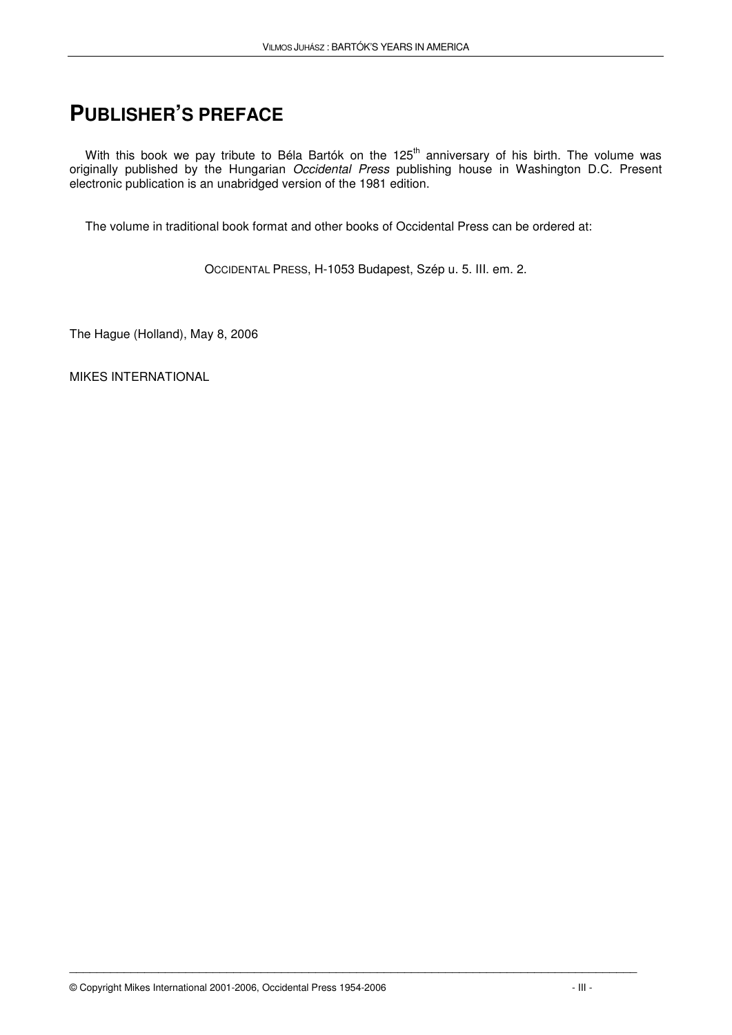# PUBLISHER'S PREFACE

With this book we pay tribute to Béla Bartók on the 125th anniversary of his birth. The volume was originally published by the Hungarian *Occidental Press* publishing house in Washington D.C. Present electronic publication is an unabridged version of the 1981 edition.

The volume in traditional book format and other books of Occidental Press can be ordered at:

OCCIDENTAL PRESS, H-1053 Budapest, Szép u. 5. III. em. 2.

The Hague (Holland), May 8, 2006

MIKES INTERNATIONAL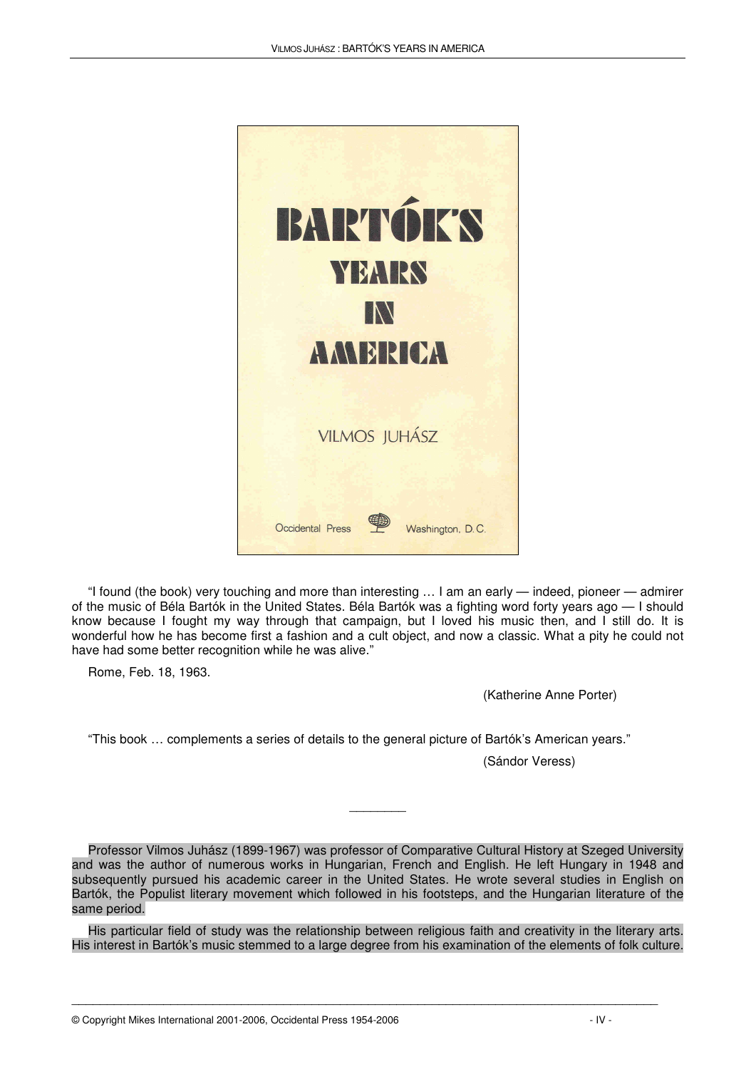BARTÓK'S YEARS IN AMERICA

VILMOS JUHÁSZ

Occidental Press Washington, D.C.

"I found (the book) very touching and more than interesting … I am an early — indeed, pioneer — admirer of the music of Béla Bartók in the United States. Béla Bartók was a fighting word forty years ago — I should know because I fought my way through that campaign, but I loved his music then, and I still do. It is wonderful how he has become first a fashion and a cult object, and now a classic. What a pity he could not have had some better recognition while he was alive."

Rome, Feb. 18, 1963.

(Katherine Anne Porter)

"This book … complements a series of details to the general picture of Bartók's American years."

(Sándor Veress)

---

Professor Vilmos Juhász (1899-1967) was professor of Comparative Cultural History at Szeged University and was the author of numerous works in Hungarian, French and English. He left Hungary in 1948 and subsequently pursued his academic career in the United States. He wrote several studies in English on Bartók, the Populist literary movement which followed in his footsteps, and the Hungarian literature of the same period.

His particular field of study was the relationship between religious faith and creativity in the literary arts. His interest in Bartók's music stemmed to a large degree from his examination of the elements of folk culture.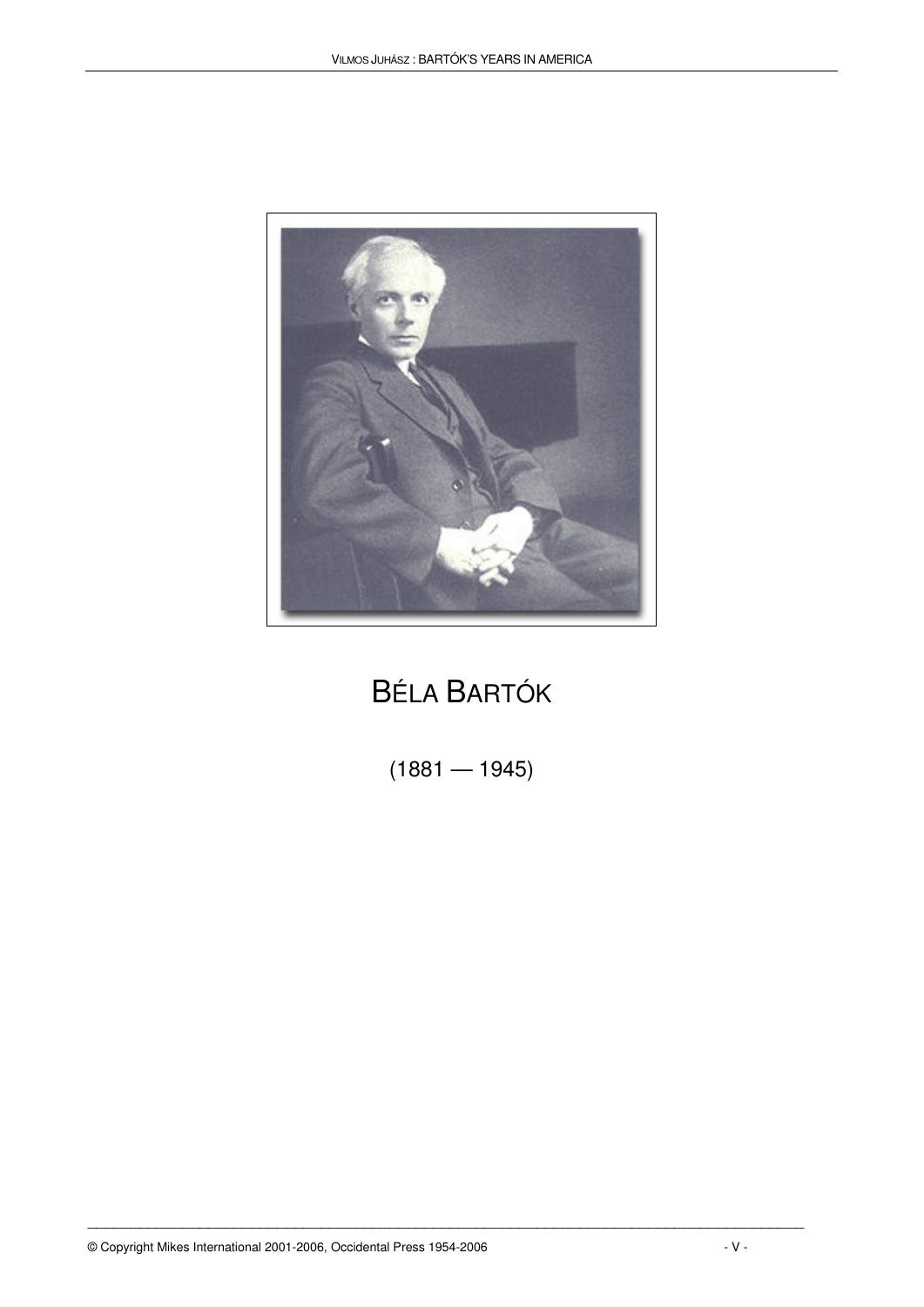# BÉLA BARTÓK

(1881 — 1945)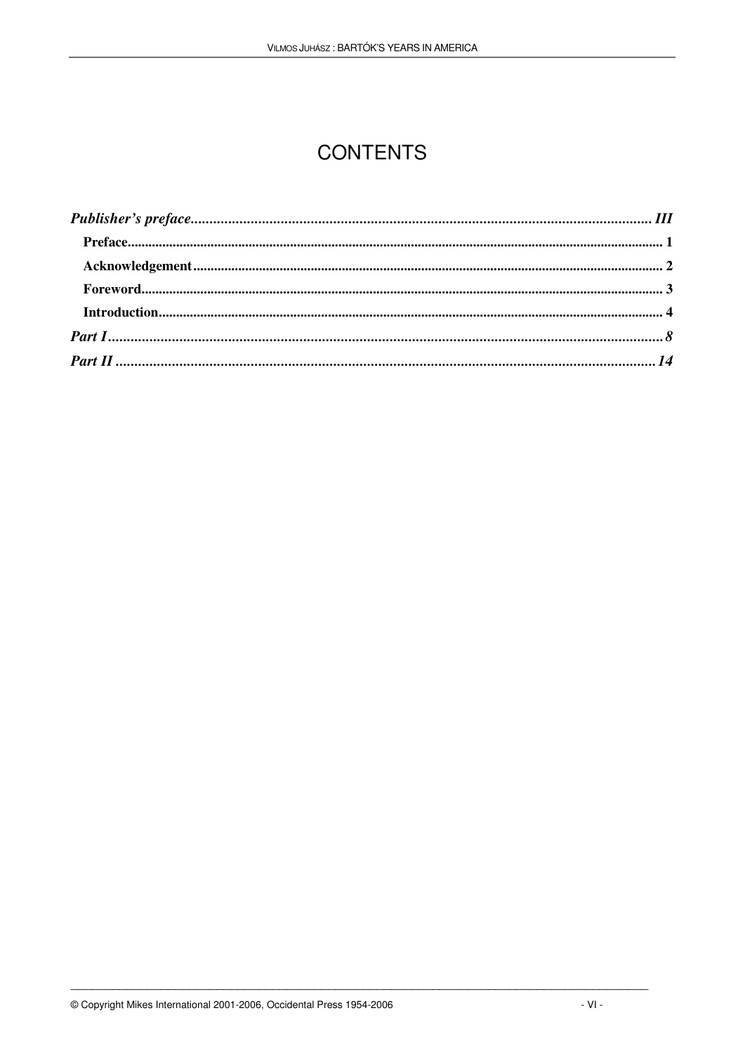# CONTENTS

*Publisher's preface* ................................................................................................................. *III*

**Preface** ............................................................................................................................ **1**

**Acknowledgement** ............................................................................................................ **2**

**Foreword** ........................................................................................................................... **3**

**Introduction** ...................................................................................................................... **4**

***Part I*** ............................................................................................................................. ***8***

***Part II*** ........................................................................................................................... ***14***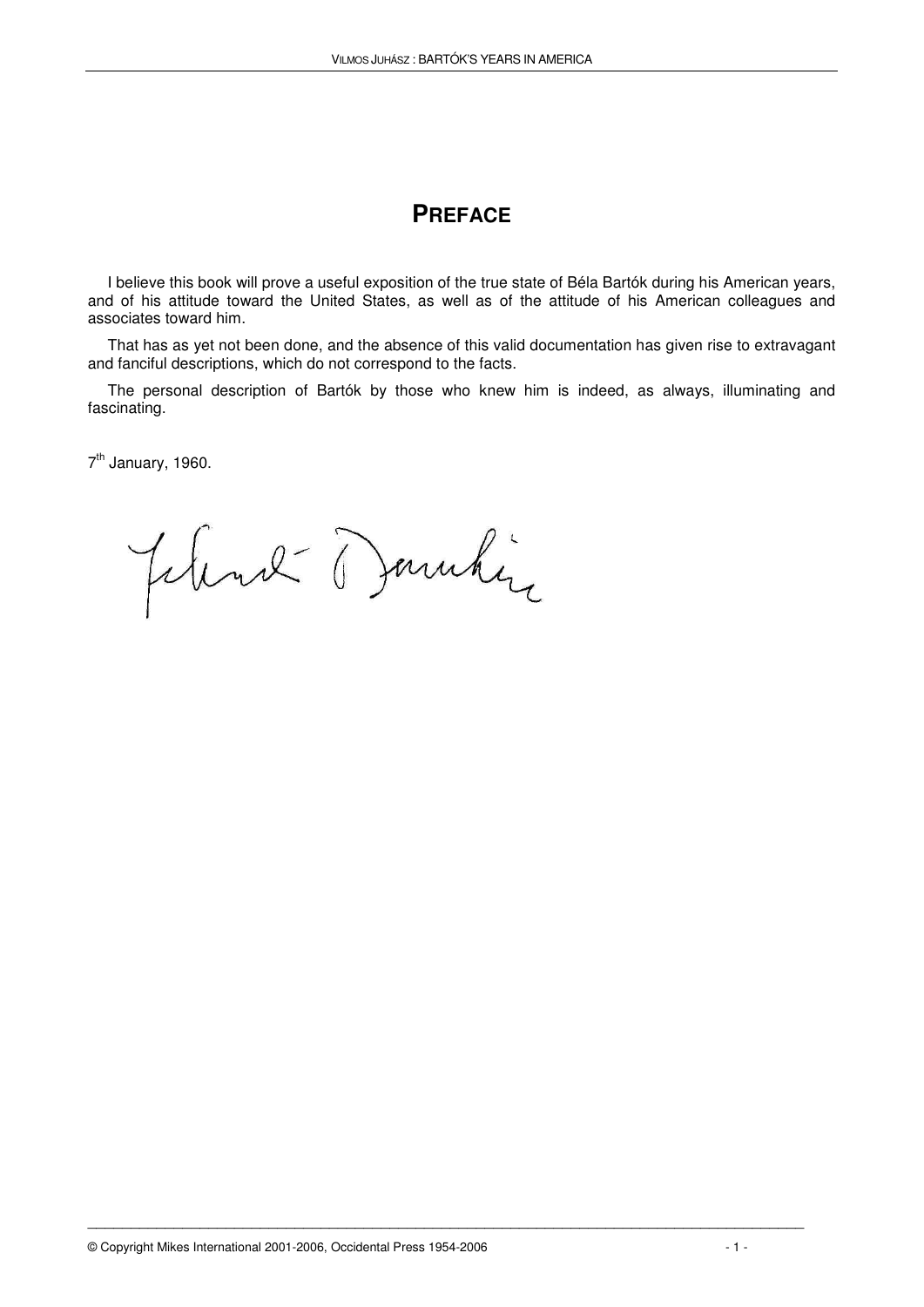# PREFACE

I believe this book will prove a useful exposition of the true state of Béla Bartók during his American years, and of his attitude toward the United States, as well as of the attitude of his American colleagues and associates toward him.

That has as yet not been done, and the absence of this valid documentation has given rise to extravagant and fanciful descriptions, which do not correspond to the facts.

The personal description of Bartók by those who knew him is indeed, as always, illuminating and fascinating.

7th January, 1960.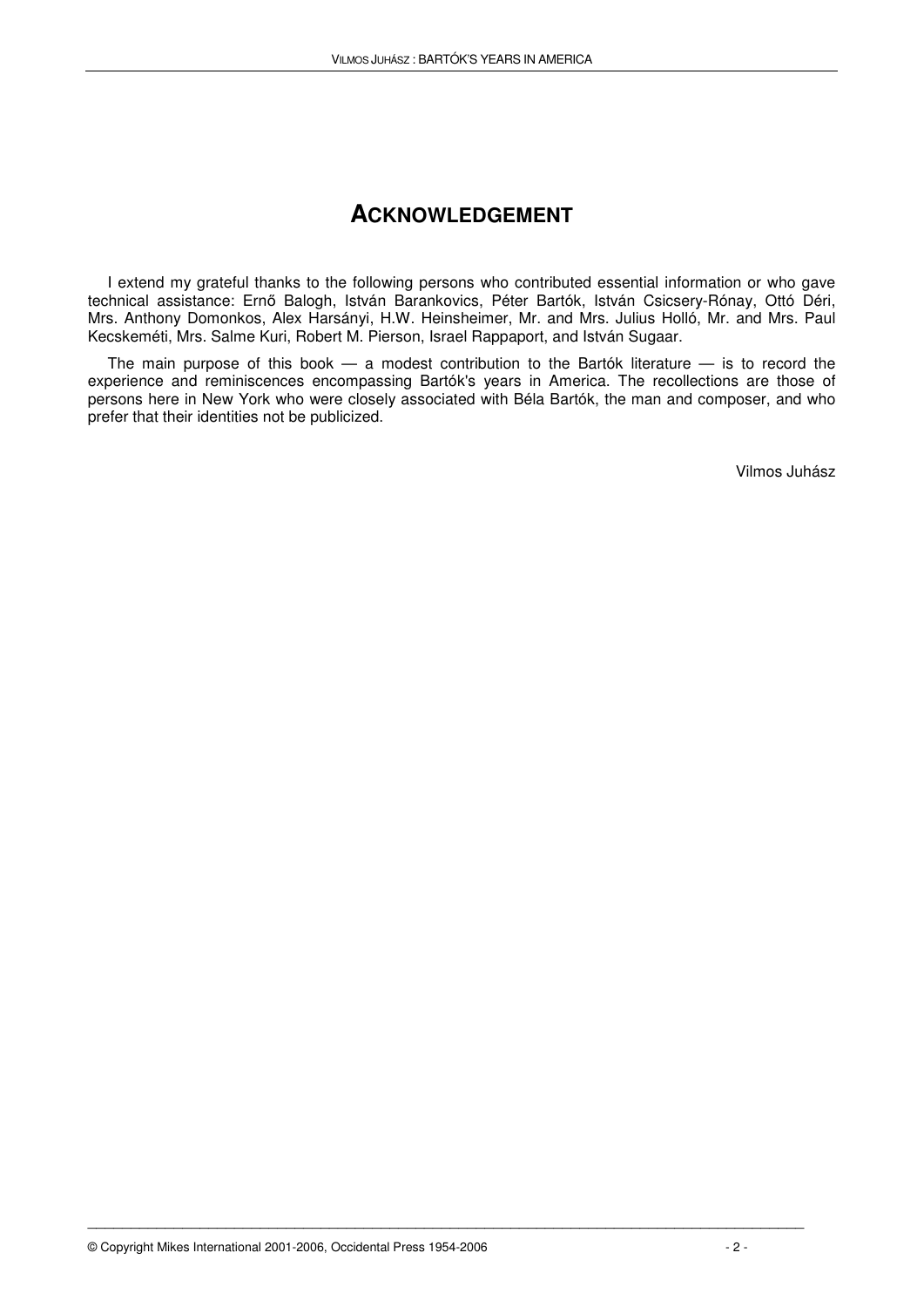# ACKNOWLEDGEMENT

I extend my grateful thanks to the following persons who contributed essential information or who gave technical assistance: Ernő Balogh, István Barankovics, Péter Bartók, István Csicsery-Rónay, Ottó Déri, Mrs. Anthony Domonkos, Alex Harsányi, H.W. Heinsheimer, Mr. and Mrs. Julius Holló, Mr. and Mrs. Paul Kecskeméti, Mrs. Salme Kuri, Robert M. Pierson, Israel Rappaport, and István Sugaar.

The main purpose of this book — a modest contribution to the Bartók literature — is to record the experience and reminiscences encompassing Bartók's years in America. The recollections are those of persons here in New York who were closely associated with Béla Bartók, the man and composer, and who prefer that their identities not be publicized.

Vilmos Juhász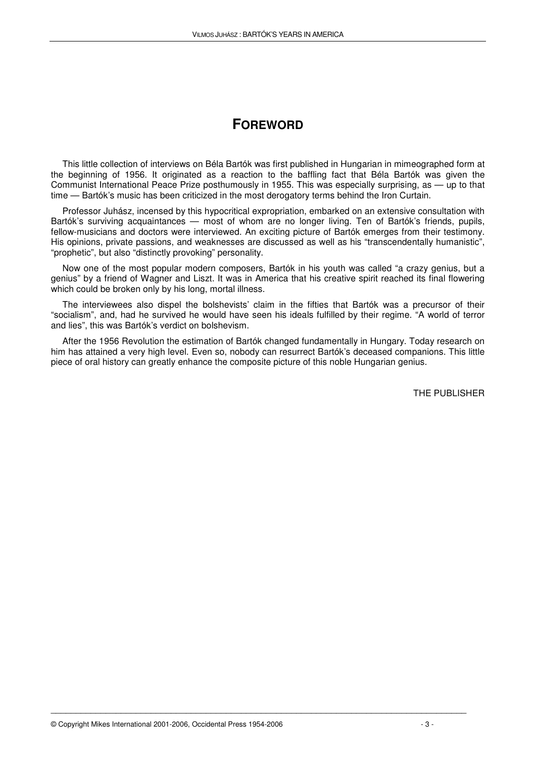# FOREWORD

This little collection of interviews on Béla Bartók was first published in Hungarian in mimeographed form at the beginning of 1956. It originated as a reaction to the baffling fact that Béla Bartók was given the Communist International Peace Prize posthumously in 1955. This was especially surprising, as — up to that time — Bartók's music has been criticized in the most derogatory terms behind the Iron Curtain.

Professor Juhász, incensed by this hypocritical expropriation, embarked on an extensive consultation with Bartók's surviving acquaintances — most of whom are no longer living. Ten of Bartók's friends, pupils, fellow-musicians and doctors were interviewed. An exciting picture of Bartók emerges from their testimony. His opinions, private passions, and weaknesses are discussed as well as his "transcendentally humanistic", "prophetic", but also "distinctly provoking" personality.

Now one of the most popular modern composers, Bartók in his youth was called "a crazy genius, but a genius" by a friend of Wagner and Liszt. It was in America that his creative spirit reached its final flowering which could be broken only by his long, mortal illness.

The interviewees also dispel the bolshevists' claim in the fifties that Bartók was a precursor of their "socialism", and, had he survived he would have seen his ideals fulfilled by their regime. "A world of terror and lies", this was Bartók's verdict on bolshevism.

After the 1956 Revolution the estimation of Bartók changed fundamentally in Hungary. Today research on him has attained a very high level. Even so, nobody can resurrect Bartók's deceased companions. This little piece of oral history can greatly enhance the composite picture of this noble Hungarian genius.

THE PUBLISHER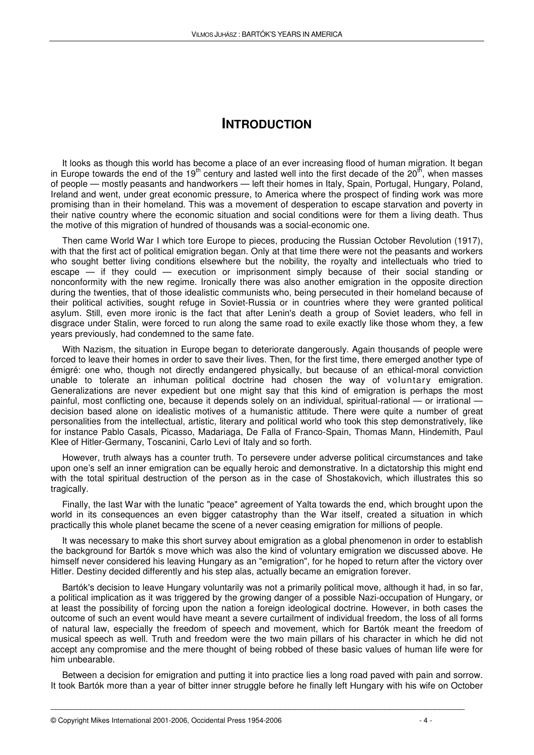# INTRODUCTION

It looks as though this world has become a place of an ever increasing flood of human migration. It began in Europe towards the end of the 19th century and lasted well into the first decade of the 20th, when masses of people — mostly peasants and handworkers — left their homes in Italy, Spain, Portugal, Hungary, Poland, Ireland and went, under great economic pressure, to America where the prospect of finding work was more promising than in their homeland. This was a movement of desperation to escape starvation and poverty in their native country where the economic situation and social conditions were for them a living death. Thus the motive of this migration of hundred of thousands was a social-economic one.

Then came World War I which tore Europe to pieces, producing the Russian October Revolution (1917), with that the first act of political emigration began. Only at that time there were not the peasants and workers who sought better living conditions elsewhere but the nobility, the royalty and intellectuals who tried to escape — if they could — execution or imprisonment simply because of their social standing or nonconformity with the new regime. Ironically there was also another emigration in the opposite direction during the twenties, that of those idealistic communists who, being persecuted in their homeland because of their political activities, sought refuge in Soviet-Russia or in countries where they were granted political asylum. Still, even more ironic is the fact that after Lenin's death a group of Soviet leaders, who fell in disgrace under Stalin, were forced to run along the same road to exile exactly like those whom they, a few years previously, had condemned to the same fate.

With Nazism, the situation in Europe began to deteriorate dangerously. Again thousands of people were forced to leave their homes in order to save their lives. Then, for the first time, there emerged another type of émigré: one who, though not directly endangered physically, but because of an ethical-moral conviction unable to tolerate an inhuman political doctrine had chosen the way of voluntary emigration. Generalizations are never expedient but one might say that this kind of emigration is perhaps the most painful, most conflicting one, because it depends solely on an individual, spiritual-rational — or irrational — decision based alone on idealistic motives of a humanistic attitude. There were quite a number of great personalities from the intellectual, artistic, literary and political world who took this step demonstratively, like for instance Pablo Casals, Picasso, Madariaga, De Falla of Franco-Spain, Thomas Mann, Hindemith, Paul Klee of Hitler-Germany, Toscanini, Carlo Levi of Italy and so forth.

However, truth always has a counter truth. To persevere under adverse political circumstances and take upon one's self an inner emigration can be equally heroic and demonstrative. In a dictatorship this might end with the total spiritual destruction of the person as in the case of Shostakovich, which illustrates this so tragically.

Finally, the last War with the lunatic "peace" agreement of Yalta towards the end, which brought upon the world in its consequences an even bigger catastrophy than the War itself, created a situation in which practically this whole planet became the scene of a never ceasing emigration for millions of people.

It was necessary to make this short survey about emigration as a global phenomenon in order to establish the background for Bartók s move which was also the kind of voluntary emigration we discussed above. He himself never considered his leaving Hungary as an "emigration", for he hoped to return after the victory over Hitler. Destiny decided differently and his step alas, actually became an emigration forever.

Bartók's decision to leave Hungary voluntarily was not a primarily political move, although it had, in so far, a political implication as it was triggered by the growing danger of a possible Nazi-occupation of Hungary, or at least the possibility of forcing upon the nation a foreign ideological doctrine. However, in both cases the outcome of such an event would have meant a severe curtailment of individual freedom, the loss of all forms of natural law, especially the freedom of speech and movement, which for Bartók meant the freedom of musical speech as well. Truth and freedom were the two main pillars of his character in which he did not accept any compromise and the mere thought of being robbed of these basic values of human life were for him unbearable.

Between a decision for emigration and putting it into practice lies a long road paved with pain and sorrow. It took Bartók more than a year of bitter inner struggle before he finally left Hungary with his wife on October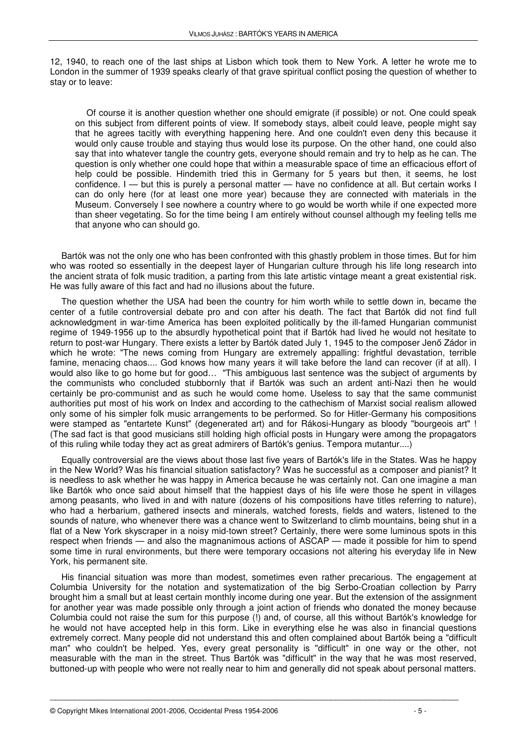12, 1940, to reach one of the last ships at Lisbon which took them to New York. A letter he wrote me to London in the summer of 1939 speaks clearly of that grave spiritual conflict posing the question of whether to stay or to leave:

> Of course it is another question whether one should emigrate (if possible) or not. One could speak on this subject from different points of view. If somebody stays, albeit could leave, people might say that he agrees tacitly with everything happening here. And one couldn't even deny this because it would only cause trouble and staying thus would lose its purpose. On the other hand, one could also say that into whatever tangle the country gets, everyone should remain and try to help as he can. The question is only whether one could hope that within a measurable space of time an efficacious effort of help could be possible. Hindemith tried this in Germany for 5 years but then, it seems, he lost confidence. I — but this is purely a personal matter — have no confidence at all. But certain works I can do only here (for at least one more year) because they are connected with materials in the Museum. Conversely I see nowhere a country where to go would be worth while if one expected more than sheer vegetating. So for the time being I am entirely without counsel although my feeling tells me that anyone who can should go.

Bartók was not the only one who has been confronted with this ghastly problem in those times. But for him who was rooted so essentially in the deepest layer of Hungarian culture through his life long research into the ancient strata of folk music tradition, a parting from this late artistic vintage meant a great existential risk. He was fully aware of this fact and had no illusions about the future.

The question whether the USA had been the country for him worth while to settle down in, became the center of a futile controversial debate pro and con after his death. The fact that Bartók did not find full acknowledgment in war-time America has been exploited politically by the ill-famed Hungarian communist regime of 1949-1956 up to the absurdly hypothetical point that if Bartók had lived he would not hesitate to return to post-war Hungary. There exists a letter by Bartók dated July 1, 1945 to the composer Jenő Zádor in which he wrote: "The news coming from Hungary are extremely appalling: frightful devastation, terrible famine, menacing chaos.... God knows how many years it will take before the land can recover (if at all). I would also like to go home but for good… "This ambiguous last sentence was the subject of arguments by the communists who concluded stubbornly that if Bartók was such an ardent anti-Nazi then he would certainly be pro-communist and as such he would come home. Useless to say that the same communist authorities put most of his work on Index and according to the cathechism of Marxist social realism allowed only some of his simpler folk music arrangements to be performed. So for Hitler-Germany his compositions were stamped as "entartete Kunst" (degenerated art) and for Rákosi-Hungary as bloody "bourgeois art" ! (The sad fact is that good musicians still holding high official posts in Hungary were among the propagators of this ruling while today they act as great admirers of Bartók's genius. Tempora mutantur....)

Equally controversial are the views about those last five years of Bartók's life in the States. Was he happy in the New World? Was his financial situation satisfactory? Was he successful as a composer and pianist? It is needless to ask whether he was happy in America because he was certainly not. Can one imagine a man like Bartók who once said about himself that the happiest days of his life were those he spent in villages among peasants, who lived in and with nature (dozens of his compositions have titles referring to nature), who had a herbarium, gathered insects and minerals, watched forests, fields and waters, listened to the sounds of nature, who whenever there was a chance went to Switzerland to climb mountains, being shut in a flat of a New York skyscraper in a noisy mid-town street? Certainly, there were some luminous spots in this respect when friends — and also the magnanimous actions of ASCAP — made it possible for him to spend some time in rural environments, but there were temporary occasions not altering his everyday life in New York, his permanent site.

His financial situation was more than modest, sometimes even rather precarious. The engagement at Columbia University for the notation and systematization of the big Serbo-Croatian collection by Parry brought him a small but at least certain monthly income during one year. But the extension of the assignment for another year was made possible only through a joint action of friends who donated the money because Columbia could not raise the sum for this purpose (!) and, of course, all this without Bartók's knowledge for he would not have accepted help in this form. Like in everything else he was also in financial questions extremely correct. Many people did not understand this and often complained about Bartók being a "difficult man" who couldn't be helped. Yes, every great personality is "difficult" in one way or the other, not measurable with the man in the street. Thus Bartók was "difficult" in the way that he was most reserved, buttoned-up with people who were not really near to him and generally did not speak about personal matters.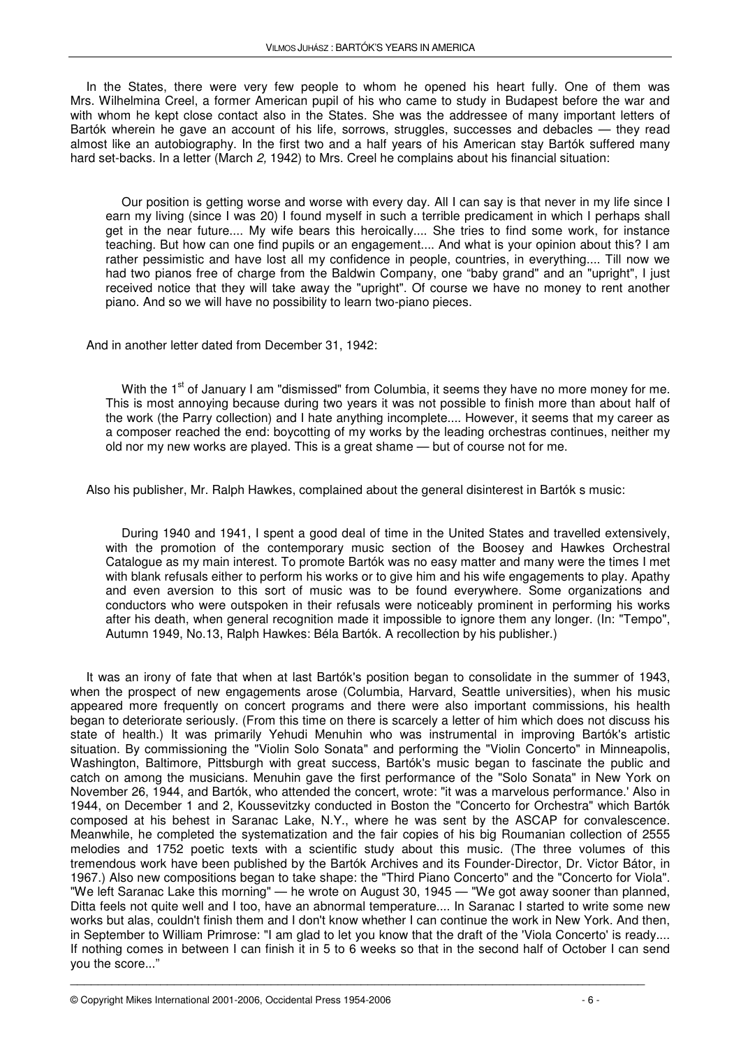In the States, there were very few people to whom he opened his heart fully. One of them was Mrs. Wilhelmina Creel, a former American pupil of his who came to study in Budapest before the war and with whom he kept close contact also in the States. She was the addressee of many important letters of Bartók wherein he gave an account of his life, sorrows, struggles, successes and debacles — they read almost like an autobiography. In the first two and a half years of his American stay Bartók suffered many hard set-backs. In a letter (March *2,* 1942) to Mrs. Creel he complains about his financial situation:

> Our position is getting worse and worse with every day. All I can say is that never in my life since I earn my living (since I was 20) I found myself in such a terrible predicament in which I perhaps shall get in the near future.... My wife bears this heroically.... She tries to find some work, for instance teaching. But how can one find pupils or an engagement.... And what is your opinion about this? I am rather pessimistic and have lost all my confidence in people, countries, in everything.... Till now we had two pianos free of charge from the Baldwin Company, one "baby grand" and an "upright", I just received notice that they will take away the "upright". Of course we have no money to rent another piano. And so we will have no possibility to learn two-piano pieces.

And in another letter dated from December 31, 1942:

> With the 1st of January I am "dismissed" from Columbia, it seems they have no more money for me. This is most annoying because during two years it was not possible to finish more than about half of the work (the Parry collection) and I hate anything incomplete.... However, it seems that my career as a composer reached the end: boycotting of my works by the leading orchestras continues, neither my old nor my new works are played. This is a great shame — but of course not for me.

Also his publisher, Mr. Ralph Hawkes, complained about the general disinterest in Bartók s music:

> During 1940 and 1941, I spent a good deal of time in the United States and travelled extensively, with the promotion of the contemporary music section of the Boosey and Hawkes Orchestral Catalogue as my main interest. To promote Bartók was no easy matter and many were the times I met with blank refusals either to perform his works or to give him and his wife engagements to play. Apathy and even aversion to this sort of music was to be found everywhere. Some organizations and conductors who were outspoken in their refusals were noticeably prominent in performing his works after his death, when general recognition made it impossible to ignore them any longer. (In: "Tempo", Autumn 1949, No.13, Ralph Hawkes: Béla Bartók. A recollection by his publisher.)

It was an irony of fate that when at last Bartók's position began to consolidate in the summer of 1943, when the prospect of new engagements arose (Columbia, Harvard, Seattle universities), when his music appeared more frequently on concert programs and there were also important commissions, his health began to deteriorate seriously. (From this time on there is scarcely a letter of him which does not discuss his state of health.) It was primarily Yehudi Menuhin who was instrumental in improving Bartók's artistic situation. By commissioning the "Violin Solo Sonata" and performing the "Violin Concerto" in Minneapolis, Washington, Baltimore, Pittsburgh with great success, Bartók's music began to fascinate the public and catch on among the musicians. Menuhin gave the first performance of the "Solo Sonata" in New York on November 26, 1944, and Bartók, who attended the concert, wrote: "it was a marvelous performance.' Also in 1944, on December 1 and 2, Koussevitzky conducted in Boston the "Concerto for Orchestra" which Bartók composed at his behest in Saranac Lake, N.Y., where he was sent by the ASCAP for convalescence. Meanwhile, he completed the systematization and the fair copies of his big Roumanian collection of 2555 melodies and 1752 poetic texts with a scientific study about this music. (The three volumes of this tremendous work have been published by the Bartók Archives and its Founder-Director, Dr. Victor Bátor, in 1967.) Also new compositions began to take shape: the "Third Piano Concerto" and the "Concerto for Viola". "We left Saranac Lake this morning" — he wrote on August 30, 1945 — "We got away sooner than planned, Ditta feels not quite well and I too, have an abnormal temperature.... In Saranac I started to write some new works but alas, couldn't finish them and I don't know whether I can continue the work in New York. And then, in September to William Primrose: "I am glad to let you know that the draft of the 'Viola Concerto' is ready.... If nothing comes in between I can finish it in 5 to 6 weeks so that in the second half of October I can send you the score..."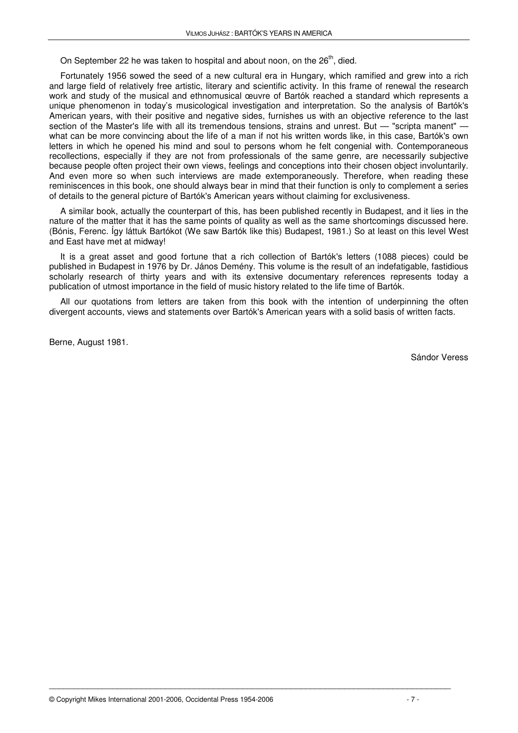On September 22 he was taken to hospital and about noon, on the 26th, died.

Fortunately 1956 sowed the seed of a new cultural era in Hungary, which ramified and grew into a rich and large field of relatively free artistic, literary and scientific activity. In this frame of renewal the research work and study of the musical and ethnomusical œuvre of Bartók reached a standard which represents a unique phenomenon in today's musicological investigation and interpretation. So the analysis of Bartók's American years, with their positive and negative sides, furnishes us with an objective reference to the last section of the Master's life with all its tremendous tensions, strains and unrest. But — "scripta manent" — what can be more convincing about the life of a man if not his written words like, in this case, Bartók's own letters in which he opened his mind and soul to persons whom he felt congenial with. Contemporaneous recollections, especially if they are not from professionals of the same genre, are necessarily subjective because people often project their own views, feelings and conceptions into their chosen object involuntarily. And even more so when such interviews are made extemporaneously. Therefore, when reading these reminiscences in this book, one should always bear in mind that their function is only to complement a series of details to the general picture of Bartók's American years without claiming for exclusiveness.

A similar book, actually the counterpart of this, has been published recently in Budapest, and it lies in the nature of the matter that it has the same points of quality as well as the same shortcomings discussed here. (Bónis, Ferenc. Így láttuk Bartókot (We saw Bartók like this) Budapest, 1981.) So at least on this level West and East have met at midway!

It is a great asset and good fortune that a rich collection of Bartók's letters (1088 pieces) could be published in Budapest in 1976 by Dr. János Demény. This volume is the result of an indefatigable, fastidious scholarly research of thirty years and with its extensive documentary references represents today a publication of utmost importance in the field of music history related to the life time of Bartók.

All our quotations from letters are taken from this book with the intention of underpinning the often divergent accounts, views and statements over Bartók's American years with a solid basis of written facts.

Berne, August 1981.

Sándor Veress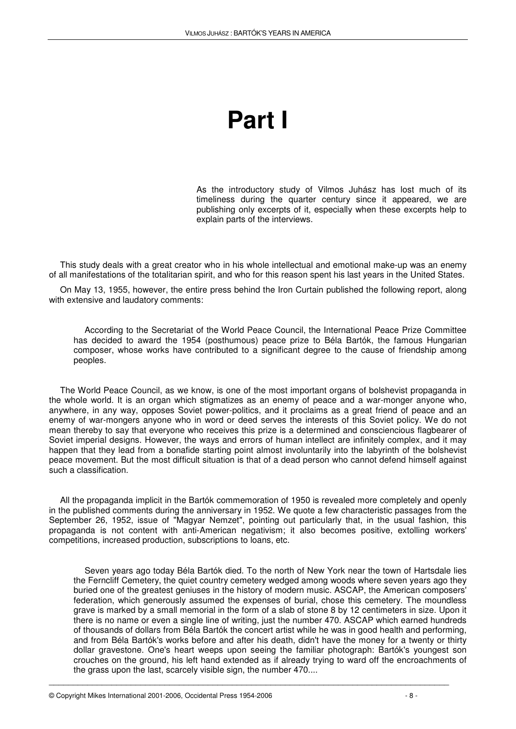# Part I

As the introductory study of Vilmos Juhász has lost much of its timeliness during the quarter century since it appeared, we are publishing only excerpts of it, especially when these excerpts help to explain parts of the interviews.

This study deals with a great creator who in his whole intellectual and emotional make-up was an enemy of all manifestations of the totalitarian spirit, and who for this reason spent his last years in the United States.

On May 13, 1955, however, the entire press behind the Iron Curtain published the following report, along with extensive and laudatory comments:

> According to the Secretariat of the World Peace Council, the International Peace Prize Committee has decided to award the 1954 (posthumous) peace prize to Béla Bartók, the famous Hungarian composer, whose works have contributed to a significant degree to the cause of friendship among peoples.

The World Peace Council, as we know, is one of the most important organs of bolshevist propaganda in the whole world. It is an organ which stigmatizes as an enemy of peace and a war-monger anyone who, anywhere, in any way, opposes Soviet power-politics, and it proclaims as a great friend of peace and an enemy of war-mongers anyone who in word or deed serves the interests of this Soviet policy. We do not mean thereby to say that everyone who receives this prize is a determined and consciencious flagbearer of Soviet imperial designs. However, the ways and errors of human intellect are infinitely complex, and it may happen that they lead from a bonafide starting point almost involuntarily into the labyrinth of the bolshevist peace movement. But the most difficult situation is that of a dead person who cannot defend himself against such a classification.

All the propaganda implicit in the Bartók commemoration of 1950 is revealed more completely and openly in the published comments during the anniversary in 1952. We quote a few characteristic passages from the September 26, 1952, issue of "Magyar Nemzet", pointing out particularly that, in the usual fashion, this propaganda is not content with anti-American negativism; it also becomes positive, extolling workers' competitions, increased production, subscriptions to loans, etc.

> Seven years ago today Béla Bartók died. To the north of New York near the town of Hartsdale lies the Ferncliff Cemetery, the quiet country cemetery wedged among woods where seven years ago they buried one of the greatest geniuses in the history of modern music. ASCAP, the American composers' federation, which generously assumed the expenses of burial, chose this cemetery. The moundless grave is marked by a small memorial in the form of a slab of stone 8 by 12 centimeters in size. Upon it there is no name or even a single line of writing, just the number 470. ASCAP which earned hundreds of thousands of dollars from Béla Bartók the concert artist while he was in good health and performing, and from Béla Bartók's works before and after his death, didn't have the money for a twenty or thirty dollar gravestone. One's heart weeps upon seeing the familiar photograph: Bartók's youngest son crouches on the ground, his left hand extended as if already trying to ward off the encroachments of the grass upon the last, scarcely visible sign, the number 470....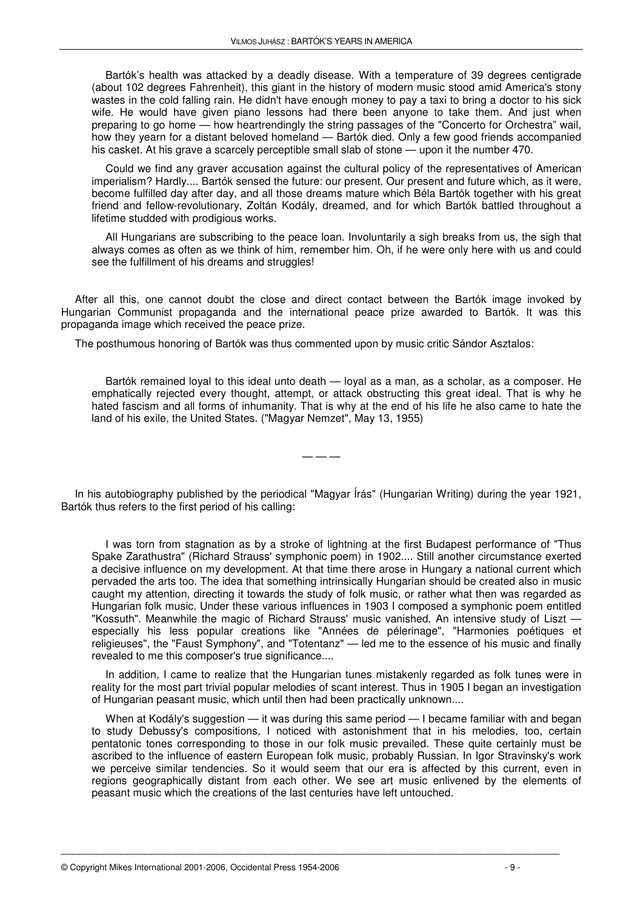> Bartók's health was attacked by a deadly disease. With a temperature of 39 degrees centigrade (about 102 degrees Fahrenheit), this giant in the history of modern music stood amid America's stony wastes in the cold falling rain. He didn't have enough money to pay a taxi to bring a doctor to his sick wife. He would have given piano lessons had there been anyone to take them. And just when preparing to go home — how heartrendingly the string passages of the "Concerto for Orchestra" wail, how they yearn for a distant beloved homeland — Bartók died. Only a few good friends accompanied his casket. At his grave a scarcely perceptible small slab of stone — upon it the number 470.
>
> Could we find any graver accusation against the cultural policy of the representatives of American imperialism? Hardly.... Bartók sensed the future: our present. Our present and future which, as it were, become fulfilled day after day, and all those dreams mature which Béla Bartók together with his great friend and fellow-revolutionary, Zoltán Kodály, dreamed, and for which Bartók battled throughout a lifetime studded with prodigious works.
>
> All Hungarians are subscribing to the peace loan. Involuntarily a sigh breaks from us, the sigh that always comes as often as we think of him, remember him. Oh, if he were only here with us and could see the fulfillment of his dreams and struggles!

After all this, one cannot doubt the close and direct contact between the Bartók image invoked by Hungarian Communist propaganda and the international peace prize awarded to Bartók. It was this propaganda image which received the peace prize.

The posthumous honoring of Bartók was thus commented upon by music critic Sándor Asztalos:

> Bartók remained loyal to this ideal unto death — loyal as a man, as a scholar, as a composer. He emphatically rejected every thought, attempt, or attack obstructing this great ideal. That is why he hated fascism and all forms of inhumanity. That is why at the end of his life he also came to hate the land of his exile, the United States. ("Magyar Nemzet", May 13, 1955)

— — —

In his autobiography published by the periodical "Magyar Írás" (Hungarian Writing) during the year 1921, Bartók thus refers to the first period of his calling:

> I was torn from stagnation as by a stroke of lightning at the first Budapest performance of "Thus Spake Zarathustra" (Richard Strauss' symphonic poem) in 1902.... Still another circumstance exerted a decisive influence on my development. At that time there arose in Hungary a national current which pervaded the arts too. The idea that something intrinsically Hungarian should be created also in music caught my attention, directing it towards the study of folk music, or rather what then was regarded as Hungarian folk music. Under these various influences in 1903 I composed a symphonic poem entitled "Kossuth". Meanwhile the magic of Richard Strauss' music vanished. An intensive study of Liszt — especially his less popular creations like "Années de pélerinage", "Harmonies poétiques et religieuses", the "Faust Symphony", and "Totentanz" — led me to the essence of his music and finally revealed to me this composer's true significance....
>
> In addition, I came to realize that the Hungarian tunes mistakenly regarded as folk tunes were in reality for the most part trivial popular melodies of scant interest. Thus in 1905 I began an investigation of Hungarian peasant music, which until then had been practically unknown....
>
> When at Kodály's suggestion — it was during this same period — I became familiar with and began to study Debussy's compositions, I noticed with astonishment that in his melodies, too, certain pentatonic tones corresponding to those in our folk music prevailed. These quite certainly must be ascribed to the influence of eastern European folk music, probably Russian. In Igor Stravinsky's work we perceive similar tendencies. So it would seem that our era is affected by this current, even in regions geographically distant from each other. We see art music enlivened by the elements of peasant music which the creations of the last centuries have left untouched.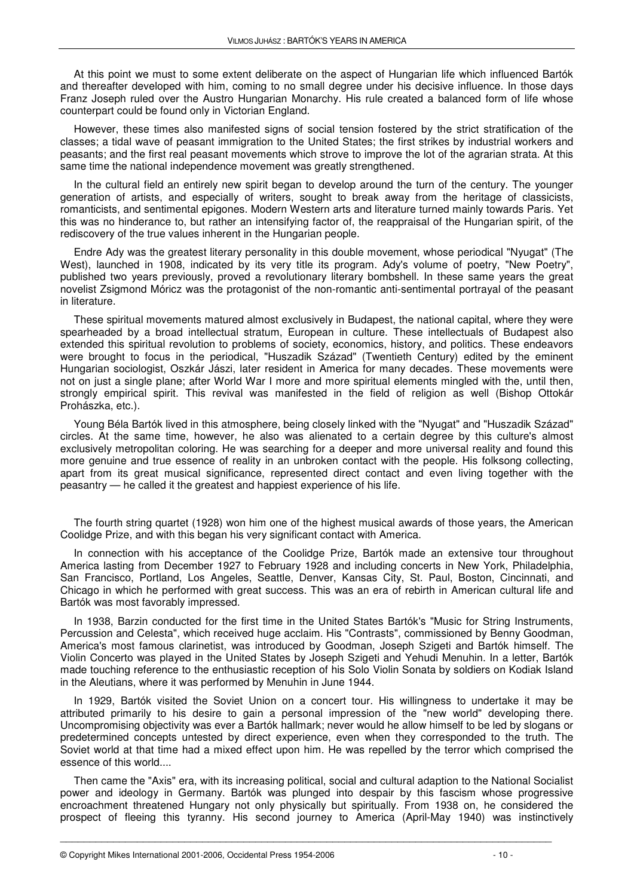At this point we must to some extent deliberate on the aspect of Hungarian life which influenced Bartók and thereafter developed with him, coming to no small degree under his decisive influence. In those days Franz Joseph ruled over the Austro Hungarian Monarchy. His rule created a balanced form of life whose counterpart could be found only in Victorian England.

However, these times also manifested signs of social tension fostered by the strict stratification of the classes; a tidal wave of peasant immigration to the United States; the first strikes by industrial workers and peasants; and the first real peasant movements which strove to improve the lot of the agrarian strata. At this same time the national independence movement was greatly strengthened.

In the cultural field an entirely new spirit began to develop around the turn of the century. The younger generation of artists, and especially of writers, sought to break away from the heritage of classicists, romanticists, and sentimental epigones. Modern Western arts and literature turned mainly towards Paris. Yet this was no hinderance to, but rather an intensifying factor of, the reappraisal of the Hungarian spirit, of the rediscovery of the true values inherent in the Hungarian people.

Endre Ady was the greatest literary personality in this double movement, whose periodical "Nyugat" (The West), launched in 1908, indicated by its very title its program. Ady's volume of poetry, "New Poetry", published two years previously, proved a revolutionary literary bombshell. In these same years the great novelist Zsigmond Móricz was the protagonist of the non-romantic anti-sentimental portrayal of the peasant in literature.

These spiritual movements matured almost exclusively in Budapest, the national capital, where they were spearheaded by a broad intellectual stratum, European in culture. These intellectuals of Budapest also extended this spiritual revolution to problems of society, economics, history, and politics. These endeavors were brought to focus in the periodical, "Huszadik Század" (Twentieth Century) edited by the eminent Hungarian sociologist, Oszkár Jászi, later resident in America for many decades. These movements were not on just a single plane; after World War I more and more spiritual elements mingled with the, until then, strongly empirical spirit. This revival was manifested in the field of religion as well (Bishop Ottokár Prohászka, etc.).

Young Béla Bartók lived in this atmosphere, being closely linked with the "Nyugat" and "Huszadik Század" circles. At the same time, however, he also was alienated to a certain degree by this culture's almost exclusively metropolitan coloring. He was searching for a deeper and more universal reality and found this more genuine and true essence of reality in an unbroken contact with the people. His folksong collecting, apart from its great musical significance, represented direct contact and even living together with the peasantry — he called it the greatest and happiest experience of his life.

The fourth string quartet (1928) won him one of the highest musical awards of those years, the American Coolidge Prize, and with this began his very significant contact with America.

In connection with his acceptance of the Coolidge Prize, Bartók made an extensive tour throughout America lasting from December 1927 to February 1928 and including concerts in New York, Philadelphia, San Francisco, Portland, Los Angeles, Seattle, Denver, Kansas City, St. Paul, Boston, Cincinnati, and Chicago in which he performed with great success. This was an era of rebirth in American cultural life and Bartók was most favorably impressed.

In 1938, Barzin conducted for the first time in the United States Bartók's "Music for String Instruments, Percussion and Celesta", which received huge acclaim. His "Contrasts", commissioned by Benny Goodman, America's most famous clarinetist, was introduced by Goodman, Joseph Szigeti and Bartók himself. The Violin Concerto was played in the United States by Joseph Szigeti and Yehudi Menuhin. In a letter, Bartók made touching reference to the enthusiastic reception of his Solo Violin Sonata by soldiers on Kodiak Island in the Aleutians, where it was performed by Menuhin in June 1944.

In 1929, Bartók visited the Soviet Union on a concert tour. His willingness to undertake it may be attributed primarily to his desire to gain a personal impression of the "new world" developing there. Uncompromising objectivity was ever a Bartók hallmark; never would he allow himself to be led by slogans or predetermined concepts untested by direct experience, even when they corresponded to the truth. The Soviet world at that time had a mixed effect upon him. He was repelled by the terror which comprised the essence of this world....

Then came the "Axis" era, with its increasing political, social and cultural adaption to the National Socialist power and ideology in Germany. Bartók was plunged into despair by this fascism whose progressive encroachment threatened Hungary not only physically but spiritually. From 1938 on, he considered the prospect of fleeing this tyranny. His second journey to America (April-May 1940) was instinctively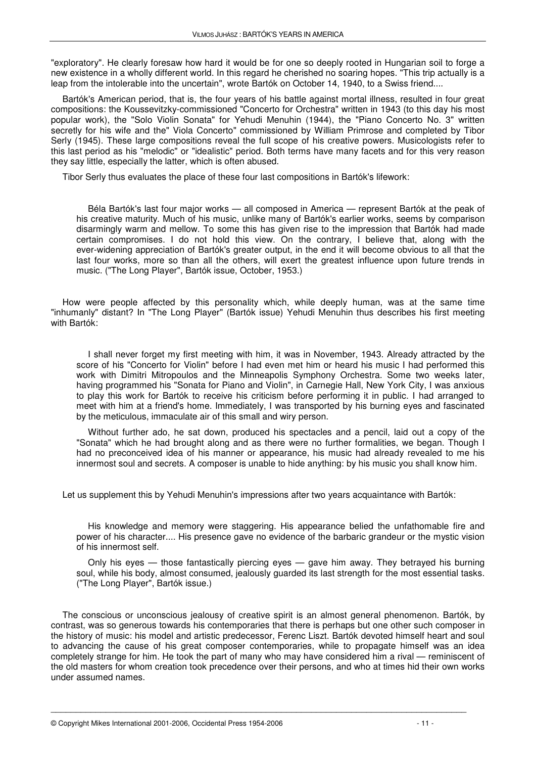"exploratory". He clearly foresaw how hard it would be for one so deeply rooted in Hungarian soil to forge a new existence in a wholly different world. In this regard he cherished no soaring hopes. "This trip actually is a leap from the intolerable into the uncertain", wrote Bartók on October 14, 1940, to a Swiss friend....

Bartók's American period, that is, the four years of his battle against mortal illness, resulted in four great compositions: the Koussevitzky-commissioned "Concerto for Orchestra" written in 1943 (to this day his most popular work), the "Solo Violin Sonata" for Yehudi Menuhin (1944), the "Piano Concerto No. 3" written secretly for his wife and the" Viola Concerto" commissioned by William Primrose and completed by Tibor Serly (1945). These large compositions reveal the full scope of his creative powers. Musicologists refer to this last period as his "melodic" or "idealistic" period. Both terms have many facets and for this very reason they say little, especially the latter, which is often abused.

Tibor Serly thus evaluates the place of these four last compositions in Bartók's lifework:

> Béla Bartók's last four major works — all composed in America — represent Bartók at the peak of his creative maturity. Much of his music, unlike many of Bartók's earlier works, seems by comparison disarmingly warm and mellow. To some this has given rise to the impression that Bartók had made certain compromises. I do not hold this view. On the contrary, I believe that, along with the ever-widening appreciation of Bartók's greater output, in the end it will become obvious to all that the last four works, more so than all the others, will exert the greatest influence upon future trends in music. ("The Long Player", Bartók issue, October, 1953.)

How were people affected by this personality which, while deeply human, was at the same time "inhumanly" distant? In "The Long Player" (Bartók issue) Yehudi Menuhin thus describes his first meeting with Bartók:

> I shall never forget my first meeting with him, it was in November, 1943. Already attracted by the score of his "Concerto for Violin" before I had even met him or heard his music I had performed this work with Dimitri Mitropoulos and the Minneapolis Symphony Orchestra. Some two weeks later, having programmed his "Sonata for Piano and Violin", in Carnegie Hall, New York City, I was anxious to play this work for Bartók to receive his criticism before performing it in public. I had arranged to meet with him at a friend's home. Immediately, I was transported by his burning eyes and fascinated by the meticulous, immaculate air of this small and wiry person.
>
> Without further ado, he sat down, produced his spectacles and a pencil, laid out a copy of the "Sonata" which he had brought along and as there were no further formalities, we began. Though I had no preconceived idea of his manner or appearance, his music had already revealed to me his innermost soul and secrets. A composer is unable to hide anything: by his music you shall know him.

Let us supplement this by Yehudi Menuhin's impressions after two years acquaintance with Bartók:

> His knowledge and memory were staggering. His appearance belied the unfathomable fire and power of his character.... His presence gave no evidence of the barbaric grandeur or the mystic vision of his innermost self.
>
> Only his eyes — those fantastically piercing eyes — gave him away. They betrayed his burning soul, while his body, almost consumed, jealously guarded its last strength for the most essential tasks. ("The Long Player", Bartók issue.)

The conscious or unconscious jealousy of creative spirit is an almost general phenomenon. Bartók, by contrast, was so generous towards his contemporaries that there is perhaps but one other such composer in the history of music: his model and artistic predecessor, Ferenc Liszt. Bartók devoted himself heart and soul to advancing the cause of his great composer contemporaries, while to propagate himself was an idea completely strange for him. He took the part of many who may have considered him a rival — reminiscent of the old masters for whom creation took precedence over their persons, and who at times hid their own works under assumed names.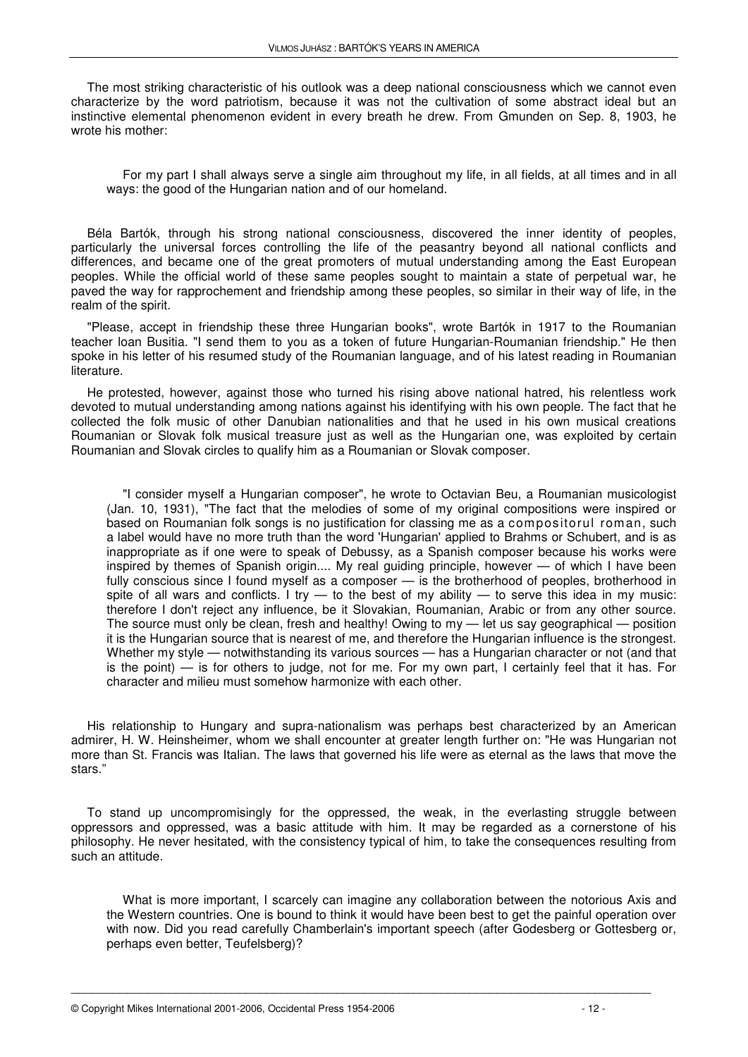The most striking characteristic of his outlook was a deep national consciousness which we cannot even characterize by the word patriotism, because it was not the cultivation of some abstract ideal but an instinctive elemental phenomenon evident in every breath he drew. From Gmunden on Sep. 8, 1903, he wrote his mother:

> For my part I shall always serve a single aim throughout my life, in all fields, at all times and in all ways: the good of the Hungarian nation and of our homeland.

Béla Bartók, through his strong national consciousness, discovered the inner identity of peoples, particularly the universal forces controlling the life of the peasantry beyond all national conflicts and differences, and became one of the great promoters of mutual understanding among the East European peoples. While the official world of these same peoples sought to maintain a state of perpetual war, he paved the way for rapprochement and friendship among these peoples, so similar in their way of life, in the realm of the spirit.

"Please, accept in friendship these three Hungarian books", wrote Bartók in 1917 to the Roumanian teacher Ioan Busitia. "I send them to you as a token of future Hungarian-Roumanian friendship." He then spoke in his letter of his resumed study of the Roumanian language, and of his latest reading in Roumanian literature.

He protested, however, against those who turned his rising above national hatred, his relentless work devoted to mutual understanding among nations against his identifying with his own people. The fact that he collected the folk music of other Danubian nationalities and that he used in his own musical creations Roumanian or Slovak folk musical treasure just as well as the Hungarian one, was exploited by certain Roumanian and Slovak circles to qualify him as a Roumanian or Slovak composer.

> "I consider myself a Hungarian composer", he wrote to Octavian Beu, a Roumanian musicologist (Jan. 10, 1931), "The fact that the melodies of some of my original compositions were inspired or based on Roumanian folk songs is no justification for classing me as a compositorul roman, such a label would have no more truth than the word 'Hungarian' applied to Brahms or Schubert, and is as inappropriate as if one were to speak of Debussy, as a Spanish composer because his works were inspired by themes of Spanish origin.... My real guiding principle, however — of which I have been fully conscious since I found myself as a composer — is the brotherhood of peoples, brotherhood in spite of all wars and conflicts. I try — to the best of my ability — to serve this idea in my music: therefore I don't reject any influence, be it Slovakian, Roumanian, Arabic or from any other source. The source must only be clean, fresh and healthy! Owing to my — let us say geographical — position it is the Hungarian source that is nearest of me, and therefore the Hungarian influence is the strongest. Whether my style — notwithstanding its various sources — has a Hungarian character or not (and that is the point) — is for others to judge, not for me. For my own part, I certainly feel that it has. For character and milieu must somehow harmonize with each other.

His relationship to Hungary and supra-nationalism was perhaps best characterized by an American admirer, H. W. Heinsheimer, whom we shall encounter at greater length further on: "He was Hungarian not more than St. Francis was Italian. The laws that governed his life were as eternal as the laws that move the stars."

To stand up uncompromisingly for the oppressed, the weak, in the everlasting struggle between oppressors and oppressed, was a basic attitude with him. It may be regarded as a cornerstone of his philosophy. He never hesitated, with the consistency typical of him, to take the consequences resulting from such an attitude.

> What is more important, I scarcely can imagine any collaboration between the notorious Axis and the Western countries. One is bound to think it would have been best to get the painful operation over with now. Did you read carefully Chamberlain's important speech (after Godesberg or Gottesberg or, perhaps even better, Teufelsberg)?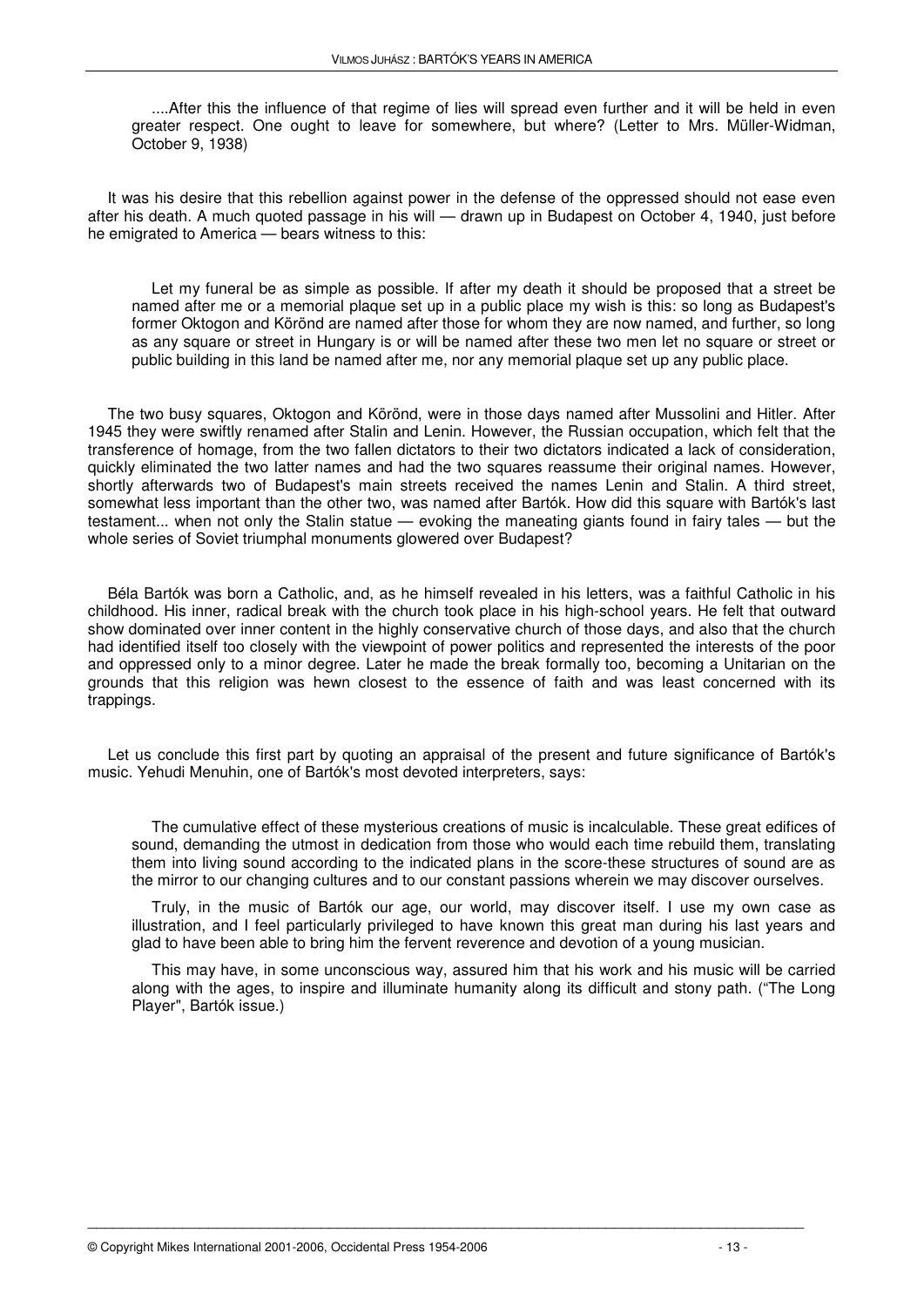> ....After this the influence of that regime of lies will spread even further and it will be held in even greater respect. One ought to leave for somewhere, but where? (Letter to Mrs. Müller-Widman, October 9, 1938)

It was his desire that this rebellion against power in the defense of the oppressed should not ease even after his death. A much quoted passage in his will — drawn up in Budapest on October 4, 1940, just before he emigrated to America — bears witness to this:

> Let my funeral be as simple as possible. If after my death it should be proposed that a street be named after me or a memorial plaque set up in a public place my wish is this: so long as Budapest's former Oktogon and Körönd are named after those for whom they are now named, and further, so long as any square or street in Hungary is or will be named after these two men let no square or street or public building in this land be named after me, nor any memorial plaque set up any public place.

The two busy squares, Oktogon and Körönd, were in those days named after Mussolini and Hitler. After 1945 they were swiftly renamed after Stalin and Lenin. However, the Russian occupation, which felt that the transference of homage, from the two fallen dictators to their two dictators indicated a lack of consideration, quickly eliminated the two latter names and had the two squares reassume their original names. However, shortly afterwards two of Budapest's main streets received the names Lenin and Stalin. A third street, somewhat less important than the other two, was named after Bartók. How did this square with Bartók's last testament... when not only the Stalin statue — evoking the maneating giants found in fairy tales — but the whole series of Soviet triumphal monuments glowered over Budapest?

Béla Bartók was born a Catholic, and, as he himself revealed in his letters, was a faithful Catholic in his childhood. His inner, radical break with the church took place in his high-school years. He felt that outward show dominated over inner content in the highly conservative church of those days, and also that the church had identified itself too closely with the viewpoint of power politics and represented the interests of the poor and oppressed only to a minor degree. Later he made the break formally too, becoming a Unitarian on the grounds that this religion was hewn closest to the essence of faith and was least concerned with its trappings.

Let us conclude this first part by quoting an appraisal of the present and future significance of Bartók's music. Yehudi Menuhin, one of Bartók's most devoted interpreters, says:

> The cumulative effect of these mysterious creations of music is incalculable. These great edifices of sound, demanding the utmost in dedication from those who would each time rebuild them, translating them into living sound according to the indicated plans in the score-these structures of sound are as the mirror to our changing cultures and to our constant passions wherein we may discover ourselves.
>
> Truly, in the music of Bartók our age, our world, may discover itself. I use my own case as illustration, and I feel particularly privileged to have known this great man during his last years and glad to have been able to bring him the fervent reverence and devotion of a young musician.
>
> This may have, in some unconscious way, assured him that his work and his music will be carried along with the ages, to inspire and illuminate humanity along its difficult and stony path. ("The Long Player", Bartók issue.)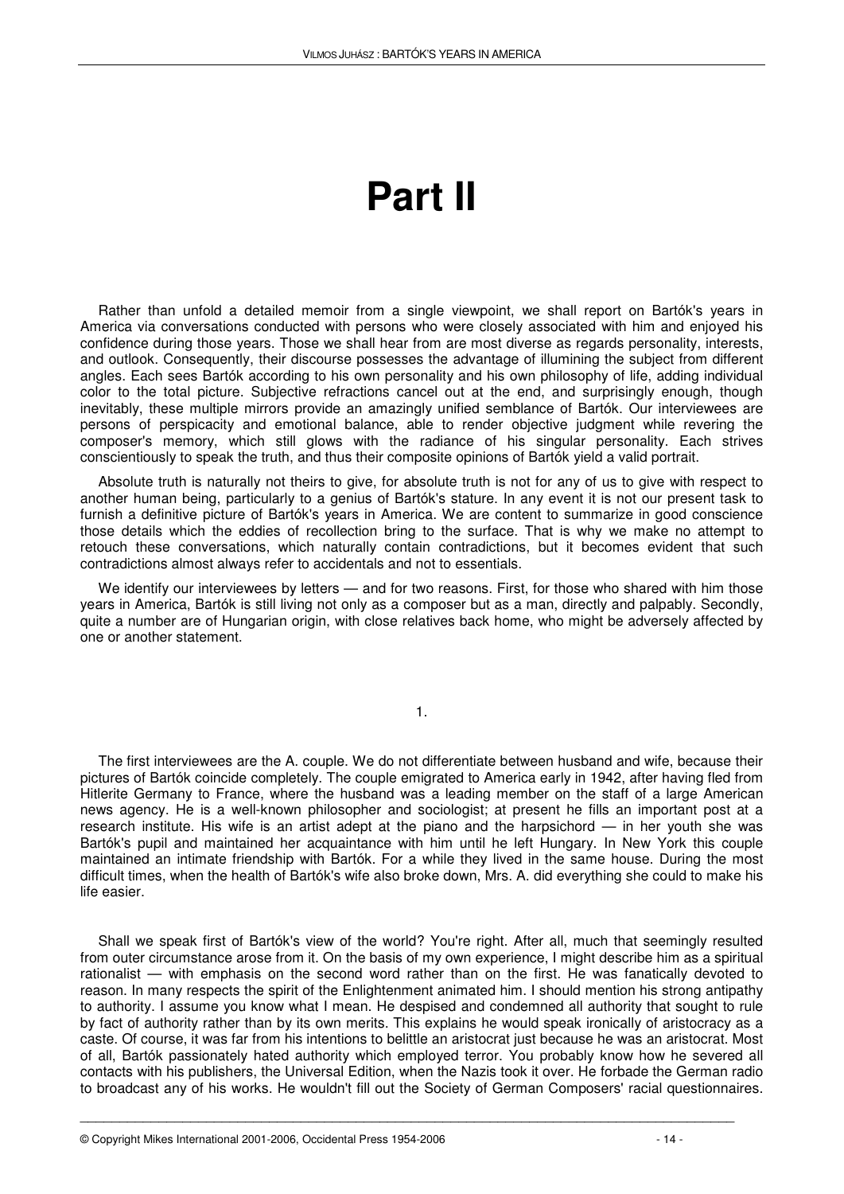# Part II

Rather than unfold a detailed memoir from a single viewpoint, we shall report on Bartók's years in America via conversations conducted with persons who were closely associated with him and enjoyed his confidence during those years. Those we shall hear from are most diverse as regards personality, interests, and outlook. Consequently, their discourse possesses the advantage of illumining the subject from different angles. Each sees Bartók according to his own personality and his own philosophy of life, adding individual color to the total picture. Subjective refractions cancel out at the end, and surprisingly enough, though inevitably, these multiple mirrors provide an amazingly unified semblance of Bartók. Our interviewees are persons of perspicacity and emotional balance, able to render objective judgment while revering the composer's memory, which still glows with the radiance of his singular personality. Each strives conscientiously to speak the truth, and thus their composite opinions of Bartók yield a valid portrait.

Absolute truth is naturally not theirs to give, for absolute truth is not for any of us to give with respect to another human being, particularly to a genius of Bartók's stature. In any event it is not our present task to furnish a definitive picture of Bartók's years in America. We are content to summarize in good conscience those details which the eddies of recollection bring to the surface. That is why we make no attempt to retouch these conversations, which naturally contain contradictions, but it becomes evident that such contradictions almost always refer to accidentals and not to essentials.

We identify our interviewees by letters — and for two reasons. First, for those who shared with him those years in America, Bartók is still living not only as a composer but as a man, directly and palpably. Secondly, quite a number are of Hungarian origin, with close relatives back home, who might be adversely affected by one or another statement.

## 1.

The first interviewees are the A. couple. We do not differentiate between husband and wife, because their pictures of Bartók coincide completely. The couple emigrated to America early in 1942, after having fled from Hitlerite Germany to France, where the husband was a leading member on the staff of a large American news agency. He is a well-known philosopher and sociologist; at present he fills an important post at a research institute. His wife is an artist adept at the piano and the harpsichord — in her youth she was Bartók's pupil and maintained her acquaintance with him until he left Hungary. In New York this couple maintained an intimate friendship with Bartók. For a while they lived in the same house. During the most difficult times, when the health of Bartók's wife also broke down, Mrs. A. did everything she could to make his life easier.

Shall we speak first of Bartók's view of the world? You're right. After all, much that seemingly resulted from outer circumstance arose from it. On the basis of my own experience, I might describe him as a spiritual rationalist — with emphasis on the second word rather than on the first. He was fanatically devoted to reason. In many respects the spirit of the Enlightenment animated him. I should mention his strong antipathy to authority. I assume you know what I mean. He despised and condemned all authority that sought to rule by fact of authority rather than by its own merits. This explains he would speak ironically of aristocracy as a caste. Of course, it was far from his intentions to belittle an aristocrat just because he was an aristocrat. Most of all, Bartók passionately hated authority which employed terror. You probably know how he severed all contacts with his publishers, the Universal Edition, when the Nazis took it over. He forbade the German radio to broadcast any of his works. He wouldn't fill out the Society of German Composers' racial questionnaires.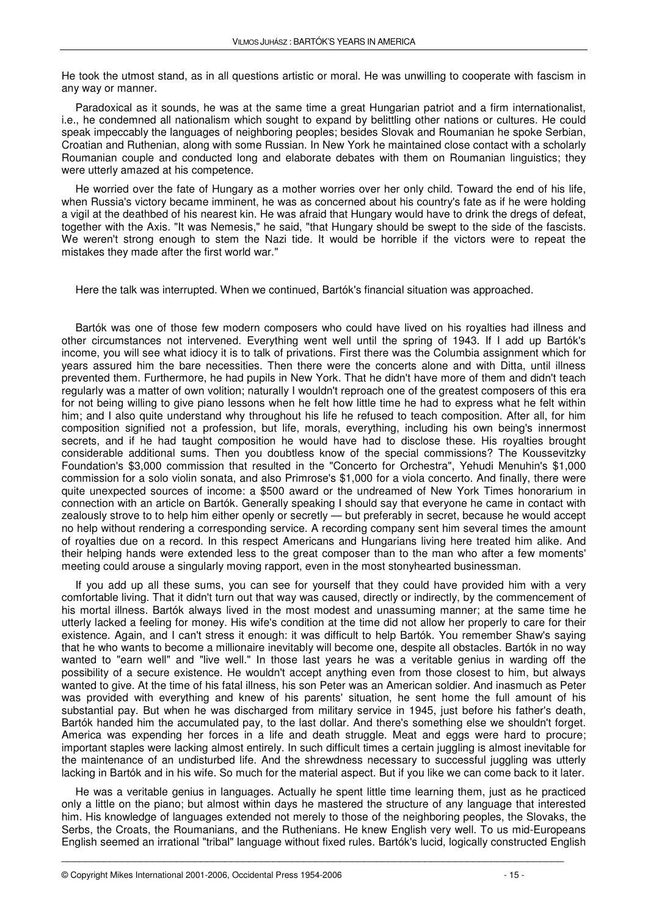He took the utmost stand, as in all questions artistic or moral. He was unwilling to cooperate with fascism in any way or manner.

Paradoxical as it sounds, he was at the same time a great Hungarian patriot and a firm internationalist, i.e., he condemned all nationalism which sought to expand by belittling other nations or cultures. He could speak impeccably the languages of neighboring peoples; besides Slovak and Roumanian he spoke Serbian, Croatian and Ruthenian, along with some Russian. In New York he maintained close contact with a scholarly Roumanian couple and conducted long and elaborate debates with them on Roumanian linguistics; they were utterly amazed at his competence.

He worried over the fate of Hungary as a mother worries over her only child. Toward the end of his life, when Russia's victory became imminent, he was as concerned about his country's fate as if he were holding a vigil at the deathbed of his nearest kin. He was afraid that Hungary would have to drink the dregs of defeat, together with the Axis. "It was Nemesis," he said, "that Hungary should be swept to the side of the fascists. We weren't strong enough to stem the Nazi tide. It would be horrible if the victors were to repeat the mistakes they made after the first world war."

Here the talk was interrupted. When we continued, Bartók's financial situation was approached.

Bartók was one of those few modern composers who could have lived on his royalties had illness and other circumstances not intervened. Everything went well until the spring of 1943. If I add up Bartók's income, you will see what idiocy it is to talk of privations. First there was the Columbia assignment which for years assured him the bare necessities. Then there were the concerts alone and with Ditta, until illness prevented them. Furthermore, he had pupils in New York. That he didn't have more of them and didn't teach regularly was a matter of own volition; naturally I wouldn't reproach one of the greatest composers of this era for not being willing to give piano lessons when he felt how little time he had to express what he felt within him; and I also quite understand why throughout his life he refused to teach composition. After all, for him composition signified not a profession, but life, morals, everything, including his own being's innermost secrets, and if he had taught composition he would have had to disclose these. His royalties brought considerable additional sums. Then you doubtless know of the special commissions? The Koussevitzky Foundation's $3,000 commission that resulted in the "Concerto for Orchestra", Yehudi Menuhin's $1,000 commission for a solo violin sonata, and also Primrose's $1,000 for a viola concerto. And finally, there were quite unexpected sources of income: a $500 award or the undreamed of New York Times honorarium in connection with an article on Bartók. Generally speaking I should say that everyone he came in contact with zealously strove to to help him either openly or secretly — but preferably in secret, because he would accept no help without rendering a corresponding service. A recording company sent him several times the amount of royalties due on a record. In this respect Americans and Hungarians living here treated him alike. And their helping hands were extended less to the great composer than to the man who after a few moments' meeting could arouse a singularly moving rapport, even in the most stonyhearted businessman.

If you add up all these sums, you can see for yourself that they could have provided him with a very comfortable living. That it didn't turn out that way was caused, directly or indirectly, by the commencement of his mortal illness. Bartók always lived in the most modest and unassuming manner; at the same time he utterly lacked a feeling for money. His wife's condition at the time did not allow her properly to care for their existence. Again, and I can't stress it enough: it was difficult to help Bartók. You remember Shaw's saying that he who wants to become a millionaire inevitably will become one, despite all obstacles. Bartók in no way wanted to "earn well" and "live well." In those last years he was a veritable genius in warding off the possibility of a secure existence. He wouldn't accept anything even from those closest to him, but always wanted to give. At the time of his fatal illness, his son Peter was an American soldier. And inasmuch as Peter was provided with everything and knew of his parents' situation, he sent home the full amount of his substantial pay. But when he was discharged from military service in 1945, just before his father's death, Bartók handed him the accumulated pay, to the last dollar. And there's something else we shouldn't forget. America was expending her forces in a life and death struggle. Meat and eggs were hard to procure; important staples were lacking almost entirely. In such difficult times a certain juggling is almost inevitable for the maintenance of an undisturbed life. And the shrewdness necessary to successful juggling was utterly lacking in Bartók and in his wife. So much for the material aspect. But if you like we can come back to it later.

He was a veritable genius in languages. Actually he spent little time learning them, just as he practiced only a little on the piano; but almost within days he mastered the structure of any language that interested him. His knowledge of languages extended not merely to those of the neighboring peoples, the Slovaks, the Serbs, the Croats, the Roumanians, and the Ruthenians. He knew English very well. To us mid-Europeans English seemed an irrational "tribal" language without fixed rules. Bartók's lucid, logically constructed English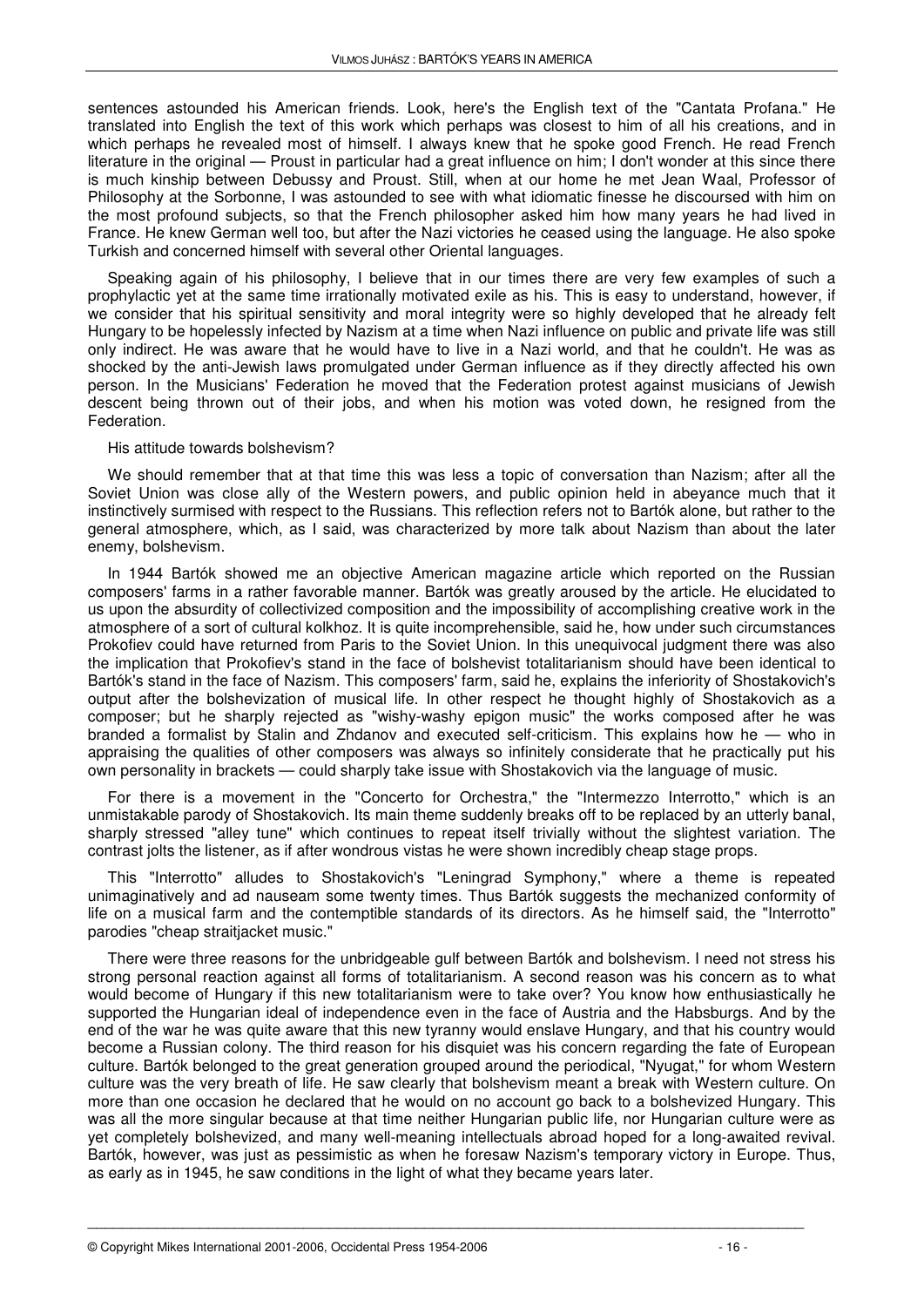sentences astounded his American friends. Look, here's the English text of the "Cantata Profana." He translated into English the text of this work which perhaps was closest to him of all his creations, and in which perhaps he revealed most of himself. I always knew that he spoke good French. He read French literature in the original — Proust in particular had a great influence on him; I don't wonder at this since there is much kinship between Debussy and Proust. Still, when at our home he met Jean Waal, Professor of Philosophy at the Sorbonne, I was astounded to see with what idiomatic finesse he discoursed with him on the most profound subjects, so that the French philosopher asked him how many years he had lived in France. He knew German well too, but after the Nazi victories he ceased using the language. He also spoke Turkish and concerned himself with several other Oriental languages.

Speaking again of his philosophy, I believe that in our times there are very few examples of such a prophylactic yet at the same time irrationally motivated exile as his. This is easy to understand, however, if we consider that his spiritual sensitivity and moral integrity were so highly developed that he already felt Hungary to be hopelessly infected by Nazism at a time when Nazi influence on public and private life was still only indirect. He was aware that he would have to live in a Nazi world, and that he couldn't. He was as shocked by the anti-Jewish laws promulgated under German influence as if they directly affected his own person. In the Musicians' Federation he moved that the Federation protest against musicians of Jewish descent being thrown out of their jobs, and when his motion was voted down, he resigned from the Federation.

His attitude towards bolshevism?

We should remember that at that time this was less a topic of conversation than Nazism; after all the Soviet Union was close ally of the Western powers, and public opinion held in abeyance much that it instinctively surmised with respect to the Russians. This reflection refers not to Bartók alone, but rather to the general atmosphere, which, as I said, was characterized by more talk about Nazism than about the later enemy, bolshevism.

In 1944 Bartók showed me an objective American magazine article which reported on the Russian composers' farms in a rather favorable manner. Bartók was greatly aroused by the article. He elucidated to us upon the absurdity of collectivized composition and the impossibility of accomplishing creative work in the atmosphere of a sort of cultural kolkhoz. It is quite incomprehensible, said he, how under such circumstances Prokofiev could have returned from Paris to the Soviet Union. In this unequivocal judgment there was also the implication that Prokofiev's stand in the face of bolshevist totalitarianism should have been identical to Bartók's stand in the face of Nazism. This composers' farm, said he, explains the inferiority of Shostakovich's output after the bolshevization of musical life. In other respect he thought highly of Shostakovich as a composer; but he sharply rejected as "wishy-washy epigon music" the works composed after he was branded a formalist by Stalin and Zhdanov and executed self-criticism. This explains how he — who in appraising the qualities of other composers was always so infinitely considerate that he practically put his own personality in brackets — could sharply take issue with Shostakovich via the language of music.

For there is a movement in the "Concerto for Orchestra," the "Intermezzo Interrotto," which is an unmistakable parody of Shostakovich. Its main theme suddenly breaks off to be replaced by an utterly banal, sharply stressed "alley tune" which continues to repeat itself trivially without the slightest variation. The contrast jolts the listener, as if after wondrous vistas he were shown incredibly cheap stage props.

This "Interrotto" alludes to Shostakovich's "Leningrad Symphony," where a theme is repeated unimaginatively and ad nauseam some twenty times. Thus Bartók suggests the mechanized conformity of life on a musical farm and the contemptible standards of its directors. As he himself said, the "Interrotto" parodies "cheap straitjacket music."

There were three reasons for the unbridgeable gulf between Bartók and bolshevism. I need not stress his strong personal reaction against all forms of totalitarianism. A second reason was his concern as to what would become of Hungary if this new totalitarianism were to take over? You know how enthusiastically he supported the Hungarian ideal of independence even in the face of Austria and the Habsburgs. And by the end of the war he was quite aware that this new tyranny would enslave Hungary, and that his country would become a Russian colony. The third reason for his disquiet was his concern regarding the fate of European culture. Bartók belonged to the great generation grouped around the periodical, "Nyugat," for whom Western culture was the very breath of life. He saw clearly that bolshevism meant a break with Western culture. On more than one occasion he declared that he would on no account go back to a bolshevized Hungary. This was all the more singular because at that time neither Hungarian public life, nor Hungarian culture were as yet completely bolshevized, and many well-meaning intellectuals abroad hoped for a long-awaited revival. Bartók, however, was just as pessimistic as when he foresaw Nazism's temporary victory in Europe. Thus, as early as in 1945, he saw conditions in the light of what they became years later.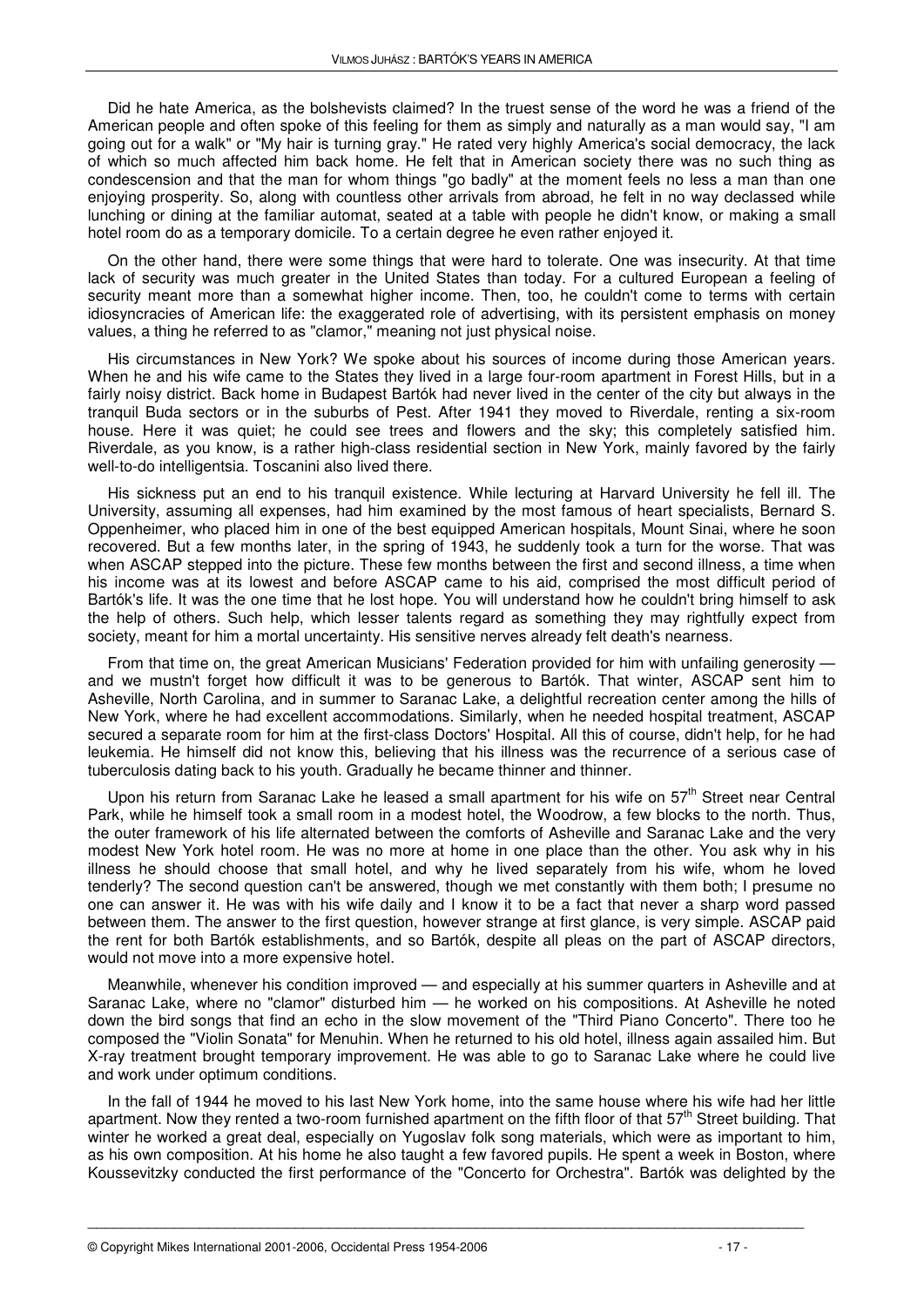Did he hate America, as the bolshevists claimed? In the truest sense of the word he was a friend of the American people and often spoke of this feeling for them as simply and naturally as a man would say, "I am going out for a walk" or "My hair is turning gray." He rated very highly America's social democracy, the lack of which so much affected him back home. He felt that in American society there was no such thing as condescension and that the man for whom things "go badly" at the moment feels no less a man than one enjoying prosperity. So, along with countless other arrivals from abroad, he felt in no way declassed while lunching or dining at the familiar automat, seated at a table with people he didn't know, or making a small hotel room do as a temporary domicile. To a certain degree he even rather enjoyed it.

On the other hand, there were some things that were hard to tolerate. One was insecurity. At that time lack of security was much greater in the United States than today. For a cultured European a feeling of security meant more than a somewhat higher income. Then, too, he couldn't come to terms with certain idiosyncracies of American life: the exaggerated role of advertising, with its persistent emphasis on money values, a thing he referred to as "clamor," meaning not just physical noise.

His circumstances in New York? We spoke about his sources of income during those American years. When he and his wife came to the States they lived in a large four-room apartment in Forest Hills, but in a fairly noisy district. Back home in Budapest Bartók had never lived in the center of the city but always in the tranquil Buda sectors or in the suburbs of Pest. After 1941 they moved to Riverdale, renting a six-room house. Here it was quiet; he could see trees and flowers and the sky; this completely satisfied him. Riverdale, as you know, is a rather high-class residential section in New York, mainly favored by the fairly well-to-do intelligentsia. Toscanini also lived there.

His sickness put an end to his tranquil existence. While lecturing at Harvard University he fell ill. The University, assuming all expenses, had him examined by the most famous of heart specialists, Bernard S. Oppenheimer, who placed him in one of the best equipped American hospitals, Mount Sinai, where he soon recovered. But a few months later, in the spring of 1943, he suddenly took a turn for the worse. That was when ASCAP stepped into the picture. These few months between the first and second illness, a time when his income was at its lowest and before ASCAP came to his aid, comprised the most difficult period of Bartók's life. It was the one time that he lost hope. You will understand how he couldn't bring himself to ask the help of others. Such help, which lesser talents regard as something they may rightfully expect from society, meant for him a mortal uncertainty. His sensitive nerves already felt death's nearness.

From that time on, the great American Musicians' Federation provided for him with unfailing generosity — and we mustn't forget how difficult it was to be generous to Bartók. That winter, ASCAP sent him to Asheville, North Carolina, and in summer to Saranac Lake, a delightful recreation center among the hills of New York, where he had excellent accommodations. Similarly, when he needed hospital treatment, ASCAP secured a separate room for him at the first-class Doctors' Hospital. All this of course, didn't help, for he had leukemia. He himself did not know this, believing that his illness was the recurrence of a serious case of tuberculosis dating back to his youth. Gradually he became thinner and thinner.

Upon his return from Saranac Lake he leased a small apartment for his wife on 57th Street near Central Park, while he himself took a small room in a modest hotel, the Woodrow, a few blocks to the north. Thus, the outer framework of his life alternated between the comforts of Asheville and Saranac Lake and the very modest New York hotel room. He was no more at home in one place than the other. You ask why in his illness he should choose that small hotel, and why he lived separately from his wife, whom he loved tenderly? The second question can't be answered, though we met constantly with them both; I presume no one can answer it. He was with his wife daily and I know it to be a fact that never a sharp word passed between them. The answer to the first question, however strange at first glance, is very simple. ASCAP paid the rent for both Bartók establishments, and so Bartók, despite all pleas on the part of ASCAP directors, would not move into a more expensive hotel.

Meanwhile, whenever his condition improved — and especially at his summer quarters in Asheville and at Saranac Lake, where no "clamor" disturbed him — he worked on his compositions. At Asheville he noted down the bird songs that find an echo in the slow movement of the "Third Piano Concerto". There too he composed the "Violin Sonata" for Menuhin. When he returned to his old hotel, illness again assailed him. But X-ray treatment brought temporary improvement. He was able to go to Saranac Lake where he could live and work under optimum conditions.

In the fall of 1944 he moved to his last New York home, into the same house where his wife had her little apartment. Now they rented a two-room furnished apartment on the fifth floor of that 57th Street building. That winter he worked a great deal, especially on Yugoslav folk song materials, which were as important to him, as his own composition. At his home he also taught a few favored pupils. He spent a week in Boston, where Koussevitzky conducted the first performance of the "Concerto for Orchestra". Bartók was delighted by the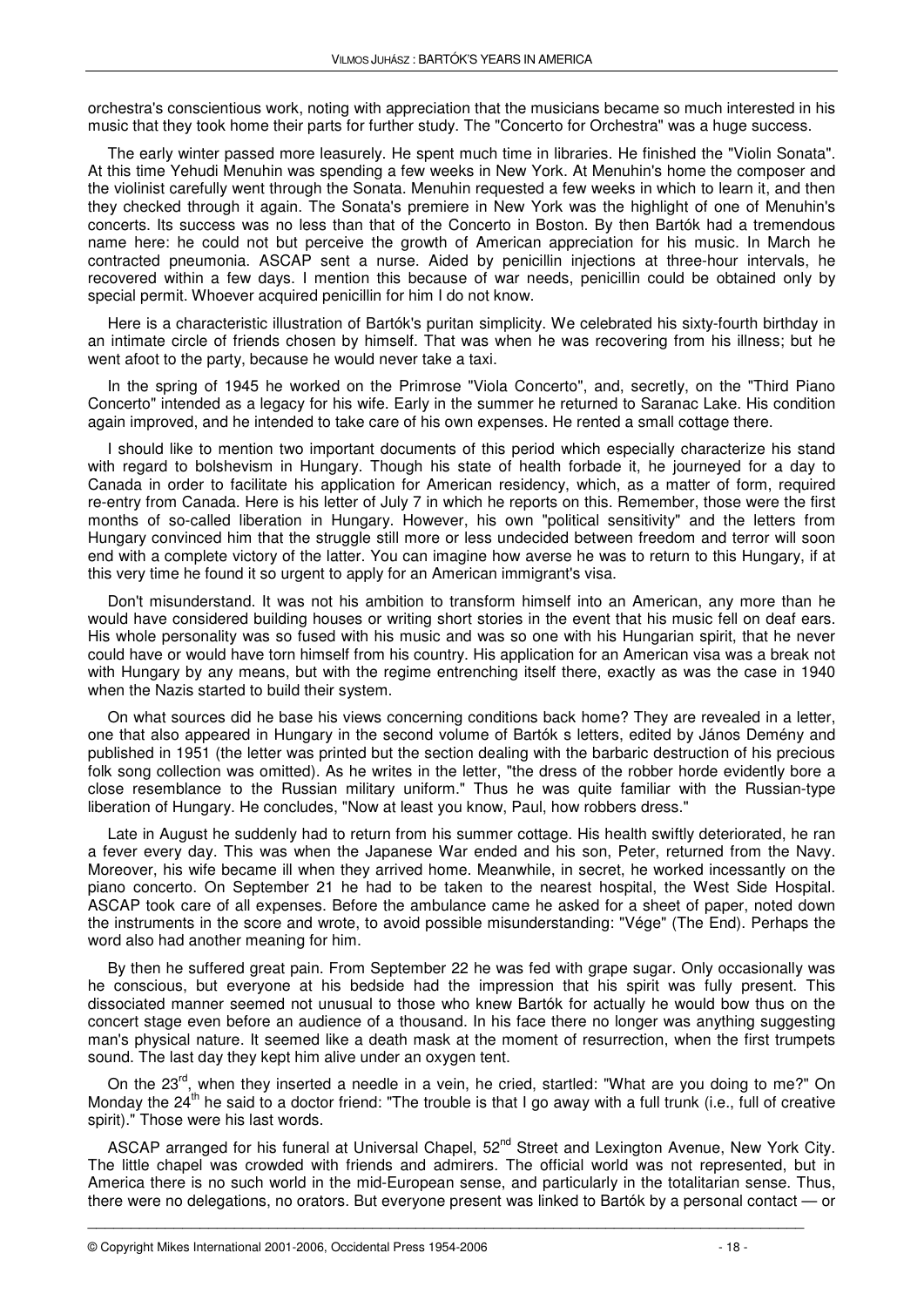orchestra's conscientious work, noting with appreciation that the musicians became so much interested in his music that they took home their parts for further study. The "Concerto for Orchestra" was a huge success.

The early winter passed more leasurely. He spent much time in libraries. He finished the "Violin Sonata". At this time Yehudi Menuhin was spending a few weeks in New York. At Menuhin's home the composer and the violinist carefully went through the Sonata. Menuhin requested a few weeks in which to learn it, and then they checked through it again. The Sonata's premiere in New York was the highlight of one of Menuhin's concerts. Its success was no less than that of the Concerto in Boston. By then Bartók had a tremendous name here: he could not but perceive the growth of American appreciation for his music. In March he contracted pneumonia. ASCAP sent a nurse. Aided by penicillin injections at three-hour intervals, he recovered within a few days. I mention this because of war needs, penicillin could be obtained only by special permit. Whoever acquired penicillin for him I do not know.

Here is a characteristic illustration of Bartók's puritan simplicity. We celebrated his sixty-fourth birthday in an intimate circle of friends chosen by himself. That was when he was recovering from his illness; but he went afoot to the party, because he would never take a taxi.

In the spring of 1945 he worked on the Primrose "Viola Concerto", and, secretly, on the "Third Piano Concerto" intended as a legacy for his wife. Early in the summer he returned to Saranac Lake. His condition again improved, and he intended to take care of his own expenses. He rented a small cottage there.

I should like to mention two important documents of this period which especially characterize his stand with regard to bolshevism in Hungary. Though his state of health forbade it, he journeyed for a day to Canada in order to facilitate his application for American residency, which, as a matter of form, required re-entry from Canada. Here is his letter of July 7 in which he reports on this. Remember, those were the first months of so-called liberation in Hungary. However, his own "political sensitivity" and the letters from Hungary convinced him that the struggle still more or less undecided between freedom and terror will soon end with a complete victory of the latter. You can imagine how averse he was to return to this Hungary, if at this very time he found it so urgent to apply for an American immigrant's visa.

Don't misunderstand. It was not his ambition to transform himself into an American, any more than he would have considered building houses or writing short stories in the event that his music fell on deaf ears. His whole personality was so fused with his music and was so one with his Hungarian spirit, that he never could have or would have torn himself from his country. His application for an American visa was a break not with Hungary by any means, but with the regime entrenching itself there, exactly as was the case in 1940 when the Nazis started to build their system.

On what sources did he base his views concerning conditions back home? They are revealed in a letter, one that also appeared in Hungary in the second volume of Bartók s letters, edited by János Demény and published in 1951 (the letter was printed but the section dealing with the barbaric destruction of his precious folk song collection was omitted). As he writes in the letter, "the dress of the robber horde evidently bore a close resemblance to the Russian military uniform." Thus he was quite familiar with the Russian-type liberation of Hungary. He concludes, "Now at least you know, Paul, how robbers dress."

Late in August he suddenly had to return from his summer cottage. His health swiftly deteriorated, he ran a fever every day. This was when the Japanese War ended and his son, Peter, returned from the Navy. Moreover, his wife became ill when they arrived home. Meanwhile, in secret, he worked incessantly on the piano concerto. On September 21 he had to be taken to the nearest hospital, the West Side Hospital. ASCAP took care of all expenses. Before the ambulance came he asked for a sheet of paper, noted down the instruments in the score and wrote, to avoid possible misunderstanding: "Vége" (The End). Perhaps the word also had another meaning for him.

By then he suffered great pain. From September 22 he was fed with grape sugar. Only occasionally was he conscious, but everyone at his bedside had the impression that his spirit was fully present. This dissociated manner seemed not unusual to those who knew Bartók for actually he would bow thus on the concert stage even before an audience of a thousand. In his face there no longer was anything suggesting man's physical nature. It seemed like a death mask at the moment of resurrection, when the first trumpets sound. The last day they kept him alive under an oxygen tent.

On the 23rd, when they inserted a needle in a vein, he cried, startled: "What are you doing to me?" On Monday the 24th he said to a doctor friend: "The trouble is that I go away with a full trunk (i.e., full of creative spirit)." Those were his last words.

ASCAP arranged for his funeral at Universal Chapel, 52nd Street and Lexington Avenue, New York City. The little chapel was crowded with friends and admirers. The official world was not represented, but in America there is no such world in the mid-European sense, and particularly in the totalitarian sense. Thus, there were no delegations, no orators. But everyone present was linked to Bartók by a personal contact — or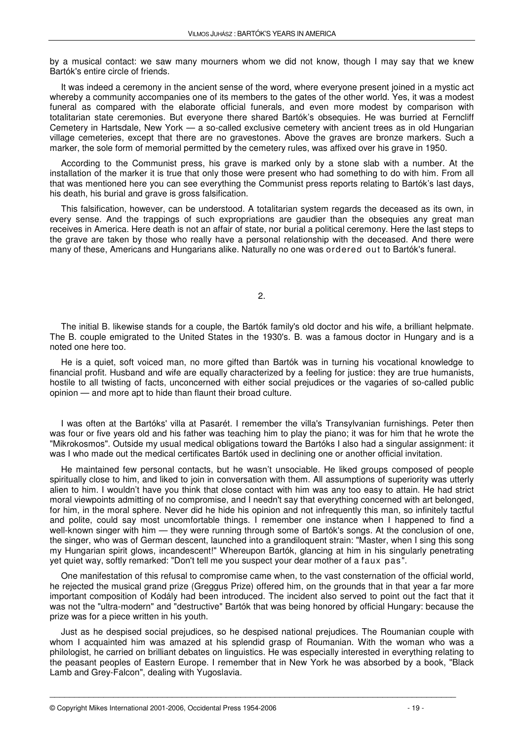by a musical contact: we saw many mourners whom we did not know, though I may say that we knew Bartók's entire circle of friends.

It was indeed a ceremony in the ancient sense of the word, where everyone present joined in a mystic act whereby a community accompanies one of its members to the gates of the other world. Yes, it was a modest funeral as compared with the elaborate official funerals, and even more modest by comparison with totalitarian state ceremonies. But everyone there shared Bartók's obsequies. He was burried at Ferncliff Cemetery in Hartsdale, New York — a so-called exclusive cemetery with ancient trees as in old Hungarian village cemeteries, except that there are no gravestones. Above the graves are bronze markers. Such a marker, the sole form of memorial permitted by the cemetery rules, was affixed over his grave in 1950.

According to the Communist press, his grave is marked only by a stone slab with a number. At the installation of the marker it is true that only those were present who had something to do with him. From all that was mentioned here you can see everything the Communist press reports relating to Bartók's last days, his death, his burial and grave is gross falsification.

This falsification, however, can be understood. A totalitarian system regards the deceased as its own, in every sense. And the trappings of such expropriations are gaudier than the obsequies any great man receives in America. Here death is not an affair of state, nor burial a political ceremony. Here the last steps to the grave are taken by those who really have a personal relationship with the deceased. And there were many of these, Americans and Hungarians alike. Naturally no one was *ordered out* to Bartók's funeral.

2.

The initial B. likewise stands for a couple, the Bartók family's old doctor and his wife, a brilliant helpmate. The B. couple emigrated to the United States in the 1930's. B. was a famous doctor in Hungary and is a noted one here too.

He is a quiet, soft voiced man, no more gifted than Bartók was in turning his vocational knowledge to financial profit. Husband and wife are equally characterized by a feeling for justice: they are true humanists, hostile to all twisting of facts, unconcerned with either social prejudices or the vagaries of so-called public opinion — and more apt to hide than flaunt their broad culture.

I was often at the Bartóks' villa at Pasarét. I remember the villa's Transylvanian furnishings. Peter then was four or five years old and his father was teaching him to play the piano; it was for him that he wrote the "Mikrokosmos". Outside my usual medical obligations toward the Bartóks I also had a singular assignment: it was I who made out the medical certificates Bartók used in declining one or another official invitation.

He maintained few personal contacts, but he wasn't unsociable. He liked groups composed of people spiritually close to him, and liked to join in conversation with them. All assumptions of superiority was utterly alien to him. I wouldn't have you think that close contact with him was any too easy to attain. He had strict moral viewpoints admitting of no compromise, and I needn't say that everything concerned with art belonged, for him, in the moral sphere. Never did he hide his opinion and not infrequently this man, so infinitely tactful and polite, could say most uncomfortable things. I remember one instance when I happened to find a well-known singer with him — they were running through some of Bartók's songs. At the conclusion of one, the singer, who was of German descent, launched into a grandiloquent strain: "Master, when I sing this song my Hungarian spirit glows, incandescent!" Whereupon Bartók, glancing at him in his singularly penetrating yet quiet way, softly remarked: "Don't tell me you suspect your dear mother of a *faux pas*".

One manifestation of this refusal to compromise came when, to the vast consternation of the official world, he rejected the musical grand prize (Greggus Prize) offered him, on the grounds that in that year a far more important composition of Kodály had been introduced. The incident also served to point out the fact that it was not the "ultra-modern" and "destructive" Bartók that was being honored by official Hungary: because the prize was for a piece written in his youth.

Just as he despised social prejudices, so he despised national prejudices. The Roumanian couple with whom I acquainted him was amazed at his splendid grasp of Roumanian. With the woman who was a philologist, he carried on brilliant debates on linguistics. He was especially interested in everything relating to the peasant peoples of Eastern Europe. I remember that in New York he was absorbed by a book, "Black Lamb and Grey-Falcon", dealing with Yugoslavia.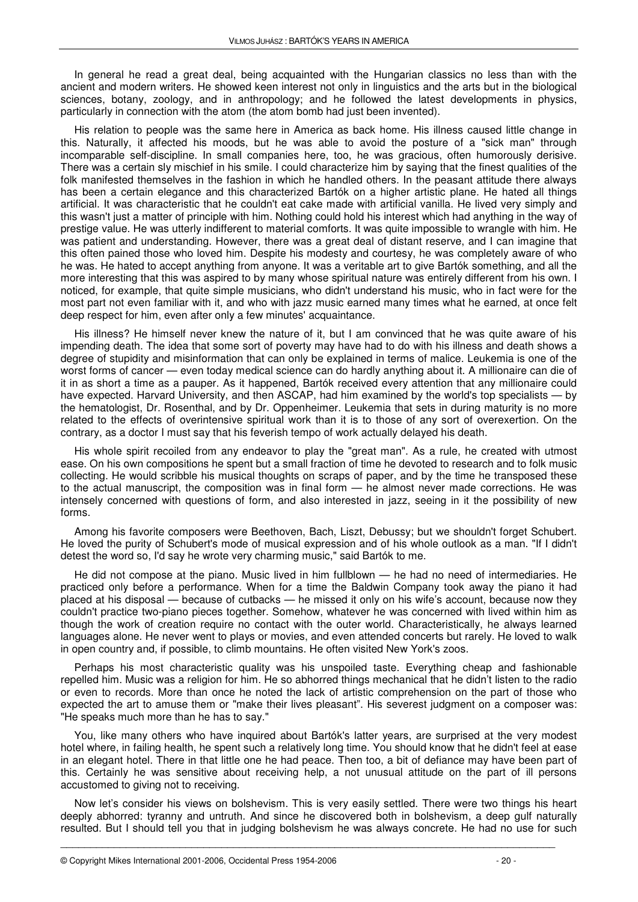In general he read a great deal, being acquainted with the Hungarian classics no less than with the ancient and modern writers. He showed keen interest not only in linguistics and the arts but in the biological sciences, botany, zoology, and in anthropology; and he followed the latest developments in physics, particularly in connection with the atom (the atom bomb had just been invented).

His relation to people was the same here in America as back home. His illness caused little change in this. Naturally, it affected his moods, but he was able to avoid the posture of a "sick man" through incomparable self-discipline. In small companies here, too, he was gracious, often humorously derisive. There was a certain sly mischief in his smile. I could characterize him by saying that the finest qualities of the folk manifested themselves in the fashion in which he handled others. In the peasant attitude there always has been a certain elegance and this characterized Bartók on a higher artistic plane. He hated all things artificial. It was characteristic that he couldn't eat cake made with artificial vanilla. He lived very simply and this wasn't just a matter of principle with him. Nothing could hold his interest which had anything in the way of prestige value. He was utterly indifferent to material comforts. It was quite impossible to wrangle with him. He was patient and understanding. However, there was a great deal of distant reserve, and I can imagine that this often pained those who loved him. Despite his modesty and courtesy, he was completely aware of who he was. He hated to accept anything from anyone. It was a veritable art to give Bartók something, and all the more interesting that this was aspired to by many whose spiritual nature was entirely different from his own. I noticed, for example, that quite simple musicians, who didn't understand his music, who in fact were for the most part not even familiar with it, and who with jazz music earned many times what he earned, at once felt deep respect for him, even after only a few minutes' acquaintance.

His illness? He himself never knew the nature of it, but I am convinced that he was quite aware of his impending death. The idea that some sort of poverty may have had to do with his illness and death shows a degree of stupidity and misinformation that can only be explained in terms of malice. Leukemia is one of the worst forms of cancer — even today medical science can do hardly anything about it. A millionaire can die of it in as short a time as a pauper. As it happened, Bartók received every attention that any millionaire could have expected. Harvard University, and then ASCAP, had him examined by the world's top specialists — by the hematologist, Dr. Rosenthal, and by Dr. Oppenheimer. Leukemia that sets in during maturity is no more related to the effects of overintensive spiritual work than it is to those of any sort of overexertion. On the contrary, as a doctor I must say that his feverish tempo of work actually delayed his death.

His whole spirit recoiled from any endeavor to play the "great man". As a rule, he created with utmost ease. On his own compositions he spent but a small fraction of time he devoted to research and to folk music collecting. He would scribble his musical thoughts on scraps of paper, and by the time he transposed these to the actual manuscript, the composition was in final form — he almost never made corrections. He was intensely concerned with questions of form, and also interested in jazz, seeing in it the possibility of new forms.

Among his favorite composers were Beethoven, Bach, Liszt, Debussy; but we shouldn't forget Schubert. He loved the purity of Schubert's mode of musical expression and of his whole outlook as a man. "If I didn't detest the word so, I'd say he wrote very charming music," said Bartók to me.

He did not compose at the piano. Music lived in him fullblown — he had no need of intermediaries. He practiced only before a performance. When for a time the Baldwin Company took away the piano it had placed at his disposal — because of cutbacks — he missed it only on his wife's account, because now they couldn't practice two-piano pieces together. Somehow, whatever he was concerned with lived within him as though the work of creation require no contact with the outer world. Characteristically, he always learned languages alone. He never went to plays or movies, and even attended concerts but rarely. He loved to walk in open country and, if possible, to climb mountains. He often visited New York's zoos.

Perhaps his most characteristic quality was his unspoiled taste. Everything cheap and fashionable repelled him. Music was a religion for him. He so abhorred things mechanical that he didn't listen to the radio or even to records. More than once he noted the lack of artistic comprehension on the part of those who expected the art to amuse them or "make their lives pleasant". His severest judgment on a composer was: "He speaks much more than he has to say."

You, like many others who have inquired about Bartók's latter years, are surprised at the very modest hotel where, in failing health, he spent such a relatively long time. You should know that he didn't feel at ease in an elegant hotel. There in that little one he had peace. Then too, a bit of defiance may have been part of this. Certainly he was sensitive about receiving help, a not unusual attitude on the part of ill persons accustomed to giving not to receiving.

Now let's consider his views on bolshevism. This is very easily settled. There were two things his heart deeply abhorred: tyranny and untruth. And since he discovered both in bolshevism, a deep gulf naturally resulted. But I should tell you that in judging bolshevism he was always concrete. He had no use for such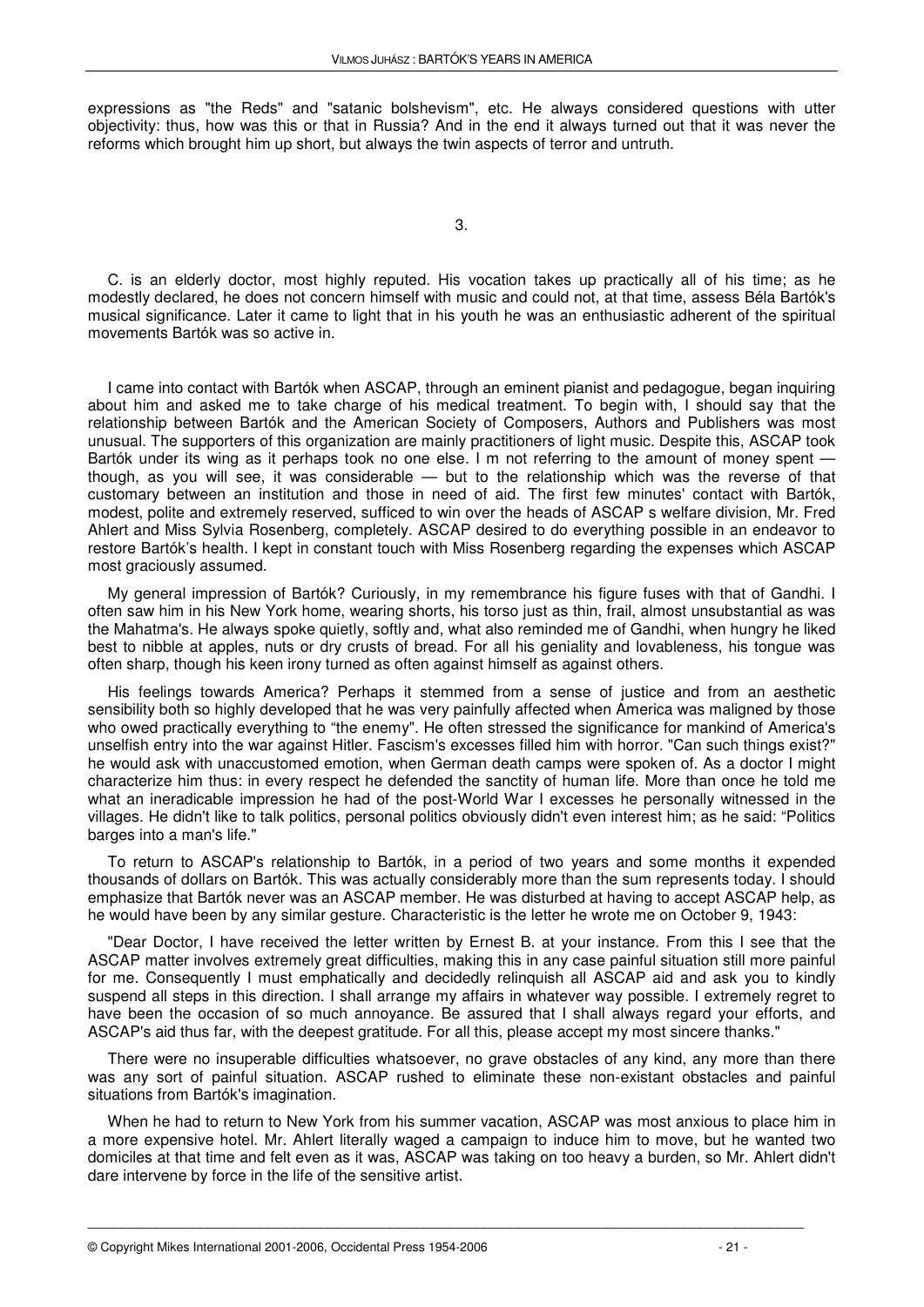expressions as "the Reds" and "satanic bolshevism", etc. He always considered questions with utter objectivity: thus, how was this or that in Russia? And in the end it always turned out that it was never the reforms which brought him up short, but always the twin aspects of terror and untruth.

3.

C. is an elderly doctor, most highly reputed. His vocation takes up practically all of his time; as he modestly declared, he does not concern himself with music and could not, at that time, assess Béla Bartók's musical significance. Later it came to light that in his youth he was an enthusiastic adherent of the spiritual movements Bartók was so active in.

I came into contact with Bartók when ASCAP, through an eminent pianist and pedagogue, began inquiring about him and asked me to take charge of his medical treatment. To begin with, I should say that the relationship between Bartók and the American Society of Composers, Authors and Publishers was most unusual. The supporters of this organization are mainly practitioners of light music. Despite this, ASCAP took Bartók under its wing as it perhaps took no one else. I m not referring to the amount of money spent — though, as you will see, it was considerable — but to the relationship which was the reverse of that customary between an institution and those in need of aid. The first few minutes' contact with Bartók, modest, polite and extremely reserved, sufficed to win over the heads of ASCAP s welfare division, Mr. Fred Ahlert and Miss Sylvia Rosenberg, completely. ASCAP desired to do everything possible in an endeavor to restore Bartók's health. I kept in constant touch with Miss Rosenberg regarding the expenses which ASCAP most graciously assumed.

My general impression of Bartók? Curiously, in my remembrance his figure fuses with that of Gandhi. I often saw him in his New York home, wearing shorts, his torso just as thin, frail, almost unsubstantial as was the Mahatma's. He always spoke quietly, softly and, what also reminded me of Gandhi, when hungry he liked best to nibble at apples, nuts or dry crusts of bread. For all his geniality and lovableness, his tongue was often sharp, though his keen irony turned as often against himself as against others.

His feelings towards America? Perhaps it stemmed from a sense of justice and from an aesthetic sensibility both so highly developed that he was very painfully affected when America was maligned by those who owed practically everything to "the enemy". He often stressed the significance for mankind of America's unselfish entry into the war against Hitler. Fascism's excesses filled him with horror. "Can such things exist?" he would ask with unaccustomed emotion, when German death camps were spoken of. As a doctor I might characterize him thus: in every respect he defended the sanctity of human life. More than once he told me what an ineradicable impression he had of the post-World War I excesses he personally witnessed in the villages. He didn't like to talk politics, personal politics obviously didn't even interest him; as he said: "Politics barges into a man's life."

To return to ASCAP's relationship to Bartók, in a period of two years and some months it expended thousands of dollars on Bartók. This was actually considerably more than the sum represents today. I should emphasize that Bartók never was an ASCAP member. He was disturbed at having to accept ASCAP help, as he would have been by any similar gesture. Characteristic is the letter he wrote me on October 9, 1943:

"Dear Doctor, I have received the letter written by Ernest B. at your instance. From this I see that the ASCAP matter involves extremely great difficulties, making this in any case painful situation still more painful for me. Consequently I must emphatically and decidedly relinquish all ASCAP aid and ask you to kindly suspend all steps in this direction. I shall arrange my affairs in whatever way possible. I extremely regret to have been the occasion of so much annoyance. Be assured that I shall always regard your efforts, and ASCAP's aid thus far, with the deepest gratitude. For all this, please accept my most sincere thanks."

There were no insuperable difficulties whatsoever, no grave obstacles of any kind, any more than there was any sort of painful situation. ASCAP rushed to eliminate these non-existant obstacles and painful situations from Bartók's imagination.

When he had to return to New York from his summer vacation, ASCAP was most anxious to place him in a more expensive hotel. Mr. Ahlert literally waged a campaign to induce him to move, but he wanted two domiciles at that time and felt even as it was, ASCAP was taking on too heavy a burden, so Mr. Ahlert didn't dare intervene by force in the life of the sensitive artist.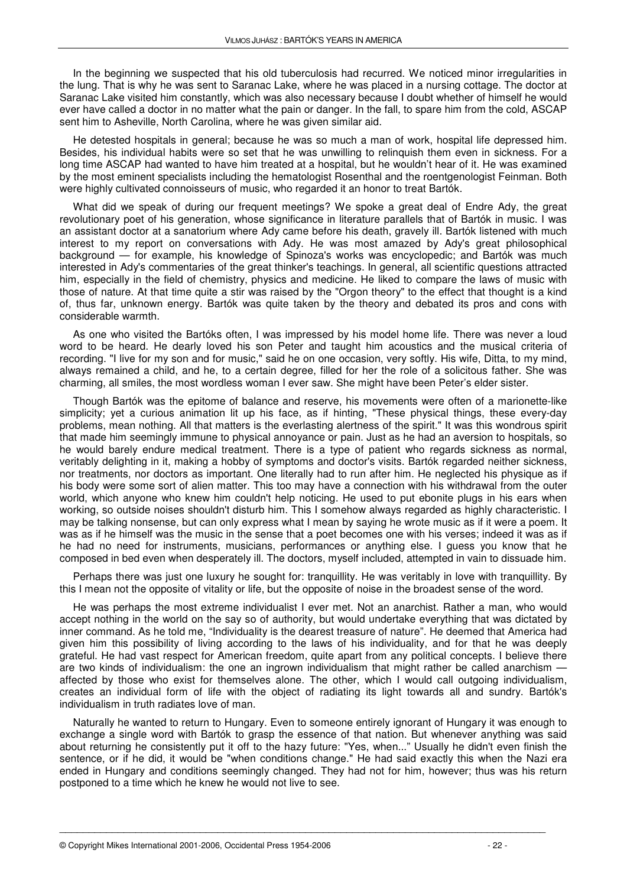In the beginning we suspected that his old tuberculosis had recurred. We noticed minor irregularities in the lung. That is why he was sent to Saranac Lake, where he was placed in a nursing cottage. The doctor at Saranac Lake visited him constantly, which was also necessary because I doubt whether of himself he would ever have called a doctor in no matter what the pain or danger. In the fall, to spare him from the cold, ASCAP sent him to Asheville, North Carolina, where he was given similar aid.

He detested hospitals in general; because he was so much a man of work, hospital life depressed him. Besides, his individual habits were so set that he was unwilling to relinquish them even in sickness. For a long time ASCAP had wanted to have him treated at a hospital, but he wouldn't hear of it. He was examined by the most eminent specialists including the hematologist Rosenthal and the roentgenologist Feinman. Both were highly cultivated connoisseurs of music, who regarded it an honor to treat Bartók.

What did we speak of during our frequent meetings? We spoke a great deal of Endre Ady, the great revolutionary poet of his generation, whose significance in literature parallels that of Bartók in music. I was an assistant doctor at a sanatorium where Ady came before his death, gravely ill. Bartók listened with much interest to my report on conversations with Ady. He was most amazed by Ady's great philosophical background — for example, his knowledge of Spinoza's works was encyclopedic; and Bartók was much interested in Ady's commentaries of the great thinker's teachings. In general, all scientific questions attracted him, especially in the field of chemistry, physics and medicine. He liked to compare the laws of music with those of nature. At that time quite a stir was raised by the "Orgon theory" to the effect that thought is a kind of, thus far, unknown energy. Bartók was quite taken by the theory and debated its pros and cons with considerable warmth.

As one who visited the Bartóks often, I was impressed by his model home life. There was never a loud word to be heard. He dearly loved his son Peter and taught him acoustics and the musical criteria of recording. "I live for my son and for music," said he on one occasion, very softly. His wife, Ditta, to my mind, always remained a child, and he, to a certain degree, filled for her the role of a solicitous father. She was charming, all smiles, the most wordless woman I ever saw. She might have been Peter's elder sister.

Though Bartók was the epitome of balance and reserve, his movements were often of a marionette-like simplicity; yet a curious animation lit up his face, as if hinting, "These physical things, these every-day problems, mean nothing. All that matters is the everlasting alertness of the spirit." It was this wondrous spirit that made him seemingly immune to physical annoyance or pain. Just as he had an aversion to hospitals, so he would barely endure medical treatment. There is a type of patient who regards sickness as normal, veritably delighting in it, making a hobby of symptoms and doctor's visits. Bartók regarded neither sickness, nor treatments, nor doctors as important. One literally had to run after him. He neglected his physique as if his body were some sort of alien matter. This too may have a connection with his withdrawal from the outer world, which anyone who knew him couldn't help noticing. He used to put ebonite plugs in his ears when working, so outside noises shouldn't disturb him. This I somehow always regarded as highly characteristic. I may be talking nonsense, but can only express what I mean by saying he wrote music as if it were a poem. It was as if he himself was the music in the sense that a poet becomes one with his verses; indeed it was as if he had no need for instruments, musicians, performances or anything else. I guess you know that he composed in bed even when desperately ill. The doctors, myself included, attempted in vain to dissuade him.

Perhaps there was just one luxury he sought for: tranquillity. He was veritably in love with tranquillity. By this I mean not the opposite of vitality or life, but the opposite of noise in the broadest sense of the word.

He was perhaps the most extreme individualist I ever met. Not an anarchist. Rather a man, who would accept nothing in the world on the say so of authority, but would undertake everything that was dictated by inner command. As he told me, "Individuality is the dearest treasure of nature". He deemed that America had given him this possibility of living according to the laws of his individuality, and for that he was deeply grateful. He had vast respect for American freedom, quite apart from any political concepts. I believe there are two kinds of individualism: the one an ingrown individualism that might rather be called anarchism — affected by those who exist for themselves alone. The other, which I would call outgoing individualism, creates an individual form of life with the object of radiating its light towards all and sundry. Bartók's individualism in truth radiates love of man.

Naturally he wanted to return to Hungary. Even to someone entirely ignorant of Hungary it was enough to exchange a single word with Bartók to grasp the essence of that nation. But whenever anything was said about returning he consistently put it off to the hazy future: "Yes, when..." Usually he didn't even finish the sentence, or if he did, it would be "when conditions change." He had said exactly this when the Nazi era ended in Hungary and conditions seemingly changed. They had not for him, however; thus was his return postponed to a time which he knew he would not live to see.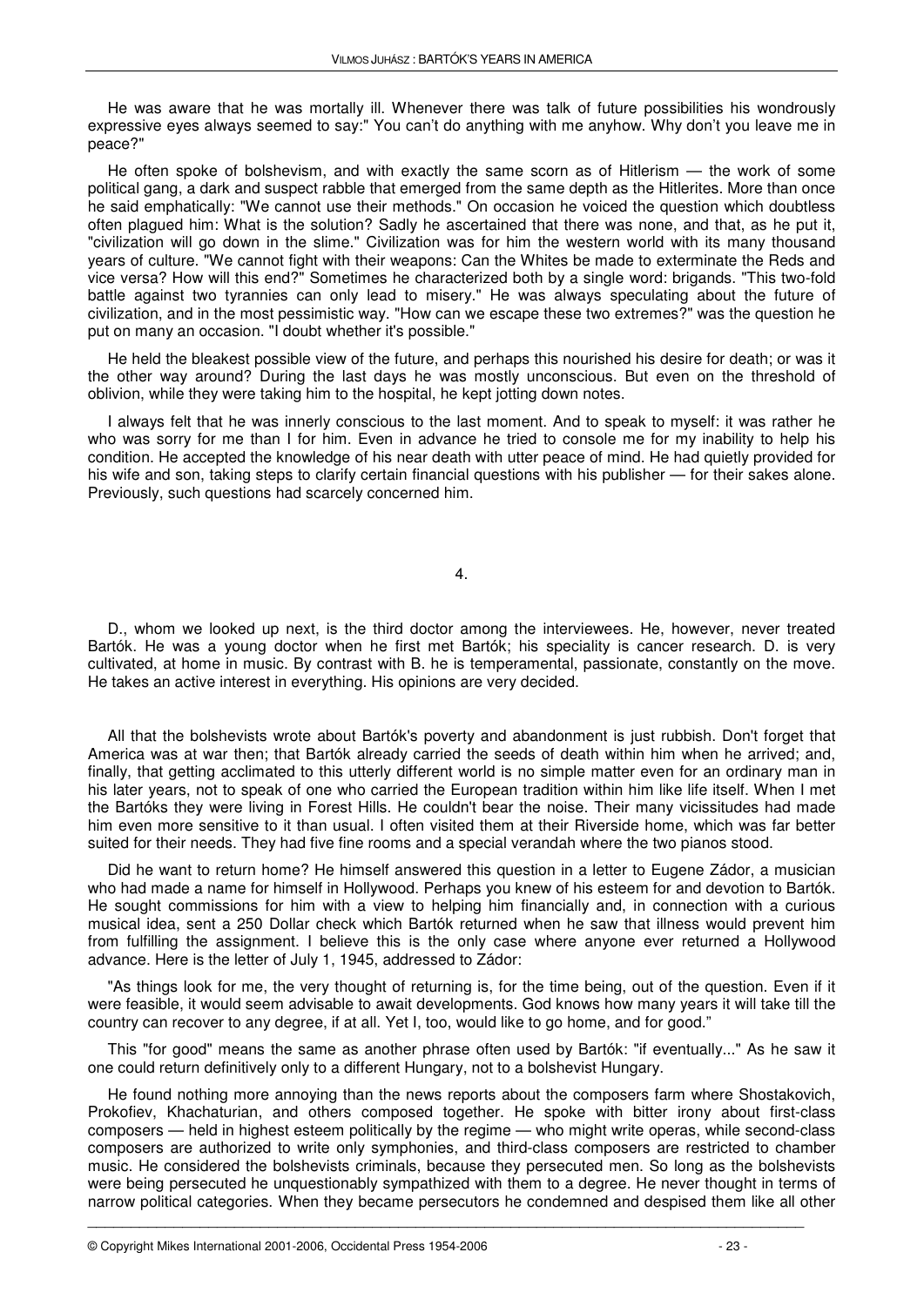He was aware that he was mortally ill. Whenever there was talk of future possibilities his wondrously expressive eyes always seemed to say:" You can't do anything with me anyhow. Why don't you leave me in peace?"

He often spoke of bolshevism, and with exactly the same scorn as of Hitlerism — the work of some political gang, a dark and suspect rabble that emerged from the same depth as the Hitlerites. More than once he said emphatically: "We cannot use their methods." On occasion he voiced the question which doubtless often plagued him: What is the solution? Sadly he ascertained that there was none, and that, as he put it, "civilization will go down in the slime." Civilization was for him the western world with its many thousand years of culture. "We cannot fight with their weapons: Can the Whites be made to exterminate the Reds and vice versa? How will this end?" Sometimes he characterized both by a single word: brigands. "This two-fold battle against two tyrannies can only lead to misery." He was always speculating about the future of civilization, and in the most pessimistic way. "How can we escape these two extremes?" was the question he put on many an occasion. "I doubt whether it's possible."

He held the bleakest possible view of the future, and perhaps this nourished his desire for death; or was it the other way around? During the last days he was mostly unconscious. But even on the threshold of oblivion, while they were taking him to the hospital, he kept jotting down notes.

I always felt that he was innerly conscious to the last moment. And to speak to myself: it was rather he who was sorry for me than I for him. Even in advance he tried to console me for my inability to help his condition. He accepted the knowledge of his near death with utter peace of mind. He had quietly provided for his wife and son, taking steps to clarify certain financial questions with his publisher — for their sakes alone. Previously, such questions had scarcely concerned him.

## 4.

D., whom we looked up next, is the third doctor among the interviewees. He, however, never treated Bartók. He was a young doctor when he first met Bartók; his speciality is cancer research. D. is very cultivated, at home in music. By contrast with B. he is temperamental, passionate, constantly on the move. He takes an active interest in everything. His opinions are very decided.

All that the bolshevists wrote about Bartók's poverty and abandonment is just rubbish. Don't forget that America was at war then; that Bartók already carried the seeds of death within him when he arrived; and, finally, that getting acclimated to this utterly different world is no simple matter even for an ordinary man in his later years, not to speak of one who carried the European tradition within him like life itself. When I met the Bartóks they were living in Forest Hills. He couldn't bear the noise. Their many vicissitudes had made him even more sensitive to it than usual. I often visited them at their Riverside home, which was far better suited for their needs. They had five fine rooms and a special verandah where the two pianos stood.

Did he want to return home? He himself answered this question in a letter to Eugene Zádor, a musician who had made a name for himself in Hollywood. Perhaps you knew of his esteem for and devotion to Bartók. He sought commissions for him with a view to helping him financially and, in connection with a curious musical idea, sent a 250 Dollar check which Bartók returned when he saw that illness would prevent him from fulfilling the assignment. I believe this is the only case where anyone ever returned a Hollywood advance. Here is the letter of July 1, 1945, addressed to Zádor:

"As things look for me, the very thought of returning is, for the time being, out of the question. Even if it were feasible, it would seem advisable to await developments. God knows how many years it will take till the country can recover to any degree, if at all. Yet I, too, would like to go home, and for good."

This "for good" means the same as another phrase often used by Bartók: "if eventually..." As he saw it one could return definitively only to a different Hungary, not to a bolshevist Hungary.

He found nothing more annoying than the news reports about the composers farm where Shostakovich, Prokofiev, Khachaturian, and others composed together. He spoke with bitter irony about first-class composers — held in highest esteem politically by the regime — who might write operas, while second-class composers are authorized to write only symphonies, and third-class composers are restricted to chamber music. He considered the bolshevists criminals, because they persecuted men. So long as the bolshevists were being persecuted he unquestionably sympathized with them to a degree. He never thought in terms of narrow political categories. When they became persecutors he condemned and despised them like all other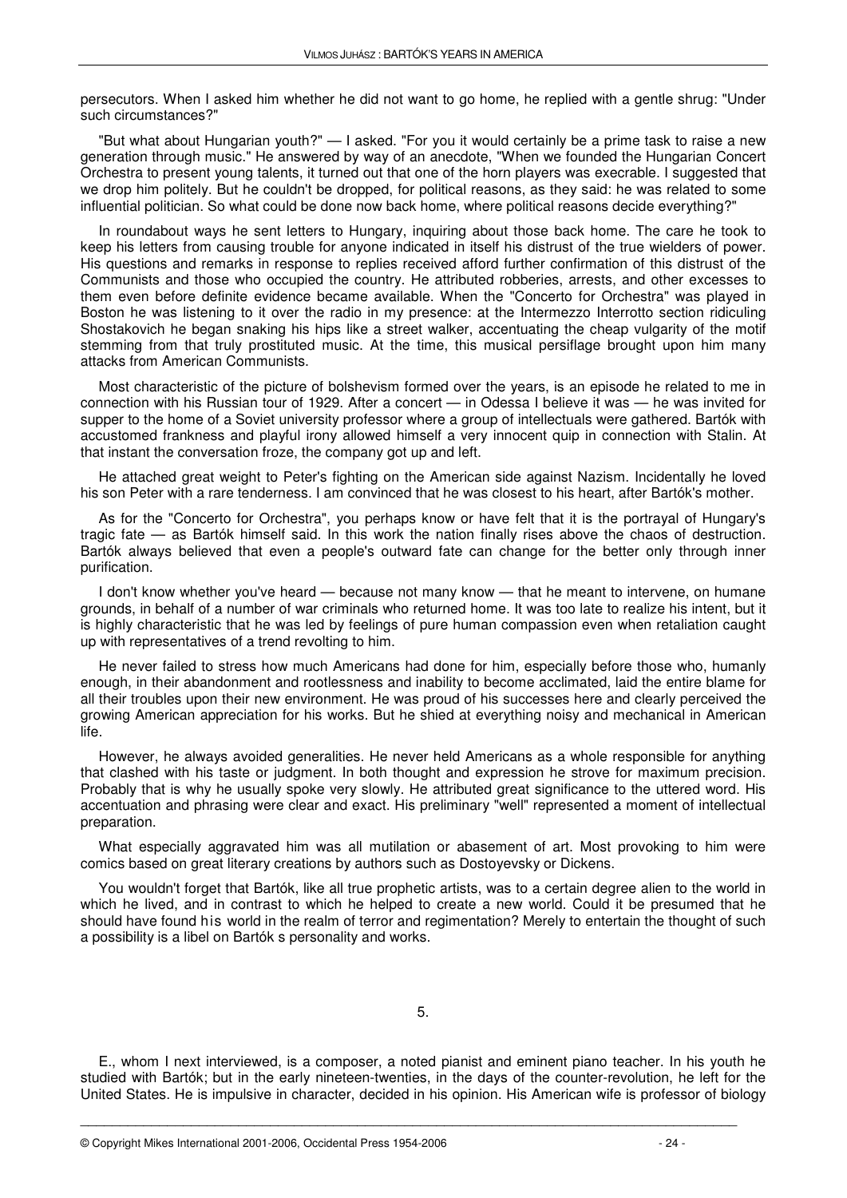persecutors. When I asked him whether he did not want to go home, he replied with a gentle shrug: "Under such circumstances?"

"But what about Hungarian youth?" — I asked. "For you it would certainly be a prime task to raise a new generation through music." He answered by way of an anecdote, "When we founded the Hungarian Concert Orchestra to present young talents, it turned out that one of the horn players was execrable. I suggested that we drop him politely. But he couldn't be dropped, for political reasons, as they said: he was related to some influential politician. So what could be done now back home, where political reasons decide everything?"

In roundabout ways he sent letters to Hungary, inquiring about those back home. The care he took to keep his letters from causing trouble for anyone indicated in itself his distrust of the true wielders of power. His questions and remarks in response to replies received afford further confirmation of this distrust of the Communists and those who occupied the country. He attributed robberies, arrests, and other excesses to them even before definite evidence became available. When the "Concerto for Orchestra" was played in Boston he was listening to it over the radio in my presence: at the Intermezzo Interrotto section ridiculing Shostakovich he began snaking his hips like a street walker, accentuating the cheap vulgarity of the motif stemming from that truly prostituted music. At the time, this musical persiflage brought upon him many attacks from American Communists.

Most characteristic of the picture of bolshevism formed over the years, is an episode he related to me in connection with his Russian tour of 1929. After a concert — in Odessa I believe it was — he was invited for supper to the home of a Soviet university professor where a group of intellectuals were gathered. Bartók with accustomed frankness and playful irony allowed himself a very innocent quip in connection with Stalin. At that instant the conversation froze, the company got up and left.

He attached great weight to Peter's fighting on the American side against Nazism. Incidentally he loved his son Peter with a rare tenderness. I am convinced that he was closest to his heart, after Bartók's mother.

As for the "Concerto for Orchestra", you perhaps know or have felt that it is the portrayal of Hungary's tragic fate — as Bartók himself said. In this work the nation finally rises above the chaos of destruction. Bartók always believed that even a people's outward fate can change for the better only through inner purification.

I don't know whether you've heard — because not many know — that he meant to intervene, on humane grounds, in behalf of a number of war criminals who returned home. It was too late to realize his intent, but it is highly characteristic that he was led by feelings of pure human compassion even when retaliation caught up with representatives of a trend revolting to him.

He never failed to stress how much Americans had done for him, especially before those who, humanly enough, in their abandonment and rootlessness and inability to become acclimated, laid the entire blame for all their troubles upon their new environment. He was proud of his successes here and clearly perceived the growing American appreciation for his works. But he shied at everything noisy and mechanical in American life.

However, he always avoided generalities. He never held Americans as a whole responsible for anything that clashed with his taste or judgment. In both thought and expression he strove for maximum precision. Probably that is why he usually spoke very slowly. He attributed great significance to the uttered word. His accentuation and phrasing were clear and exact. His preliminary "well" represented a moment of intellectual preparation.

What especially aggravated him was all mutilation or abasement of art. Most provoking to him were comics based on great literary creations by authors such as Dostoyevsky or Dickens.

You wouldn't forget that Bartók, like all true prophetic artists, was to a certain degree alien to the world in which he lived, and in contrast to which he helped to create a new world. Could it be presumed that he should have found his world in the realm of terror and regimentation? Merely to entertain the thought of such a possibility is a libel on Bartók s personality and works.

## 5.

E., whom I next interviewed, is a composer, a noted pianist and eminent piano teacher. In his youth he studied with Bartók; but in the early nineteen-twenties, in the days of the counter-revolution, he left for the United States. He is impulsive in character, decided in his opinion. His American wife is professor of biology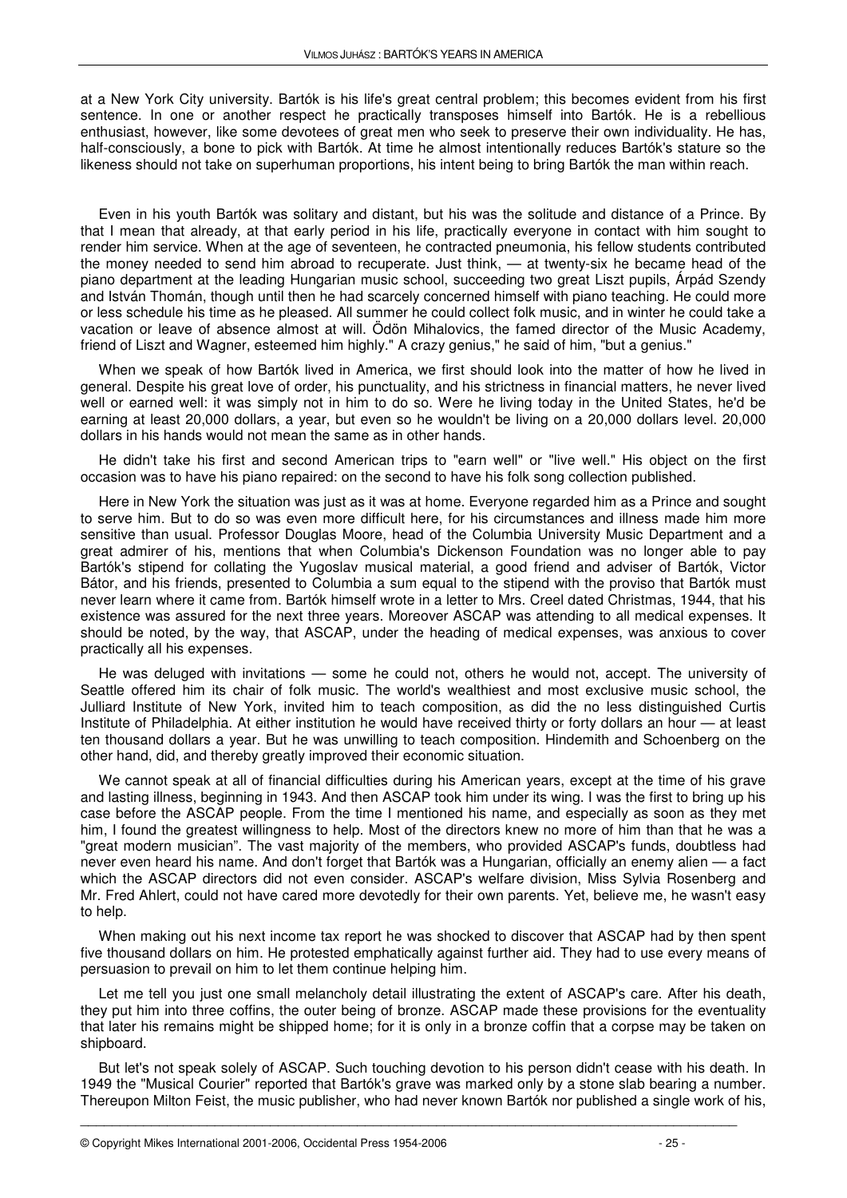at a New York City university. Bartók is his life's great central problem; this becomes evident from his first sentence. In one or another respect he practically transposes himself into Bartók. He is a rebellious enthusiast, however, like some devotees of great men who seek to preserve their own individuality. He has, half-consciously, a bone to pick with Bartók. At time he almost intentionally reduces Bartók's stature so the likeness should not take on superhuman proportions, his intent being to bring Bartók the man within reach.

Even in his youth Bartók was solitary and distant, but his was the solitude and distance of a Prince. By that I mean that already, at that early period in his life, practically everyone in contact with him sought to render him service. When at the age of seventeen, he contracted pneumonia, his fellow students contributed the money needed to send him abroad to recuperate. Just think, — at twenty-six he became head of the piano department at the leading Hungarian music school, succeeding two great Liszt pupils, Árpád Szendy and István Thomán, though until then he had scarcely concerned himself with piano teaching. He could more or less schedule his time as he pleased. All summer he could collect folk music, and in winter he could take a vacation or leave of absence almost at will. Ödön Mihalovics, the famed director of the Music Academy, friend of Liszt and Wagner, esteemed him highly." A crazy genius," he said of him, "but a genius."

When we speak of how Bartók lived in America, we first should look into the matter of how he lived in general. Despite his great love of order, his punctuality, and his strictness in financial matters, he never lived well or earned well: it was simply not in him to do so. Were he living today in the United States, he'd be earning at least 20,000 dollars, a year, but even so he wouldn't be living on a 20,000 dollars level. 20,000 dollars in his hands would not mean the same as in other hands.

He didn't take his first and second American trips to "earn well" or "live well." His object on the first occasion was to have his piano repaired: on the second to have his folk song collection published.

Here in New York the situation was just as it was at home. Everyone regarded him as a Prince and sought to serve him. But to do so was even more difficult here, for his circumstances and illness made him more sensitive than usual. Professor Douglas Moore, head of the Columbia University Music Department and a great admirer of his, mentions that when Columbia's Dickenson Foundation was no longer able to pay Bartók's stipend for collating the Yugoslav musical material, a good friend and adviser of Bartók, Victor Bátor, and his friends, presented to Columbia a sum equal to the stipend with the proviso that Bartók must never learn where it came from. Bartók himself wrote in a letter to Mrs. Creel dated Christmas, 1944, that his existence was assured for the next three years. Moreover ASCAP was attending to all medical expenses. It should be noted, by the way, that ASCAP, under the heading of medical expenses, was anxious to cover practically all his expenses.

He was deluged with invitations — some he could not, others he would not, accept. The university of Seattle offered him its chair of folk music. The world's wealthiest and most exclusive music school, the Julliard Institute of New York, invited him to teach composition, as did the no less distinguished Curtis Institute of Philadelphia. At either institution he would have received thirty or forty dollars an hour — at least ten thousand dollars a year. But he was unwilling to teach composition. Hindemith and Schoenberg on the other hand, did, and thereby greatly improved their economic situation.

We cannot speak at all of financial difficulties during his American years, except at the time of his grave and lasting illness, beginning in 1943. And then ASCAP took him under its wing. I was the first to bring up his case before the ASCAP people. From the time I mentioned his name, and especially as soon as they met him, I found the greatest willingness to help. Most of the directors knew no more of him than that he was a "great modern musician". The vast majority of the members, who provided ASCAP's funds, doubtless had never even heard his name. And don't forget that Bartók was a Hungarian, officially an enemy alien — a fact which the ASCAP directors did not even consider. ASCAP's welfare division, Miss Sylvia Rosenberg and Mr. Fred Ahlert, could not have cared more devotedly for their own parents. Yet, believe me, he wasn't easy to help.

When making out his next income tax report he was shocked to discover that ASCAP had by then spent five thousand dollars on him. He protested emphatically against further aid. They had to use every means of persuasion to prevail on him to let them continue helping him.

Let me tell you just one small melancholy detail illustrating the extent of ASCAP's care. After his death, they put him into three coffins, the outer being of bronze. ASCAP made these provisions for the eventuality that later his remains might be shipped home; for it is only in a bronze coffin that a corpse may be taken on shipboard.

But let's not speak solely of ASCAP. Such touching devotion to his person didn't cease with his death. In 1949 the "Musical Courier" reported that Bartók's grave was marked only by a stone slab bearing a number. Thereupon Milton Feist, the music publisher, who had never known Bartók nor published a single work of his,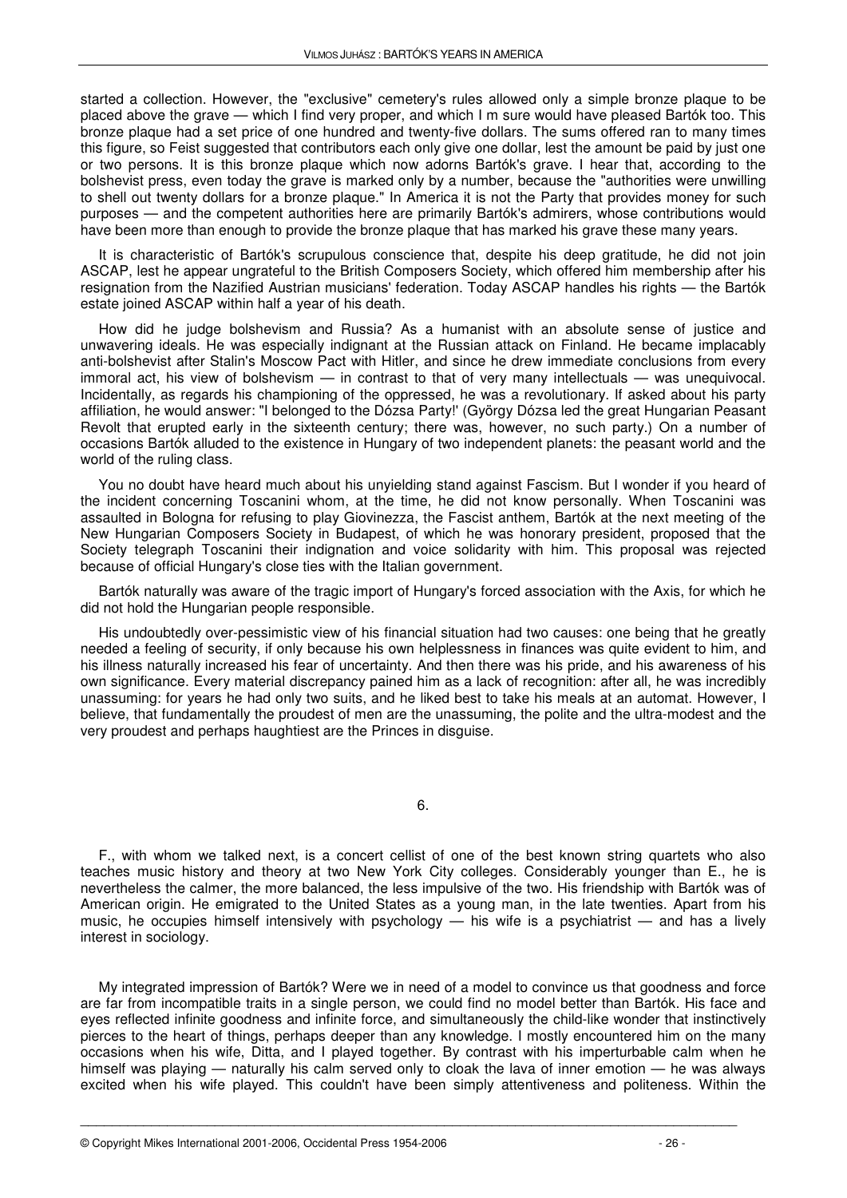started a collection. However, the "exclusive" cemetery's rules allowed only a simple bronze plaque to be placed above the grave — which I find very proper, and which I m sure would have pleased Bartók too. This bronze plaque had a set price of one hundred and twenty-five dollars. The sums offered ran to many times this figure, so Feist suggested that contributors each only give one dollar, lest the amount be paid by just one or two persons. It is this bronze plaque which now adorns Bartók's grave. I hear that, according to the bolshevist press, even today the grave is marked only by a number, because the "authorities were unwilling to shell out twenty dollars for a bronze plaque." In America it is not the Party that provides money for such purposes — and the competent authorities here are primarily Bartók's admirers, whose contributions would have been more than enough to provide the bronze plaque that has marked his grave these many years.

It is characteristic of Bartók's scrupulous conscience that, despite his deep gratitude, he did not join ASCAP, lest he appear ungrateful to the British Composers Society, which offered him membership after his resignation from the Nazified Austrian musicians' federation. Today ASCAP handles his rights — the Bartók estate joined ASCAP within half a year of his death.

How did he judge bolshevism and Russia? As a humanist with an absolute sense of justice and unwavering ideals. He was especially indignant at the Russian attack on Finland. He became implacably anti-bolshevist after Stalin's Moscow Pact with Hitler, and since he drew immediate conclusions from every immoral act, his view of bolshevism — in contrast to that of very many intellectuals — was unequivocal. Incidentally, as regards his championing of the oppressed, he was a revolutionary. If asked about his party affiliation, he would answer: "I belonged to the Dózsa Party!' (György Dózsa led the great Hungarian Peasant Revolt that erupted early in the sixteenth century; there was, however, no such party.) On a number of occasions Bartók alluded to the existence in Hungary of two independent planets: the peasant world and the world of the ruling class.

You no doubt have heard much about his unyielding stand against Fascism. But I wonder if you heard of the incident concerning Toscanini whom, at the time, he did not know personally. When Toscanini was assaulted in Bologna for refusing to play Giovinezza, the Fascist anthem, Bartók at the next meeting of the New Hungarian Composers Society in Budapest, of which he was honorary president, proposed that the Society telegraph Toscanini their indignation and voice solidarity with him. This proposal was rejected because of official Hungary's close ties with the Italian government.

Bartók naturally was aware of the tragic import of Hungary's forced association with the Axis, for which he did not hold the Hungarian people responsible.

His undoubtedly over-pessimistic view of his financial situation had two causes: one being that he greatly needed a feeling of security, if only because his own helplessness in finances was quite evident to him, and his illness naturally increased his fear of uncertainty. And then there was his pride, and his awareness of his own significance. Every material discrepancy pained him as a lack of recognition: after all, he was incredibly unassuming: for years he had only two suits, and he liked best to take his meals at an automat. However, I believe, that fundamentally the proudest of men are the unassuming, the polite and the ultra-modest and the very proudest and perhaps haughtiest are the Princes in disguise.

## 6.

F., with whom we talked next, is a concert cellist of one of the best known string quartets who also teaches music history and theory at two New York City colleges. Considerably younger than E., he is nevertheless the calmer, the more balanced, the less impulsive of the two. His friendship with Bartók was of American origin. He emigrated to the United States as a young man, in the late twenties. Apart from his music, he occupies himself intensively with psychology — his wife is a psychiatrist — and has a lively interest in sociology.

My integrated impression of Bartók? Were we in need of a model to convince us that goodness and force are far from incompatible traits in a single person, we could find no model better than Bartók. His face and eyes reflected infinite goodness and infinite force, and simultaneously the child-like wonder that instinctively pierces to the heart of things, perhaps deeper than any knowledge. I mostly encountered him on the many occasions when his wife, Ditta, and I played together. By contrast with his imperturbable calm when he himself was playing — naturally his calm served only to cloak the lava of inner emotion — he was always excited when his wife played. This couldn't have been simply attentiveness and politeness. Within the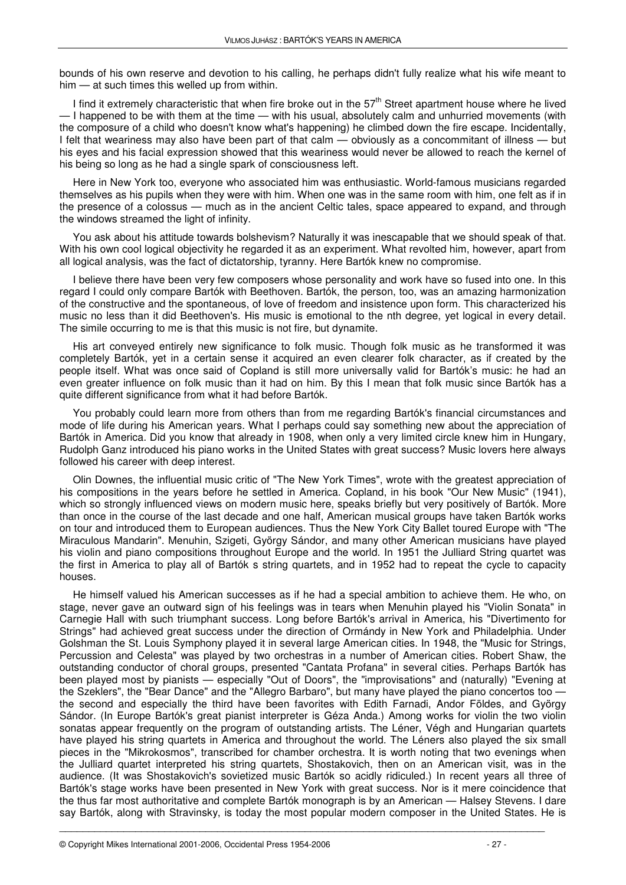bounds of his own reserve and devotion to his calling, he perhaps didn't fully realize what his wife meant to him — at such times this welled up from within.

I find it extremely characteristic that when fire broke out in the 57th Street apartment house where he lived — I happened to be with them at the time — with his usual, absolutely calm and unhurried movements (with the composure of a child who doesn't know what's happening) he climbed down the fire escape. Incidentally, I felt that weariness may also have been part of that calm — obviously as a concommitant of illness — but his eyes and his facial expression showed that this weariness would never be allowed to reach the kernel of his being so long as he had a single spark of consciousness left.

Here in New York too, everyone who associated him was enthusiastic. World-famous musicians regarded themselves as his pupils when they were with him. When one was in the same room with him, one felt as if in the presence of a colossus — much as in the ancient Celtic tales, space appeared to expand, and through the windows streamed the light of infinity.

You ask about his attitude towards bolshevism? Naturally it was inescapable that we should speak of that. With his own cool logical objectivity he regarded it as an experiment. What revolted him, however, apart from all logical analysis, was the fact of dictatorship, tyranny. Here Bartók knew no compromise.

I believe there have been very few composers whose personality and work have so fused into one. In this regard I could only compare Bartók with Beethoven. Bartók, the person, too, was an amazing harmonization of the constructive and the spontaneous, of love of freedom and insistence upon form. This characterized his music no less than it did Beethoven's. His music is emotional to the nth degree, yet logical in every detail. The simile occurring to me is that this music is not fire, but dynamite.

His art conveyed entirely new significance to folk music. Though folk music as he transformed it was completely Bartók, yet in a certain sense it acquired an even clearer folk character, as if created by the people itself. What was once said of Copland is still more universally valid for Bartók's music: he had an even greater influence on folk music than it had on him. By this I mean that folk music since Bartók has a quite different significance from what it had before Bartók.

You probably could learn more from others than from me regarding Bartók's financial circumstances and mode of life during his American years. What I perhaps could say something new about the appreciation of Bartók in America. Did you know that already in 1908, when only a very limited circle knew him in Hungary, Rudolph Ganz introduced his piano works in the United States with great success? Music lovers here always followed his career with deep interest.

Olin Downes, the influential music critic of "The New York Times", wrote with the greatest appreciation of his compositions in the years before he settled in America. Copland, in his book "Our New Music" (1941), which so strongly influenced views on modern music here, speaks briefly but very positively of Bartók. More than once in the course of the last decade and one half, American musical groups have taken Bartók works on tour and introduced them to European audiences. Thus the New York City Ballet toured Europe with "The Miraculous Mandarin". Menuhin, Szigeti, György Sándor, and many other American musicians have played his violin and piano compositions throughout Europe and the world. In 1951 the Julliard String quartet was the first in America to play all of Bartók s string quartets, and in 1952 had to repeat the cycle to capacity houses.

He himself valued his American successes as if he had a special ambition to achieve them. He who, on stage, never gave an outward sign of his feelings was in tears when Menuhin played his "Violin Sonata" in Carnegie Hall with such triumphant success. Long before Bartók's arrival in America, his "Divertimento for Strings" had achieved great success under the direction of Ormándy in New York and Philadelphia. Under Golshman the St. Louis Symphony played it in several large American cities. In 1948, the "Music for Strings, Percussion and Celesta" was played by two orchestras in a number of American cities. Robert Shaw, the outstanding conductor of choral groups, presented "Cantata Profana" in several cities. Perhaps Bartók has been played most by pianists — especially "Out of Doors", the "improvisations" and (naturally) "Evening at the Szeklers", the "Bear Dance" and the "Allegro Barbaro", but many have played the piano concertos too — the second and especially the third have been favorites with Edith Farnadi, Andor Földes, and György Sándor. (In Europe Bartók's great pianist interpreter is Géza Anda.) Among works for violin the two violin sonatas appear frequently on the program of outstanding artists. The Léner, Végh and Hungarian quartets have played his string quartets in America and throughout the world. The Léners also played the six small pieces in the "Mikrokosmos", transcribed for chamber orchestra. It is worth noting that two evenings when the Julliard quartet interpreted his string quartets, Shostakovich, then on an American visit, was in the audience. (It was Shostakovich's sovietized music Bartók so acidly ridiculed.) In recent years all three of Bartók's stage works have been presented in New York with great success. Nor is it mere coincidence that the thus far most authoritative and complete Bartók monograph is by an American — Halsey Stevens. I dare say Bartók, along with Stravinsky, is today the most popular modern composer in the United States. He is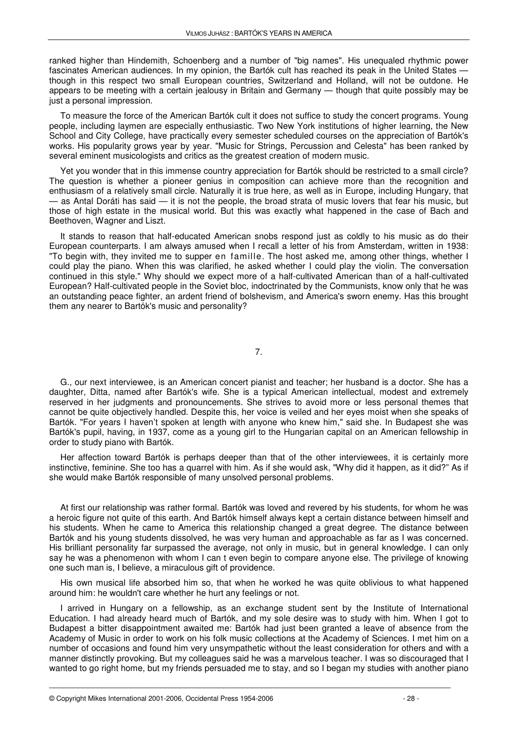ranked higher than Hindemith, Schoenberg and a number of "big names". His unequaled rhythmic power fascinates American audiences. In my opinion, the Bartók cult has reached its peak in the United States — though in this respect two small European countries, Switzerland and Holland, will not be outdone. He appears to be meeting with a certain jealousy in Britain and Germany — though that quite possibly may be just a personal impression.

To measure the force of the American Bartók cult it does not suffice to study the concert programs. Young people, including laymen are especially enthusiastic. Two New York institutions of higher learning, the New School and City College, have practically every semester scheduled courses on the appreciation of Bartók's works. His popularity grows year by year. "Music for Strings, Percussion and Celesta" has been ranked by several eminent musicologists and critics as the greatest creation of modern music.

Yet you wonder that in this immense country appreciation for Bartók should be restricted to a small circle? The question is whether a pioneer genius in composition can achieve more than the recognition and enthusiasm of a relatively small circle. Naturally it is true here, as well as in Europe, including Hungary, that — as Antal Doráti has said — it is not the people, the broad strata of music lovers that fear his music, but those of high estate in the musical world. But this was exactly what happened in the case of Bach and Beethoven, Wagner and Liszt.

It stands to reason that half-educated American snobs respond just as coldly to his music as do their European counterparts. I am always amused when I recall a letter of his from Amsterdam, written in 1938: "To begin with, they invited me to supper en famille. The host asked me, among other things, whether I could play the piano. When this was clarified, he asked whether I could play the violin. The conversation continued in this style." Why should we expect more of a half-cultivated American than of a half-cultivated European? Half-cultivated people in the Soviet bloc, indoctrinated by the Communists, know only that he was an outstanding peace fighter, an ardent friend of bolshevism, and America's sworn enemy. Has this brought them any nearer to Bartók's music and personality?

## 7.

G., our next interviewee, is an American concert pianist and teacher; her husband is a doctor. She has a daughter, Ditta, named after Bartók's wife. She is a typical American intellectual, modest and extremely reserved in her judgments and pronouncements. She strives to avoid more or less personal themes that cannot be quite objectively handled. Despite this, her voice is veiled and her eyes moist when she speaks of Bartók. "For years I haven't spoken at length with anyone who knew him," said she. In Budapest she was Bartók's pupil, having, in 1937, come as a young girl to the Hungarian capital on an American fellowship in order to study piano with Bartók.

Her affection toward Bartók is perhaps deeper than that of the other interviewees, it is certainly more instinctive, feminine. She too has a quarrel with him. As if she would ask, "Why did it happen, as it did?" As if she would make Bartók responsible of many unsolved personal problems.

At first our relationship was rather formal. Bartók was loved and revered by his students, for whom he was a heroic figure not quite of this earth. And Bartók himself always kept a certain distance between himself and his students. When he came to America this relationship changed a great degree. The distance between Bartók and his young students dissolved, he was very human and approachable as far as I was concerned. His brilliant personality far surpassed the average, not only in music, but in general knowledge. I can only say he was a phenomenon with whom I can t even begin to compare anyone else. The privilege of knowing one such man is, I believe, a miraculous gift of providence.

His own musical life absorbed him so, that when he worked he was quite oblivious to what happened around him: he wouldn't care whether he hurt any feelings or not.

I arrived in Hungary on a fellowship, as an exchange student sent by the Institute of International Education. I had already heard much of Bartók, and my sole desire was to study with him. When I got to Budapest a bitter disappointment awaited me: Bartók had just been granted a leave of absence from the Academy of Music in order to work on his folk music collections at the Academy of Sciences. I met him on a number of occasions and found him very unsympathetic without the least consideration for others and with a manner distinctly provoking. But my colleagues said he was a marvelous teacher. I was so discouraged that I wanted to go right home, but my friends persuaded me to stay, and so I began my studies with another piano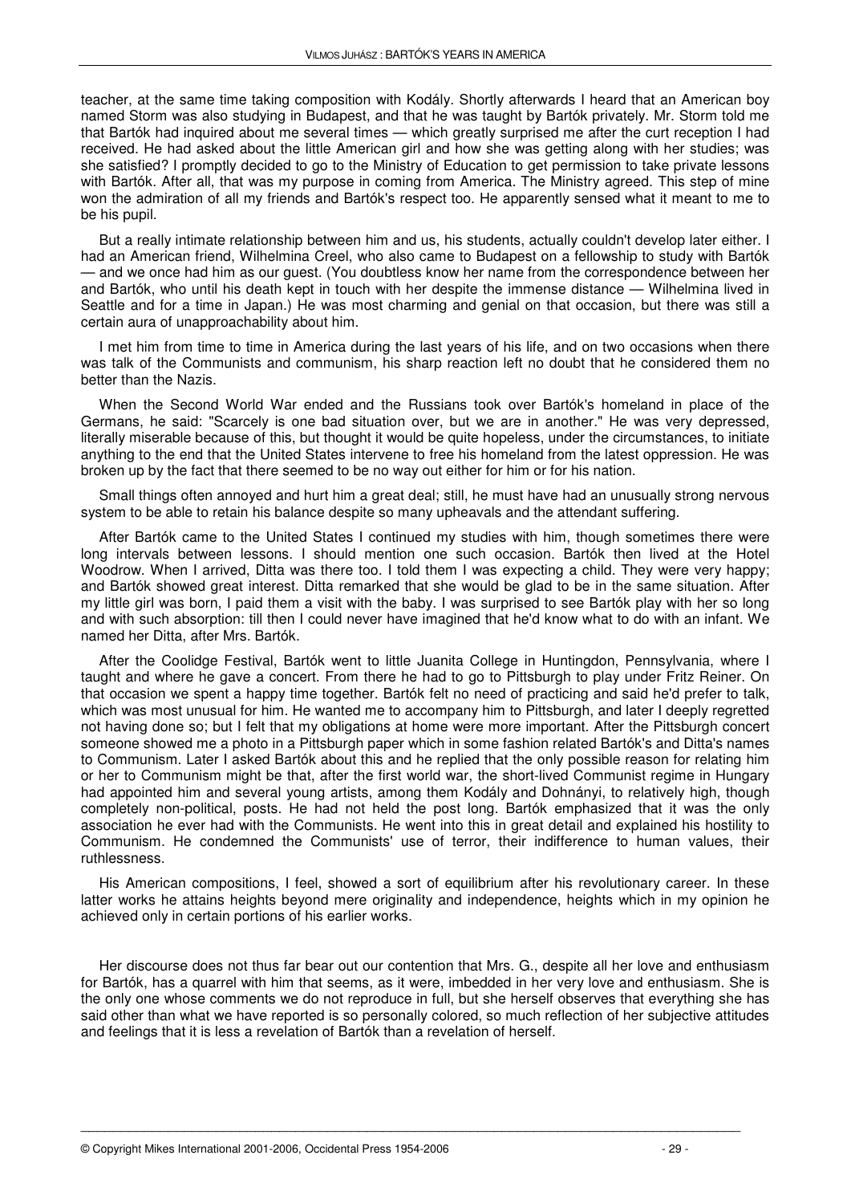teacher, at the same time taking composition with Kodály. Shortly afterwards I heard that an American boy named Storm was also studying in Budapest, and that he was taught by Bartók privately. Mr. Storm told me that Bartók had inquired about me several times — which greatly surprised me after the curt reception I had received. He had asked about the little American girl and how she was getting along with her studies; was she satisfied? I promptly decided to go to the Ministry of Education to get permission to take private lessons with Bartók. After all, that was my purpose in coming from America. The Ministry agreed. This step of mine won the admiration of all my friends and Bartók's respect too. He apparently sensed what it meant to me to be his pupil.

But a really intimate relationship between him and us, his students, actually couldn't develop later either. I had an American friend, Wilhelmina Creel, who also came to Budapest on a fellowship to study with Bartók — and we once had him as our guest. (You doubtless know her name from the correspondence between her and Bartók, who until his death kept in touch with her despite the immense distance — Wilhelmina lived in Seattle and for a time in Japan.) He was most charming and genial on that occasion, but there was still a certain aura of unapproachability about him.

I met him from time to time in America during the last years of his life, and on two occasions when there was talk of the Communists and communism, his sharp reaction left no doubt that he considered them no better than the Nazis.

When the Second World War ended and the Russians took over Bartók's homeland in place of the Germans, he said: "Scarcely is one bad situation over, but we are in another." He was very depressed, literally miserable because of this, but thought it would be quite hopeless, under the circumstances, to initiate anything to the end that the United States intervene to free his homeland from the latest oppression. He was broken up by the fact that there seemed to be no way out either for him or for his nation.

Small things often annoyed and hurt him a great deal; still, he must have had an unusually strong nervous system to be able to retain his balance despite so many upheavals and the attendant suffering.

After Bartók came to the United States I continued my studies with him, though sometimes there were long intervals between lessons. I should mention one such occasion. Bartók then lived at the Hotel Woodrow. When I arrived, Ditta was there too. I told them I was expecting a child. They were very happy; and Bartók showed great interest. Ditta remarked that she would be glad to be in the same situation. After my little girl was born, I paid them a visit with the baby. I was surprised to see Bartók play with her so long and with such absorption: till then I could never have imagined that he'd know what to do with an infant. We named her Ditta, after Mrs. Bartók.

After the Coolidge Festival, Bartók went to little Juanita College in Huntingdon, Pennsylvania, where I taught and where he gave a concert. From there he had to go to Pittsburgh to play under Fritz Reiner. On that occasion we spent a happy time together. Bartók felt no need of practicing and said he'd prefer to talk, which was most unusual for him. He wanted me to accompany him to Pittsburgh, and later I deeply regretted not having done so; but I felt that my obligations at home were more important. After the Pittsburgh concert someone showed me a photo in a Pittsburgh paper which in some fashion related Bartók's and Ditta's names to Communism. Later I asked Bartók about this and he replied that the only possible reason for relating him or her to Communism might be that, after the first world war, the short-lived Communist regime in Hungary had appointed him and several young artists, among them Kodály and Dohnányi, to relatively high, though completely non-political, posts. He had not held the post long. Bartók emphasized that it was the only association he ever had with the Communists. He went into this in great detail and explained his hostility to Communism. He condemned the Communists' use of terror, their indifference to human values, their ruthlessness.

His American compositions, I feel, showed a sort of equilibrium after his revolutionary career. In these latter works he attains heights beyond mere originality and independence, heights which in my opinion he achieved only in certain portions of his earlier works.

Her discourse does not thus far bear out our contention that Mrs. G., despite all her love and enthusiasm for Bartók, has a quarrel with him that seems, as it were, imbedded in her very love and enthusiasm. She is the only one whose comments we do not reproduce in full, but she herself observes that everything she has said other than what we have reported is so personally colored, so much reflection of her subjective attitudes and feelings that it is less a revelation of Bartók than a revelation of herself.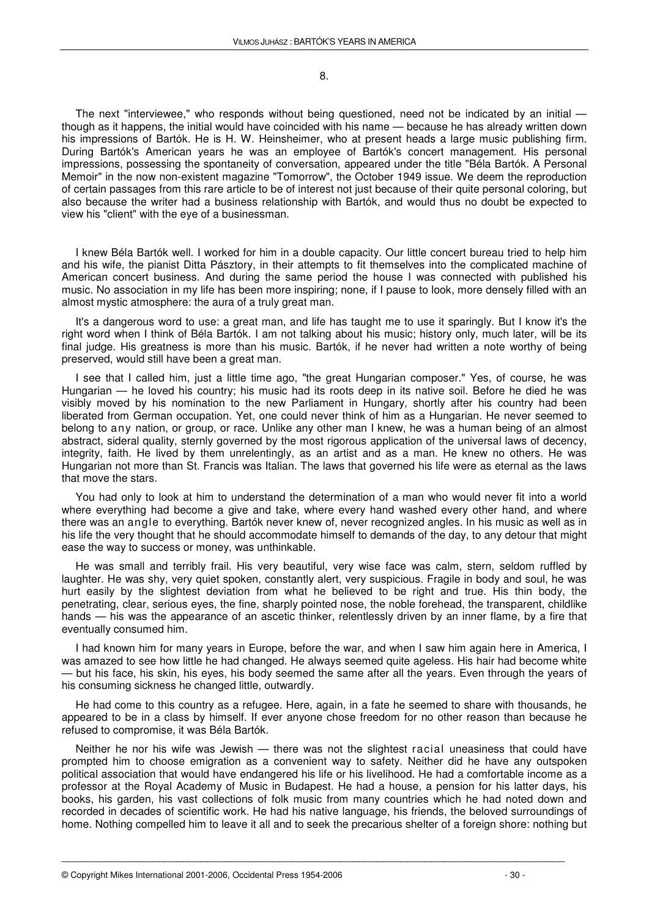8.

The next "interviewee," who responds without being questioned, need not be indicated by an initial — though as it happens, the initial would have coincided with his name — because he has already written down his impressions of Bartók. He is H. W. Heinsheimer, who at present heads a large music publishing firm. During Bartók's American years he was an employee of Bartók's concert management. His personal impressions, possessing the spontaneity of conversation, appeared under the title "Béla Bartók. A Personal Memoir" in the now non-existent magazine "Tomorrow", the October 1949 issue. We deem the reproduction of certain passages from this rare article to be of interest not just because of their quite personal coloring, but also because the writer had a business relationship with Bartók, and would thus no doubt be expected to view his "client" with the eye of a businessman.

I knew Béla Bartók well. I worked for him in a double capacity. Our little concert bureau tried to help him and his wife, the pianist Ditta Pásztory, in their attempts to fit themselves into the complicated machine of American concert business. And during the same period the house I was connected with published his music. No association in my life has been more inspiring; none, if I pause to look, more densely filled with an almost mystic atmosphere: the aura of a truly great man.

It's a dangerous word to use: a great man, and life has taught me to use it sparingly. But I know it's the right word when I think of Béla Bartók. I am not talking about his music; history only, much later, will be its final judge. His greatness is more than his music. Bartók, if he never had written a note worthy of being preserved, would still have been a great man.

I see that I called him, just a little time ago, "the great Hungarian composer." Yes, of course, he was Hungarian — he loved his country; his music had its roots deep in its native soil. Before he died he was visibly moved by his nomination to the new Parliament in Hungary, shortly after his country had been liberated from German occupation. Yet, one could never think of him as a Hungarian. He never seemed to belong to *any* nation, or group, or race. Unlike any other man I knew, he was a human being of an almost abstract, sideral quality, sternly governed by the most rigorous application of the universal laws of decency, integrity, faith. He lived by them unrelentingly, as an artist and as a man. He knew no others. He was Hungarian not more than St. Francis was Italian. The laws that governed his life were as eternal as the laws that move the stars.

You had only to look at him to understand the determination of a man who would never fit into a world where everything had become a give and take, where every hand washed every other hand, and where there was an *angle* to everything. Bartók never knew of, never recognized angles. In his music as well as in his life the very thought that he should accommodate himself to demands of the day, to any detour that might ease the way to success or money, was unthinkable.

He was small and terribly frail. His very beautiful, very wise face was calm, stern, seldom ruffled by laughter. He was shy, very quiet spoken, constantly alert, very suspicious. Fragile in body and soul, he was hurt easily by the slightest deviation from what he believed to be right and true. His thin body, the penetrating, clear, serious eyes, the fine, sharply pointed nose, the noble forehead, the transparent, childlike hands — his was the appearance of an ascetic thinker, relentlessly driven by an inner flame, by a fire that eventually consumed him.

I had known him for many years in Europe, before the war, and when I saw him again here in America, I was amazed to see how little he had changed. He always seemed quite ageless. His hair had become white — but his face, his skin, his eyes, his body seemed the same after all the years. Even through the years of his consuming sickness he changed little, outwardly.

He had come to this country as a refugee. Here, again, in a fate he seemed to share with thousands, he appeared to be in a class by himself. If ever anyone chose freedom for no other reason than because he refused to compromise, it was Béla Bartók.

Neither he nor his wife was Jewish — there was not the slightest *racial* uneasiness that could have prompted him to choose emigration as a convenient way to safety. Neither did he have any outspoken political association that would have endangered his life or his livelihood. He had a comfortable income as a professor at the Royal Academy of Music in Budapest. He had a house, a pension for his latter days, his books, his garden, his vast collections of folk music from many countries which he had noted down and recorded in decades of scientific work. He had his native language, his friends, the beloved surroundings of home. Nothing compelled him to leave it all and to seek the precarious shelter of a foreign shore: nothing but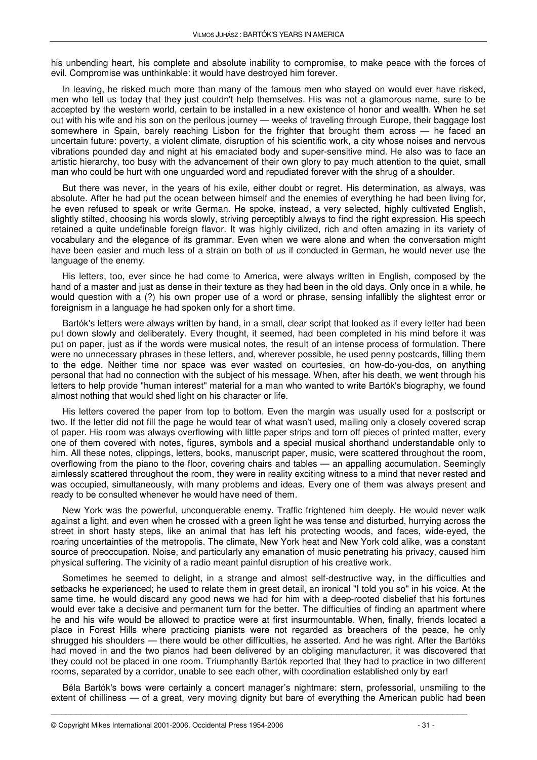his unbending heart, his complete and absolute inability to compromise, to make peace with the forces of evil. Compromise was unthinkable: it would have destroyed him forever.

In leaving, he risked much more than many of the famous men who stayed on would ever have risked, men who tell us today that they just couldn't help themselves. His was not a glamorous name, sure to be accepted by the western world, certain to be installed in a new existence of honor and wealth. When he set out with his wife and his son on the perilous journey — weeks of traveling through Europe, their baggage lost somewhere in Spain, barely reaching Lisbon for the frighter that brought them across — he faced an uncertain future: poverty, a violent climate, disruption of his scientific work, a city whose noises and nervous vibrations pounded day and night at his emaciated body and super-sensitive mind. He also was to face an artistic hierarchy, too busy with the advancement of their own glory to pay much attention to the quiet, small man who could be hurt with one unguarded word and repudiated forever with the shrug of a shoulder.

But there was never, in the years of his exile, either doubt or regret. His determination, as always, was absolute. After he had put the ocean between himself and the enemies of everything he had been living for, he even refused to speak or write German. He spoke, instead, a very selected, highly cultivated English, slightly stilted, choosing his words slowly, striving perceptibly always to find the right expression. His speech retained a quite undefinable foreign flavor. It was highly civilized, rich and often amazing in its variety of vocabulary and the elegance of its grammar. Even when we were alone and when the conversation might have been easier and much less of a strain on both of us if conducted in German, he would never use the language of the enemy.

His letters, too, ever since he had come to America, were always written in English, composed by the hand of a master and just as dense in their texture as they had been in the old days. Only once in a while, he would question with a (?) his own proper use of a word or phrase, sensing infallibly the slightest error or foreignism in a language he had spoken only for a short time.

Bartók's letters were always written by hand, in a small, clear script that looked as if every letter had been put down slowly and deliberately. Every thought, it seemed, had been completed in his mind before it was put on paper, just as if the words were musical notes, the result of an intense process of formulation. There were no unnecessary phrases in these letters, and, wherever possible, he used penny postcards, filling them to the edge. Neither time nor space was ever wasted on courtesies, on how-do-you-dos, on anything personal that had no connection with the subject of his message. When, after his death, we went through his letters to help provide "human interest" material for a man who wanted to write Bartók's biography, we found almost nothing that would shed light on his character or life.

His letters covered the paper from top to bottom. Even the margin was usually used for a postscript or two. If the letter did not fill the page he would tear of what wasn't used, mailing only a closely covered scrap of paper. His room was always overflowing with little paper strips and torn off pieces of printed matter, every one of them covered with notes, figures, symbols and a special musical shorthand understandable only to him. All these notes, clippings, letters, books, manuscript paper, music, were scattered throughout the room, overflowing from the piano to the floor, covering chairs and tables — an appalling accumulation. Seemingly aimlessly scattered throughout the room, they were in reality exciting witness to a mind that never rested and was occupied, simultaneously, with many problems and ideas. Every one of them was always present and ready to be consulted whenever he would have need of them.

New York was the powerful, unconquerable enemy. Traffic frightened him deeply. He would never walk against a light, and even when he crossed with a green light he was tense and disturbed, hurrying across the street in short hasty steps, like an animal that has left his protecting woods, and faces, wide-eyed, the roaring uncertainties of the metropolis. The climate, New York heat and New York cold alike, was a constant source of preoccupation. Noise, and particularly any emanation of music penetrating his privacy, caused him physical suffering. The vicinity of a radio meant painful disruption of his creative work.

Sometimes he seemed to delight, in a strange and almost self-destructive way, in the difficulties and setbacks he experienced; he used to relate them in great detail, an ironical "I told you so" in his voice. At the same time, he would discard any good news we had for him with a deep-rooted disbelief that his fortunes would ever take a decisive and permanent turn for the better. The difficulties of finding an apartment where he and his wife would be allowed to practice were at first insurmountable. When, finally, friends located a place in Forest Hills where practicing pianists were not regarded as breachers of the peace, he only shrugged his shoulders — there would be other difficulties, he asserted. And he was right. After the Bartóks had moved in and the two pianos had been delivered by an obliging manufacturer, it was discovered that they could not be placed in one room. Triumphantly Bartók reported that they had to practice in two different rooms, separated by a corridor, unable to see each other, with coordination established only by ear!

Béla Bartók's bows were certainly a concert manager's nightmare: stern, professorial, unsmiling to the extent of chilliness — of a great, very moving dignity but bare of everything the American public had been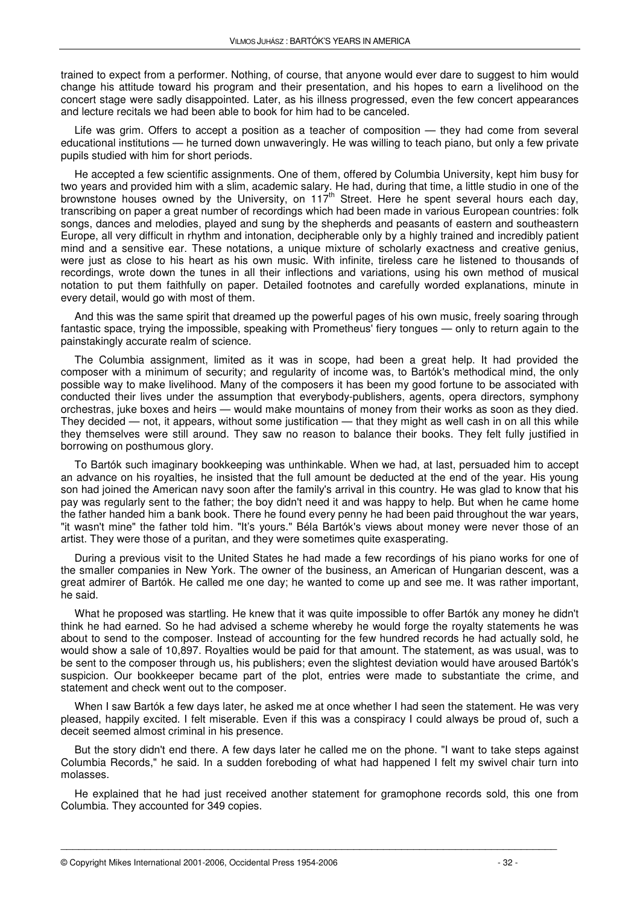trained to expect from a performer. Nothing, of course, that anyone would ever dare to suggest to him would change his attitude toward his program and their presentation, and his hopes to earn a livelihood on the concert stage were sadly disappointed. Later, as his illness progressed, even the few concert appearances and lecture recitals we had been able to book for him had to be canceled.

Life was grim. Offers to accept a position as a teacher of composition — they had come from several educational institutions — he turned down unwaveringly. He was willing to teach piano, but only a few private pupils studied with him for short periods.

He accepted a few scientific assignments. One of them, offered by Columbia University, kept him busy for two years and provided him with a slim, academic salary. He had, during that time, a little studio in one of the brownstone houses owned by the University, on 117th Street. Here he spent several hours each day, transcribing on paper a great number of recordings which had been made in various European countries: folk songs, dances and melodies, played and sung by the shepherds and peasants of eastern and southeastern Europe, all very difficult in rhythm and intonation, decipherable only by a highly trained and incredibly patient mind and a sensitive ear. These notations, a unique mixture of scholarly exactness and creative genius, were just as close to his heart as his own music. With infinite, tireless care he listened to thousands of recordings, wrote down the tunes in all their inflections and variations, using his own method of musical notation to put them faithfully on paper. Detailed footnotes and carefully worded explanations, minute in every detail, would go with most of them.

And this was the same spirit that dreamed up the powerful pages of his own music, freely soaring through fantastic space, trying the impossible, speaking with Prometheus' fiery tongues — only to return again to the painstakingly accurate realm of science.

The Columbia assignment, limited as it was in scope, had been a great help. It had provided the composer with a minimum of security; and regularity of income was, to Bartók's methodical mind, the only possible way to make livelihood. Many of the composers it has been my good fortune to be associated with conducted their lives under the assumption that everybody-publishers, agents, opera directors, symphony orchestras, juke boxes and heirs — would make mountains of money from their works as soon as they died. They decided — not, it appears, without some justification — that they might as well cash in on all this while they themselves were still around. They saw no reason to balance their books. They felt fully justified in borrowing on posthumous glory.

To Bartók such imaginary bookkeeping was unthinkable. When we had, at last, persuaded him to accept an advance on his royalties, he insisted that the full amount be deducted at the end of the year. His young son had joined the American navy soon after the family's arrival in this country. He was glad to know that his pay was regularly sent to the father; the boy didn't need it and was happy to help. But when he came home the father handed him a bank book. There he found every penny he had been paid throughout the war years, "it wasn't mine" the father told him. "It's yours." Béla Bartók's views about money were never those of an artist. They were those of a puritan, and they were sometimes quite exasperating.

During a previous visit to the United States he had made a few recordings of his piano works for one of the smaller companies in New York. The owner of the business, an American of Hungarian descent, was a great admirer of Bartók. He called me one day; he wanted to come up and see me. It was rather important, he said.

What he proposed was startling. He knew that it was quite impossible to offer Bartók any money he didn't think he had earned. So he had advised a scheme whereby he would forge the royalty statements he was about to send to the composer. Instead of accounting for the few hundred records he had actually sold, he would show a sale of 10,897. Royalties would be paid for that amount. The statement, as was usual, was to be sent to the composer through us, his publishers; even the slightest deviation would have aroused Bartók's suspicion. Our bookkeeper became part of the plot, entries were made to substantiate the crime, and statement and check went out to the composer.

When I saw Bartók a few days later, he asked me at once whether I had seen the statement. He was very pleased, happily excited. I felt miserable. Even if this was a conspiracy I could always be proud of, such a deceit seemed almost criminal in his presence.

But the story didn't end there. A few days later he called me on the phone. "I want to take steps against Columbia Records," he said. In a sudden foreboding of what had happened I felt my swivel chair turn into molasses.

He explained that he had just received another statement for gramophone records sold, this one from Columbia. They accounted for 349 copies.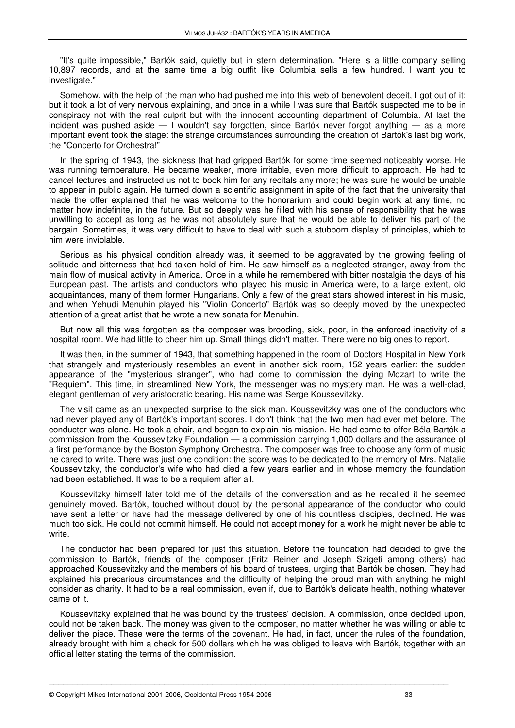"It's quite impossible," Bartók said, quietly but in stern determination. "Here is a little company selling 10,897 records, and at the same time a big outfit like Columbia sells a few hundred. I want you to investigate."

Somehow, with the help of the man who had pushed me into this web of benevolent deceit, I got out of it; but it took a lot of very nervous explaining, and once in a while I was sure that Bartók suspected me to be in conspiracy not with the real culprit but with the innocent accounting department of Columbia. At last the incident was pushed aside — I wouldn't say forgotten, since Bartók never forgot anything — as a more important event took the stage: the strange circumstances surrounding the creation of Bartók's last big work, the "Concerto for Orchestra!"

In the spring of 1943, the sickness that had gripped Bartók for some time seemed noticeably worse. He was running temperature. He became weaker, more irritable, even more difficult to approach. He had to cancel lectures and instructed us not to book him for any recitals any more; he was sure he would be unable to appear in public again. He turned down a scientific assignment in spite of the fact that the university that made the offer explained that he was welcome to the honorarium and could begin work at any time, no matter how indefinite, in the future. But so deeply was he filled with his sense of responsibility that he was unwilling to accept as long as he was not absolutely sure that he would be able to deliver his part of the bargain. Sometimes, it was very difficult to have to deal with such a stubborn display of principles, which to him were inviolable.

Serious as his physical condition already was, it seemed to be aggravated by the growing feeling of solitude and bitterness that had taken hold of him. He saw himself as a neglected stranger, away from the main flow of musical activity in America. Once in a while he remembered with bitter nostalgia the days of his European past. The artists and conductors who played his music in America were, to a large extent, old acquaintances, many of them former Hungarians. Only a few of the great stars showed interest in his music, and when Yehudi Menuhin played his "Violin Concerto" Bartók was so deeply moved by the unexpected attention of a great artist that he wrote a new sonata for Menuhin.

But now all this was forgotten as the composer was brooding, sick, poor, in the enforced inactivity of a hospital room. We had little to cheer him up. Small things didn't matter. There were no big ones to report.

It was then, in the summer of 1943, that something happened in the room of Doctors Hospital in New York that strangely and mysteriously resembles an event in another sick room, 152 years earlier: the sudden appearance of the "mysterious stranger", who had come to commission the dying Mozart to write the "Requiem". This time, in streamlined New York, the messenger was no mystery man. He was a well-clad, elegant gentleman of very aristocratic bearing. His name was Serge Koussevitzky.

The visit came as an unexpected surprise to the sick man. Koussevitzky was one of the conductors who had never played any of Bartók's important scores. I don't think that the two men had ever met before. The conductor was alone. He took a chair, and began to explain his mission. He had come to offer Béla Bartók a commission from the Koussevitzky Foundation — a commission carrying 1,000 dollars and the assurance of a first performance by the Boston Symphony Orchestra. The composer was free to choose any form of music he cared to write. There was just one condition: the score was to be dedicated to the memory of Mrs. Natalie Koussevitzky, the conductor's wife who had died a few years earlier and in whose memory the foundation had been established. It was to be a requiem after all.

Koussevitzky himself later told me of the details of the conversation and as he recalled it he seemed genuinely moved. Bartók, touched without doubt by the personal appearance of the conductor who could have sent a letter or have had the message delivered by one of his countless disciples, declined. He was much too sick. He could not commit himself. He could not accept money for a work he might never be able to write.

The conductor had been prepared for just this situation. Before the foundation had decided to give the commission to Bartók, friends of the composer (Fritz Reiner and Joseph Szigeti among others) had approached Koussevitzky and the members of his board of trustees, urging that Bartók be chosen. They had explained his precarious circumstances and the difficulty of helping the proud man with anything he might consider as charity. It had to be a real commission, even if, due to Bartók's delicate health, nothing whatever came of it.

Koussevitzky explained that he was bound by the trustees' decision. A commission, once decided upon, could not be taken back. The money was given to the composer, no matter whether he was willing or able to deliver the piece. These were the terms of the covenant. He had, in fact, under the rules of the foundation, already brought with him a check for 500 dollars which he was obliged to leave with Bartók, together with an official letter stating the terms of the commission.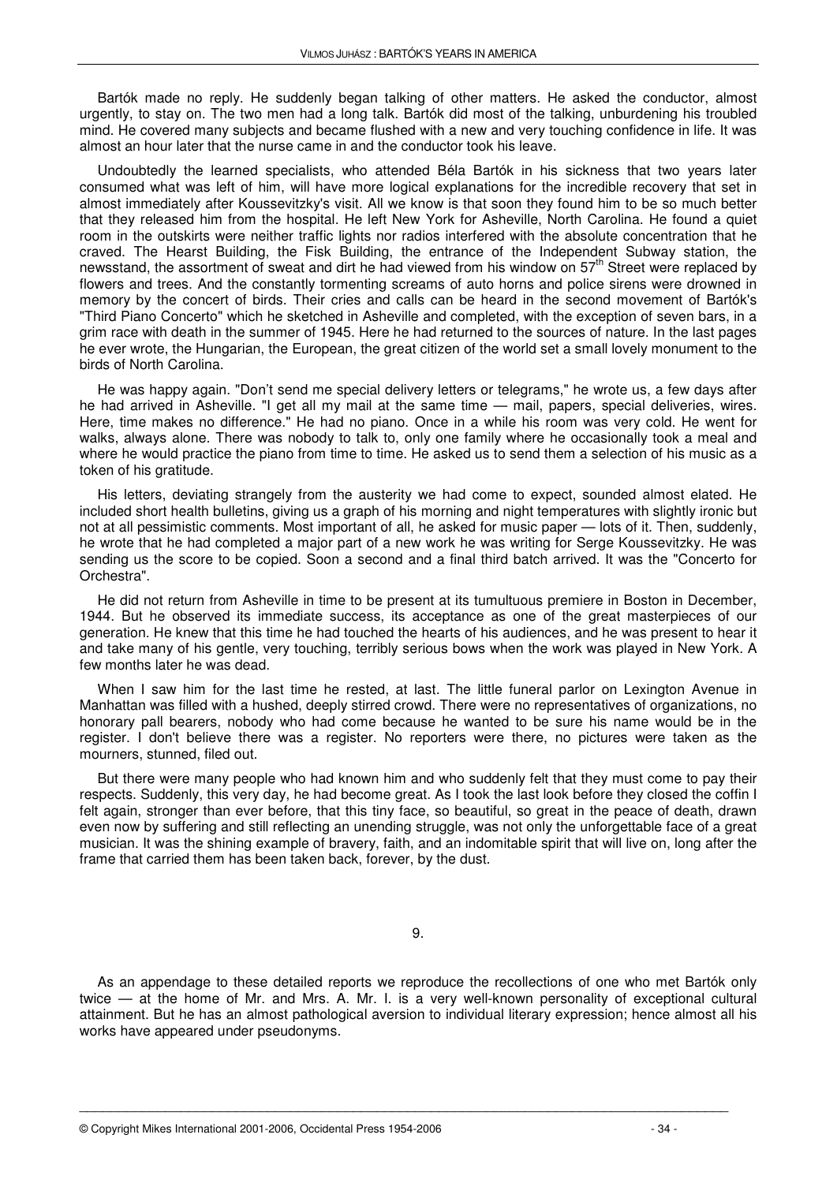Bartók made no reply. He suddenly began talking of other matters. He asked the conductor, almost urgently, to stay on. The two men had a long talk. Bartók did most of the talking, unburdening his troubled mind. He covered many subjects and became flushed with a new and very touching confidence in life. It was almost an hour later that the nurse came in and the conductor took his leave.

Undoubtedly the learned specialists, who attended Béla Bartók in his sickness that two years later consumed what was left of him, will have more logical explanations for the incredible recovery that set in almost immediately after Koussevitzky's visit. All we know is that soon they found him to be so much better that they released him from the hospital. He left New York for Asheville, North Carolina. He found a quiet room in the outskirts were neither traffic lights nor radios interfered with the absolute concentration that he craved. The Hearst Building, the Fisk Building, the entrance of the Independent Subway station, the newsstand, the assortment of sweat and dirt he had viewed from his window on 57th Street were replaced by flowers and trees. And the constantly tormenting screams of auto horns and police sirens were drowned in memory by the concert of birds. Their cries and calls can be heard in the second movement of Bartók's "Third Piano Concerto" which he sketched in Asheville and completed, with the exception of seven bars, in a grim race with death in the summer of 1945. Here he had returned to the sources of nature. In the last pages he ever wrote, the Hungarian, the European, the great citizen of the world set a small lovely monument to the birds of North Carolina.

He was happy again. "Don't send me special delivery letters or telegrams," he wrote us, a few days after he had arrived in Asheville. "I get all my mail at the same time — mail, papers, special deliveries, wires. Here, time makes no difference." He had no piano. Once in a while his room was very cold. He went for walks, always alone. There was nobody to talk to, only one family where he occasionally took a meal and where he would practice the piano from time to time. He asked us to send them a selection of his music as a token of his gratitude.

His letters, deviating strangely from the austerity we had come to expect, sounded almost elated. He included short health bulletins, giving us a graph of his morning and night temperatures with slightly ironic but not at all pessimistic comments. Most important of all, he asked for music paper — lots of it. Then, suddenly, he wrote that he had completed a major part of a new work he was writing for Serge Koussevitzky. He was sending us the score to be copied. Soon a second and a final third batch arrived. It was the "Concerto for Orchestra".

He did not return from Asheville in time to be present at its tumultuous premiere in Boston in December, 1944. But he observed its immediate success, its acceptance as one of the great masterpieces of our generation. He knew that this time he had touched the hearts of his audiences, and he was present to hear it and take many of his gentle, very touching, terribly serious bows when the work was played in New York. A few months later he was dead.

When I saw him for the last time he rested, at last. The little funeral parlor on Lexington Avenue in Manhattan was filled with a hushed, deeply stirred crowd. There were no representatives of organizations, no honorary pall bearers, nobody who had come because he wanted to be sure his name would be in the register. I don't believe there was a register. No reporters were there, no pictures were taken as the mourners, stunned, filed out.

But there were many people who had known him and who suddenly felt that they must come to pay their respects. Suddenly, this very day, he had become great. As I took the last look before they closed the coffin I felt again, stronger than ever before, that this tiny face, so beautiful, so great in the peace of death, drawn even now by suffering and still reflecting an unending struggle, was not only the unforgettable face of a great musician. It was the shining example of bravery, faith, and an indomitable spirit that will live on, long after the frame that carried them has been taken back, forever, by the dust.

## 9.

As an appendage to these detailed reports we reproduce the recollections of one who met Bartók only twice — at the home of Mr. and Mrs. A. Mr. I. is a very well-known personality of exceptional cultural attainment. But he has an almost pathological aversion to individual literary expression; hence almost all his works have appeared under pseudonyms.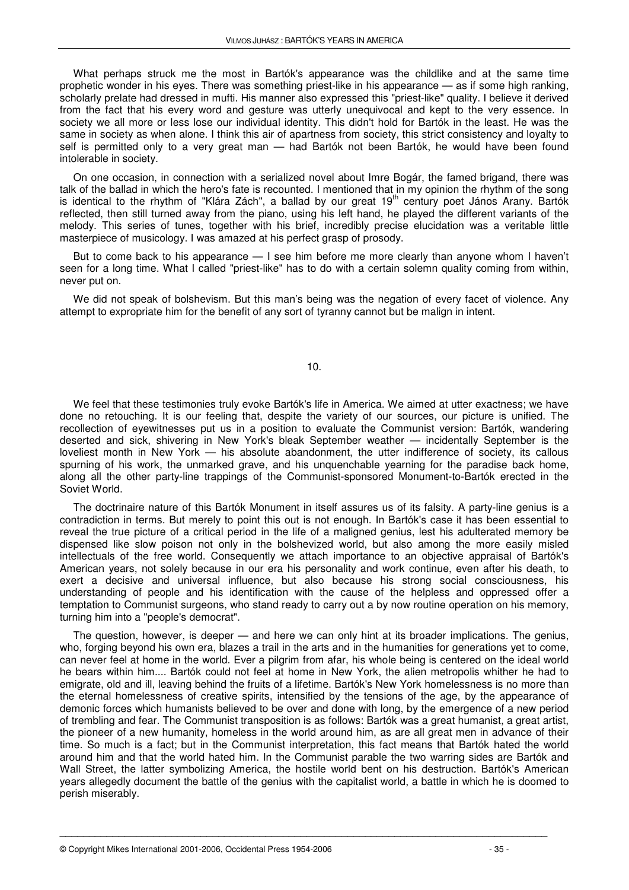What perhaps struck me the most in Bartók's appearance was the childlike and at the same time prophetic wonder in his eyes. There was something priest-like in his appearance — as if some high ranking, scholarly prelate had dressed in mufti. His manner also expressed this "priest-like" quality. I believe it derived from the fact that his every word and gesture was utterly unequivocal and kept to the very essence. In society we all more or less lose our individual identity. This didn't hold for Bartók in the least. He was the same in society as when alone. I think this air of apartness from society, this strict consistency and loyalty to self is permitted only to a very great man — had Bartók not been Bartók, he would have been found intolerable in society.

On one occasion, in connection with a serialized novel about Imre Bogár, the famed brigand, there was talk of the ballad in which the hero's fate is recounted. I mentioned that in my opinion the rhythm of the song is identical to the rhythm of "Klára Zách", a ballad by our great 19th century poet János Arany. Bartók reflected, then still turned away from the piano, using his left hand, he played the different variants of the melody. This series of tunes, together with his brief, incredibly precise elucidation was a veritable little masterpiece of musicology. I was amazed at his perfect grasp of prosody.

But to come back to his appearance — I see him before me more clearly than anyone whom I haven't seen for a long time. What I called "priest-like" has to do with a certain solemn quality coming from within, never put on.

We did not speak of bolshevism. But this man's being was the negation of every facet of violence. Any attempt to expropriate him for the benefit of any sort of tyranny cannot but be malign in intent.

## 10.

We feel that these testimonies truly evoke Bartók's life in America. We aimed at utter exactness; we have done no retouching. It is our feeling that, despite the variety of our sources, our picture is unified. The recollection of eyewitnesses put us in a position to evaluate the Communist version: Bartók, wandering deserted and sick, shivering in New York's bleak September weather — incidentally September is the loveliest month in New York — his absolute abandonment, the utter indifference of society, its callous spurning of his work, the unmarked grave, and his unquenchable yearning for the paradise back home, along all the other party-line trappings of the Communist-sponsored Monument-to-Bartók erected in the Soviet World.

The doctrinaire nature of this Bartók Monument in itself assures us of its falsity. A party-line genius is a contradiction in terms. But merely to point this out is not enough. In Bartók's case it has been essential to reveal the true picture of a critical period in the life of a maligned genius, lest his adulterated memory be dispensed like slow poison not only in the bolshevized world, but also among the more easily misled intellectuals of the free world. Consequently we attach importance to an objective appraisal of Bartók's American years, not solely because in our era his personality and work continue, even after his death, to exert a decisive and universal influence, but also because his strong social consciousness, his understanding of people and his identification with the cause of the helpless and oppressed offer a temptation to Communist surgeons, who stand ready to carry out a by now routine operation on his memory, turning him into a "people's democrat".

The question, however, is deeper — and here we can only hint at its broader implications. The genius, who, forging beyond his own era, blazes a trail in the arts and in the humanities for generations yet to come, can never feel at home in the world. Ever a pilgrim from afar, his whole being is centered on the ideal world he bears within him.... Bartók could not feel at home in New York, the alien metropolis whither he had to emigrate, old and ill, leaving behind the fruits of a lifetime. Bartók's New York homelessness is no more than the eternal homelessness of creative spirits, intensified by the tensions of the age, by the appearance of demonic forces which humanists believed to be over and done with long, by the emergence of a new period of trembling and fear. The Communist transposition is as follows: Bartók was a great humanist, a great artist, the pioneer of a new humanity, homeless in the world around him, as are all great men in advance of their time. So much is a fact; but in the Communist interpretation, this fact means that Bartók hated the world around him and that the world hated him. In the Communist parable the two warring sides are Bartók and Wall Street, the latter symbolizing America, the hostile world bent on his destruction. Bartók's American years allegedly document the battle of the genius with the capitalist world, a battle in which he is doomed to perish miserably.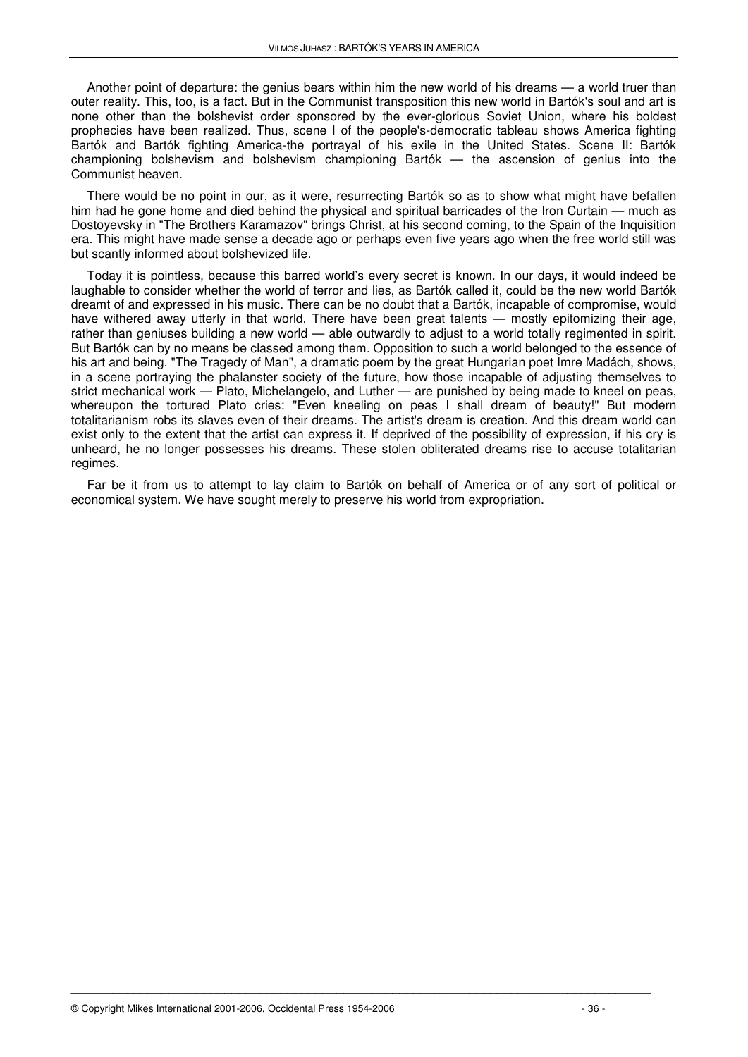Another point of departure: the genius bears within him the new world of his dreams — a world truer than outer reality. This, too, is a fact. But in the Communist transposition this new world in Bartók's soul and art is none other than the bolshevist order sponsored by the ever-glorious Soviet Union, where his boldest prophecies have been realized. Thus, scene I of the people's-democratic tableau shows America fighting Bartók and Bartók fighting America-the portrayal of his exile in the United States. Scene II: Bartók championing bolshevism and bolshevism championing Bartók — the ascension of genius into the Communist heaven.

There would be no point in our, as it were, resurrecting Bartók so as to show what might have befallen him had he gone home and died behind the physical and spiritual barricades of the Iron Curtain — much as Dostoyevsky in "The Brothers Karamazov" brings Christ, at his second coming, to the Spain of the Inquisition era. This might have made sense a decade ago or perhaps even five years ago when the free world still was but scantly informed about bolshevized life.

Today it is pointless, because this barred world's every secret is known. In our days, it would indeed be laughable to consider whether the world of terror and lies, as Bartók called it, could be the new world Bartók dreamt of and expressed in his music. There can be no doubt that a Bartók, incapable of compromise, would have withered away utterly in that world. There have been great talents — mostly epitomizing their age, rather than geniuses building a new world — able outwardly to adjust to a world totally regimented in spirit. But Bartók can by no means be classed among them. Opposition to such a world belonged to the essence of his art and being. "The Tragedy of Man", a dramatic poem by the great Hungarian poet Imre Madách, shows, in a scene portraying the phalanster society of the future, how those incapable of adjusting themselves to strict mechanical work — Plato, Michelangelo, and Luther — are punished by being made to kneel on peas, whereupon the tortured Plato cries: "Even kneeling on peas I shall dream of beauty!" But modern totalitarianism robs its slaves even of their dreams. The artist's dream is creation. And this dream world can exist only to the extent that the artist can express it. If deprived of the possibility of expression, if his cry is unheard, he no longer possesses his dreams. These stolen obliterated dreams rise to accuse totalitarian regimes.

Far be it from us to attempt to lay claim to Bartók on behalf of America or of any sort of political or economical system. We have sought merely to preserve his world from expropriation.